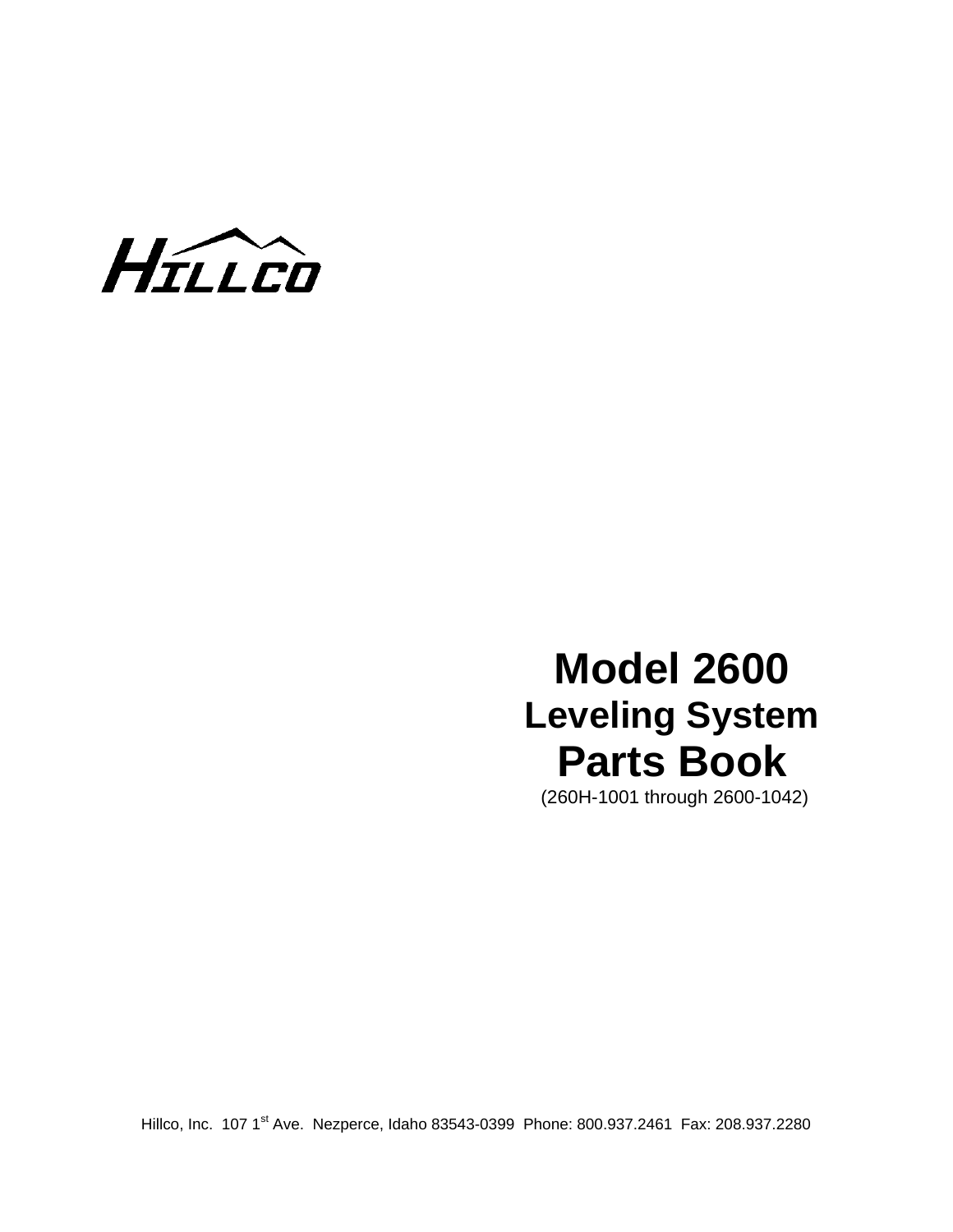HILLCO

# Model 2600

## Leveling System

# Parts Book

(260H-1001 through 2600-1042)

Hillco, Inc. 107 1st Ave. Nezperce, Idaho 83543-0399 Phone: 800.937.2461 Fax: 208.937.2280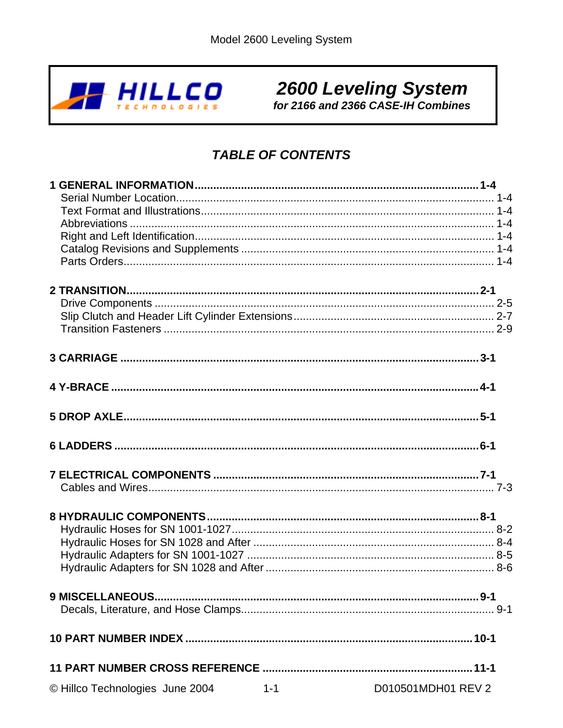HILLCO TECHNOLOGIES

# 2600 Leveling System

***for 2166 and 2366 CASE-IH Combines***

## *TABLE OF CONTENTS*

**1 GENERAL INFORMATION....................1-4**
- Serial Number Location.................... 1-4
- Text Format and Illustrations.................... 1-4
- Abbreviations.................... 1-4
- Right and Left Identification.................... 1-4
- Catalog Revisions and Supplements.................... 1-4
- Parts Orders.................... 1-4

**2 TRANSITION....................2-1**
- Drive Components.................... 2-5
- Slip Clutch and Header Lift Cylinder Extensions.................... 2-7
- Transition Fasteners.................... 2-9

**3 CARRIAGE....................3-1**

**4 Y-BRACE....................4-1**

**5 DROP AXLE....................5-1**

**6 LADDERS....................6-1**

**7 ELECTRICAL COMPONENTS....................7-1**
- Cables and Wires.................... 7-3

**8 HYDRAULIC COMPONENTS....................8-1**
- Hydraulic Hoses for SN 1001-1027.................... 8-2
- Hydraulic Hoses for SN 1028 and After.................... 8-4
- Hydraulic Adapters for SN 1001-1027.................... 8-5
- Hydraulic Adapters for SN 1028 and After.................... 8-6

**9 MISCELLANEOUS....................9-1**
- Decals, Literature, and Hose Clamps.................... 9-1

**10 PART NUMBER INDEX....................10-1**

**11 PART NUMBER CROSS REFERENCE....................11-1**

© Hillco Technologies June 2004 D010501MDH01 REV 2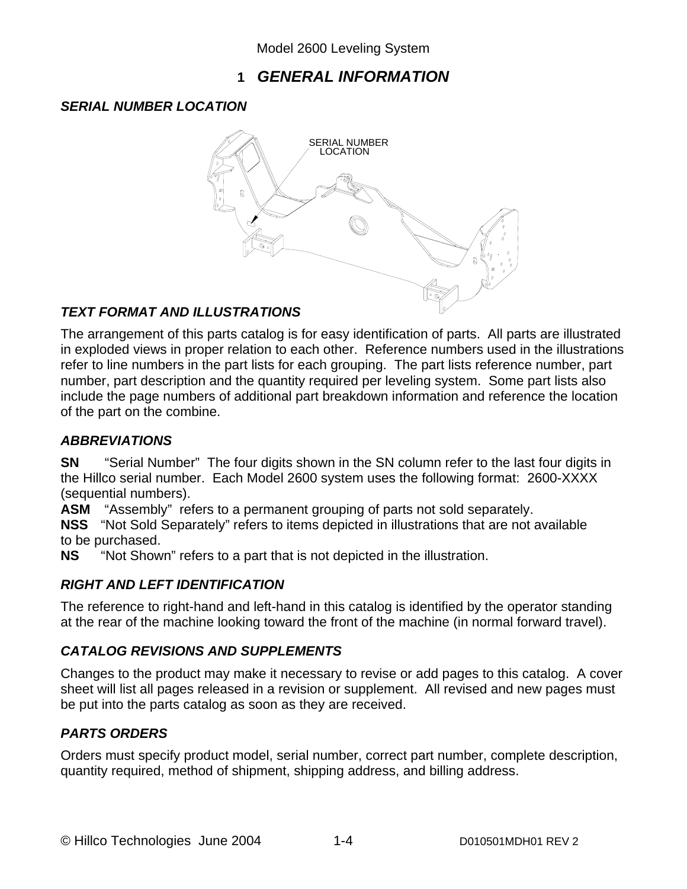# 1 GENERAL INFORMATION

### SERIAL NUMBER LOCATION

SERIAL NUMBER LOCATION

### TEXT FORMAT AND ILLUSTRATIONS

The arrangement of this parts catalog is for easy identification of parts. All parts are illustrated in exploded views in proper relation to each other. Reference numbers used in the illustrations refer to line numbers in the part lists for each grouping. The part lists reference number, part number, part description and the quantity required per leveling system. Some part lists also include the page numbers of additional part breakdown information and reference the location of the part on the combine.

### ABBREVIATIONS

**SN** "Serial Number" The four digits shown in the SN column refer to the last four digits in the Hillco serial number. Each Model 2600 system uses the following format: 2600-XXXX (sequential numbers).
**ASM** "Assembly" refers to a permanent grouping of parts not sold separately.
**NSS** "Not Sold Separately" refers to items depicted in illustrations that are not available to be purchased.
**NS** "Not Shown" refers to a part that is not depicted in the illustration.

### RIGHT AND LEFT IDENTIFICATION

The reference to right-hand and left-hand in this catalog is identified by the operator standing at the rear of the machine looking toward the front of the machine (in normal forward travel).

### CATALOG REVISIONS AND SUPPLEMENTS

Changes to the product may make it necessary to revise or add pages to this catalog. A cover sheet will list all pages released in a revision or supplement. All revised and new pages must be put into the parts catalog as soon as they are received.

### PARTS ORDERS

Orders must specify product model, serial number, correct part number, complete description, quantity required, method of shipment, shipping address, and billing address.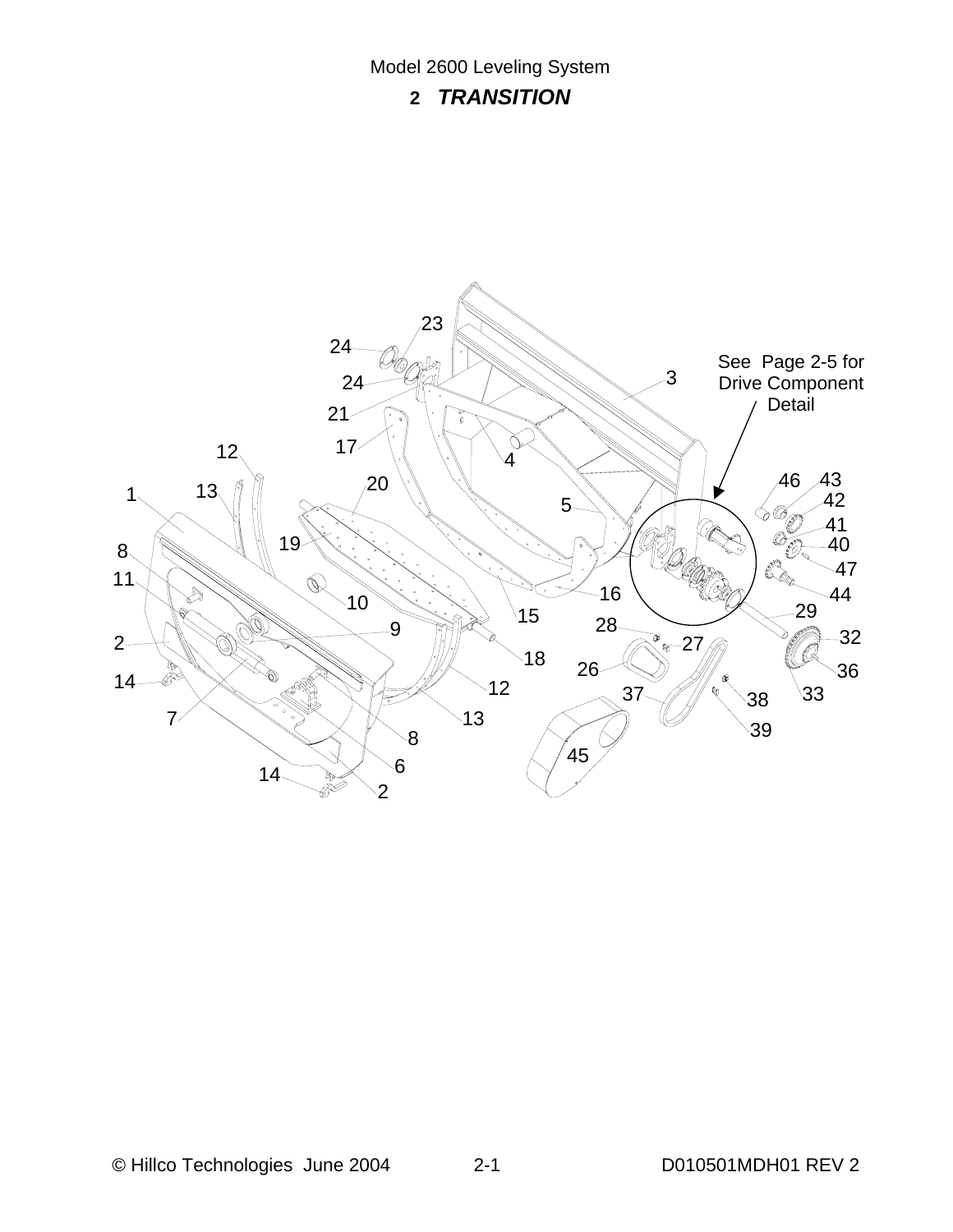## 2 *TRANSITION*

See Page 2-5 for Drive Component Detail

1
2
3
4
5
6
7
8
9
10
11
12
13
14
15
16
17
18
19
20
21
23
24
26
27
28
29
32
33
36
37
38
39
40
41
42
43
44
45
46
47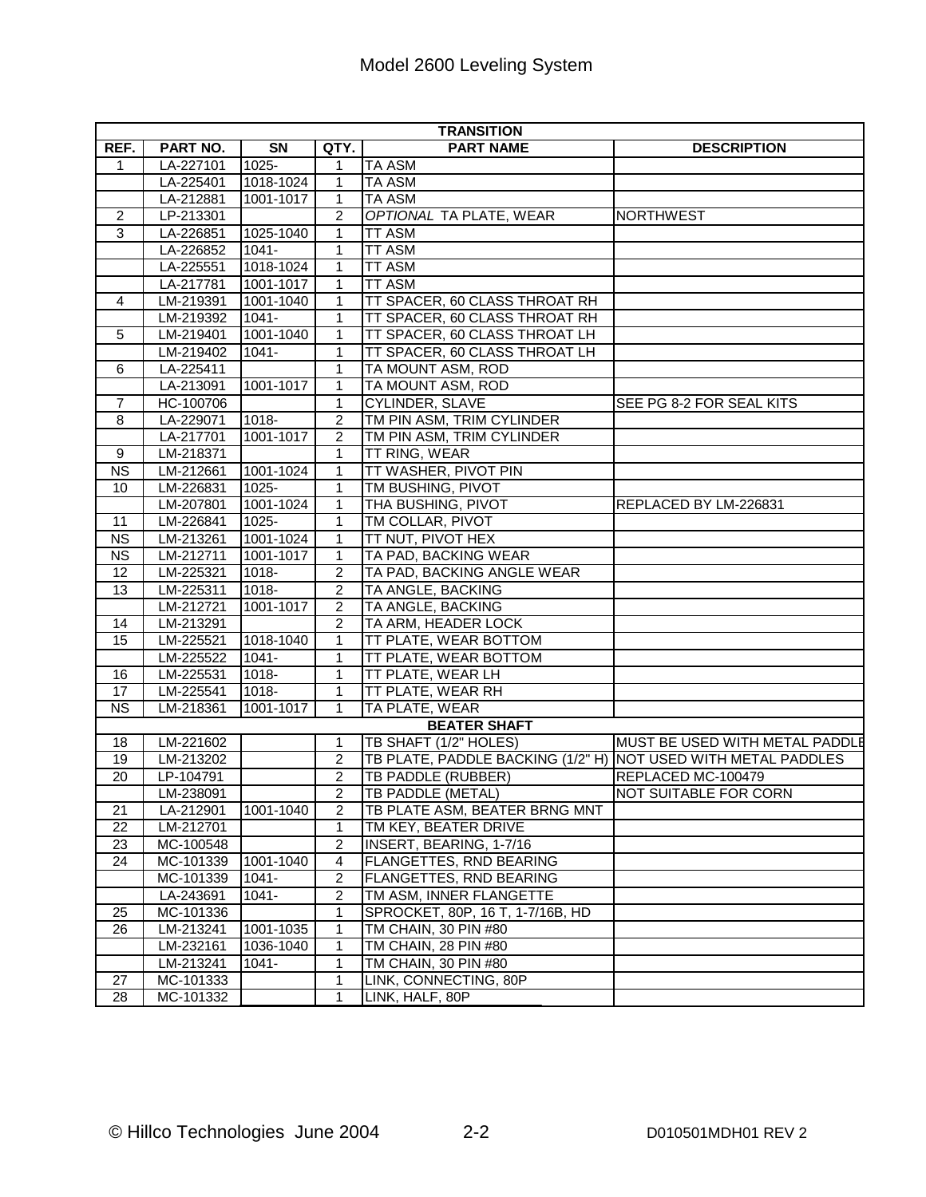# Model 2600 Leveling System

| REF. | PART NO. | SN | QTY. | PART NAME | DESCRIPTION |
|---|---|---|---|---|---|
| | | | | **TRANSITION** | |
| 1 | LA-227101 | 1025- | 1 | TA ASM | |
| | LA-225401 | 1018-1024 | 1 | TA ASM | |
| | LA-212881 | 1001-1017 | 1 | TA ASM | |
| 2 | LP-213301 | | 2 | *OPTIONAL* TA PLATE, WEAR | NORTHWEST |
| 3 | LA-226851 | 1025-1040 | 1 | TT ASM | |
| | LA-226852 | 1041- | 1 | TT ASM | |
| | LA-225551 | 1018-1024 | 1 | TT ASM | |
| | LA-217781 | 1001-1017 | 1 | TT ASM | |
| 4 | LM-219391 | 1001-1040 | 1 | TT SPACER, 60 CLASS THROAT RH | |
| | LM-219392 | 1041- | 1 | TT SPACER, 60 CLASS THROAT RH | |
| 5 | LM-219401 | 1001-1040 | 1 | TT SPACER, 60 CLASS THROAT LH | |
| | LM-219402 | 1041- | 1 | TT SPACER, 60 CLASS THROAT LH | |
| 6 | LA-225411 | | 1 | TA MOUNT ASM, ROD | |
| | LA-213091 | 1001-1017 | 1 | TA MOUNT ASM, ROD | |
| 7 | HC-100706 | | 1 | CYLINDER, SLAVE | SEE PG 8-2 FOR SEAL KITS |
| 8 | LA-229071 | 1018- | 2 | TM PIN ASM, TRIM CYLINDER | |
| | LA-217701 | 1001-1017 | 2 | TM PIN ASM, TRIM CYLINDER | |
| 9 | LM-218371 | | 1 | TT RING, WEAR | |
| NS | LM-212661 | 1001-1024 | 1 | TT WASHER, PIVOT PIN | |
| 10 | LM-226831 | 1025- | 1 | TM BUSHING, PIVOT | |
| | LM-207801 | 1001-1024 | 1 | THA BUSHING, PIVOT | REPLACED BY LM-226831 |
| 11 | LM-226841 | 1025- | 1 | TM COLLAR, PIVOT | |
| NS | LM-213261 | 1001-1024 | 1 | TT NUT, PIVOT HEX | |
| NS | LM-212711 | 1001-1017 | 1 | TA PAD, BACKING WEAR | |
| 12 | LM-225321 | 1018- | 2 | TA PAD, BACKING ANGLE WEAR | |
| 13 | LM-225311 | 1018- | 2 | TA ANGLE, BACKING | |
| | LM-212721 | 1001-1017 | 2 | TA ANGLE, BACKING | |
| 14 | LM-213291 | | 2 | TA ARM, HEADER LOCK | |
| 15 | LM-225521 | 1018-1040 | 1 | TT PLATE, WEAR BOTTOM | |
| | LM-225522 | 1041- | 1 | TT PLATE, WEAR BOTTOM | |
| 16 | LM-225531 | 1018- | 1 | TT PLATE, WEAR LH | |
| 17 | LM-225541 | 1018- | 1 | TT PLATE, WEAR RH | |
| NS | LM-218361 | 1001-1017 | 1 | TA PLATE, WEAR | |
| | | | | **BEATER SHAFT** | |
| 18 | LM-221602 | | 1 | TB SHAFT (1/2" HOLES) | MUST BE USED WITH METAL PADDLE |
| 19 | LM-213202 | | 2 | TB PLATE, PADDLE BACKING (1/2" H) | NOT USED WITH METAL PADDLES |
| 20 | LP-104791 | | 2 | TB PADDLE (RUBBER) | REPLACED MC-100479 |
| | LM-238091 | | 2 | TB PADDLE (METAL) | NOT SUITABLE FOR CORN |
| 21 | LA-212901 | 1001-1040 | 2 | TB PLATE ASM, BEATER BRNG MNT | |
| 22 | LM-212701 | | 1 | TM KEY, BEATER DRIVE | |
| 23 | MC-100548 | | 2 | INSERT, BEARING, 1-7/16 | |
| 24 | MC-101339 | 1001-1040 | 4 | FLANGETTES, RND BEARING | |
| | MC-101339 | 1041- | 2 | FLANGETTES, RND BEARING | |
| | LA-243691 | 1041- | 2 | TM ASM, INNER FLANGETTE | |
| 25 | MC-101336 | | 1 | SPROCKET, 80P, 16 T, 1-7/16B, HD | |
| 26 | LM-213241 | 1001-1035 | 1 | TM CHAIN, 30 PIN #80 | |
| | LM-232161 | 1036-1040 | 1 | TM CHAIN, 28 PIN #80 | |
| | LM-213241 | 1041- | 1 | TM CHAIN, 30 PIN #80 | |
| 27 | MC-101333 | | 1 | LINK, CONNECTING, 80P | |
| 28 | MC-101332 | | 1 | LINK, HALF, 80P | |

© Hillco Technologies June 2004 2-2 D010501MDH01 REV 2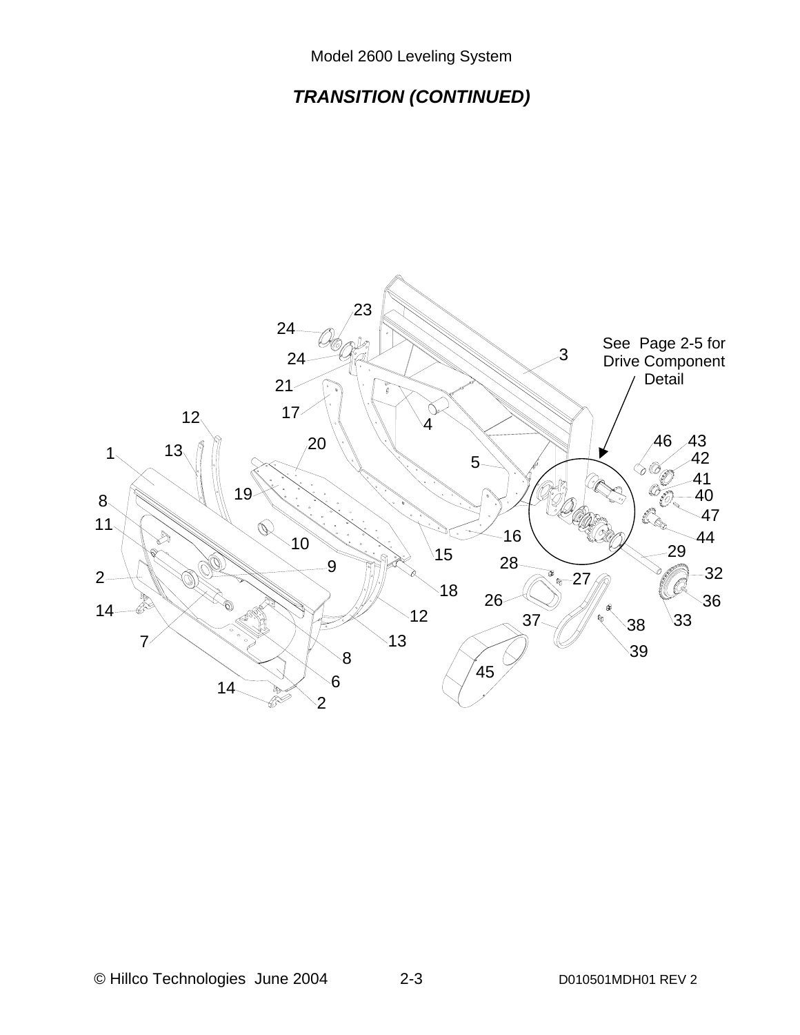## *TRANSITION (CONTINUED)*

See Page 2-5 for Drive Component Detail

1
2
3
4
5
6
7
8
9
10
11
12
13
14
15
16
17
18
19
20
21
23
24
26
27
28
29
32
33
36
37
38
39
40
41
42
43
44
45
46
47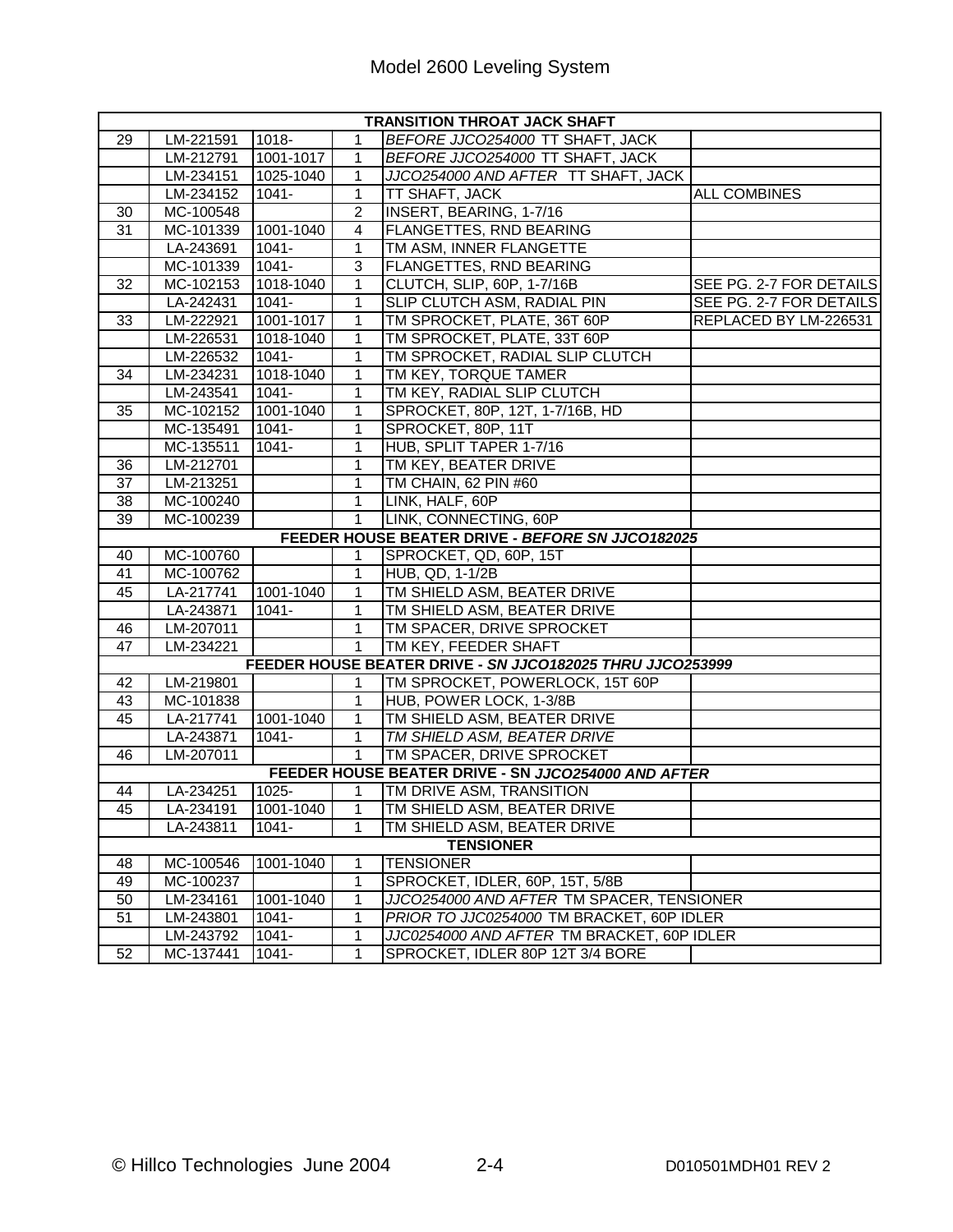| | | | | | |
|---|---|---|---|---|---|
| **TRANSITION THROAT JACK SHAFT** | | | | | |
| 29 | LM-221591 | 1018- | 1 | *BEFORE JJCO254000* TT SHAFT, JACK | |
| | LM-212791 | 1001-1017 | 1 | *BEFORE JJCO254000* TT SHAFT, JACK | |
| | LM-234151 | 1025-1040 | 1 | *JJCO254000 AND AFTER* TT SHAFT, JACK | |
| | LM-234152 | 1041- | 1 | TT SHAFT, JACK | ALL COMBINES |
| 30 | MC-100548 | | 2 | INSERT, BEARING, 1-7/16 | |
| 31 | MC-101339 | 1001-1040 | 4 | FLANGETTES, RND BEARING | |
| | LA-243691 | 1041- | 1 | TM ASM, INNER FLANGETTE | |
| | MC-101339 | 1041- | 3 | FLANGETTES, RND BEARING | |
| 32 | MC-102153 | 1018-1040 | 1 | CLUTCH, SLIP, 60P, 1-7/16B | SEE PG. 2-7 FOR DETAILS |
| | LA-242431 | 1041- | 1 | SLIP CLUTCH ASM, RADIAL PIN | SEE PG. 2-7 FOR DETAILS |
| 33 | LM-222921 | 1001-1017 | 1 | TM SPROCKET, PLATE, 36T 60P | REPLACED BY LM-226531 |
| | LM-226531 | 1018-1040 | 1 | TM SPROCKET, PLATE, 33T 60P | |
| | LM-226532 | 1041- | 1 | TM SPROCKET, RADIAL SLIP CLUTCH | |
| 34 | LM-234231 | 1018-1040 | 1 | TM KEY, TORQUE TAMER | |
| | LM-243541 | 1041- | 1 | TM KEY, RADIAL SLIP CLUTCH | |
| 35 | MC-102152 | 1001-1040 | 1 | SPROCKET, 80P, 12T, 1-7/16B, HD | |
| | MC-135491 | 1041- | 1 | SPROCKET, 80P, 11T | |
| | MC-135511 | 1041- | 1 | HUB, SPLIT TAPER 1-7/16 | |
| 36 | LM-212701 | | 1 | TM KEY, BEATER DRIVE | |
| 37 | LM-213251 | | 1 | TM CHAIN, 62 PIN #60 | |
| 38 | MC-100240 | | 1 | LINK, HALF, 60P | |
| 39 | MC-100239 | | 1 | LINK, CONNECTING, 60P | |
| **FEEDER HOUSE BEATER DRIVE - *BEFORE SN JJCO182025*** | | | | | |
| 40 | MC-100760 | | 1 | SPROCKET, QD, 60P, 15T | |
| 41 | MC-100762 | | 1 | HUB, QD, 1-1/2B | |
| 45 | LA-217741 | 1001-1040 | 1 | TM SHIELD ASM, BEATER DRIVE | |
| | LA-243871 | 1041- | 1 | TM SHIELD ASM, BEATER DRIVE | |
| 46 | LM-207011 | | 1 | TM SPACER, DRIVE SPROCKET | |
| 47 | LM-234221 | | 1 | TM KEY, FEEDER SHAFT | |
| **FEEDER HOUSE BEATER DRIVE - *SN JJCO182025 THRU JJCO253999*** | | | | | |
| 42 | LM-219801 | | 1 | TM SPROCKET, POWERLOCK, 15T 60P | |
| 43 | MC-101838 | | 1 | HUB, POWER LOCK, 1-3/8B | |
| 45 | LA-217741 | 1001-1040 | 1 | TM SHIELD ASM, BEATER DRIVE | |
| | LA-243871 | 1041- | 1 | *TM SHIELD ASM, BEATER DRIVE* | |
| 46 | LM-207011 | | 1 | TM SPACER, DRIVE SPROCKET | |
| **FEEDER HOUSE BEATER DRIVE - SN *JJCO254000 AND AFTER*** | | | | | |
| 44 | LA-234251 | 1025- | 1 | TM DRIVE ASM, TRANSITION | |
| 45 | LA-234191 | 1001-1040 | 1 | TM SHIELD ASM, BEATER DRIVE | |
| | LA-243811 | 1041- | 1 | TM SHIELD ASM, BEATER DRIVE | |
| **TENSIONER** | | | | | |
| 48 | MC-100546 | 1001-1040 | 1 | TENSIONER | |
| 49 | MC-100237 | | 1 | SPROCKET, IDLER, 60P, 15T, 5/8B | |
| 50 | LM-234161 | 1001-1040 | 1 | *JJCO254000 AND AFTER* TM SPACER, TENSIONER | |
| 51 | LM-243801 | 1041- | 1 | *PRIOR TO JJC0254000* TM BRACKET, 60P IDLER | |
| | LM-243792 | 1041- | 1 | *JJC0254000 AND AFTER* TM BRACKET, 60P IDLER | |
| 52 | MC-137441 | 1041- | 1 | SPROCKET, IDLER 80P 12T 3/4 BORE | |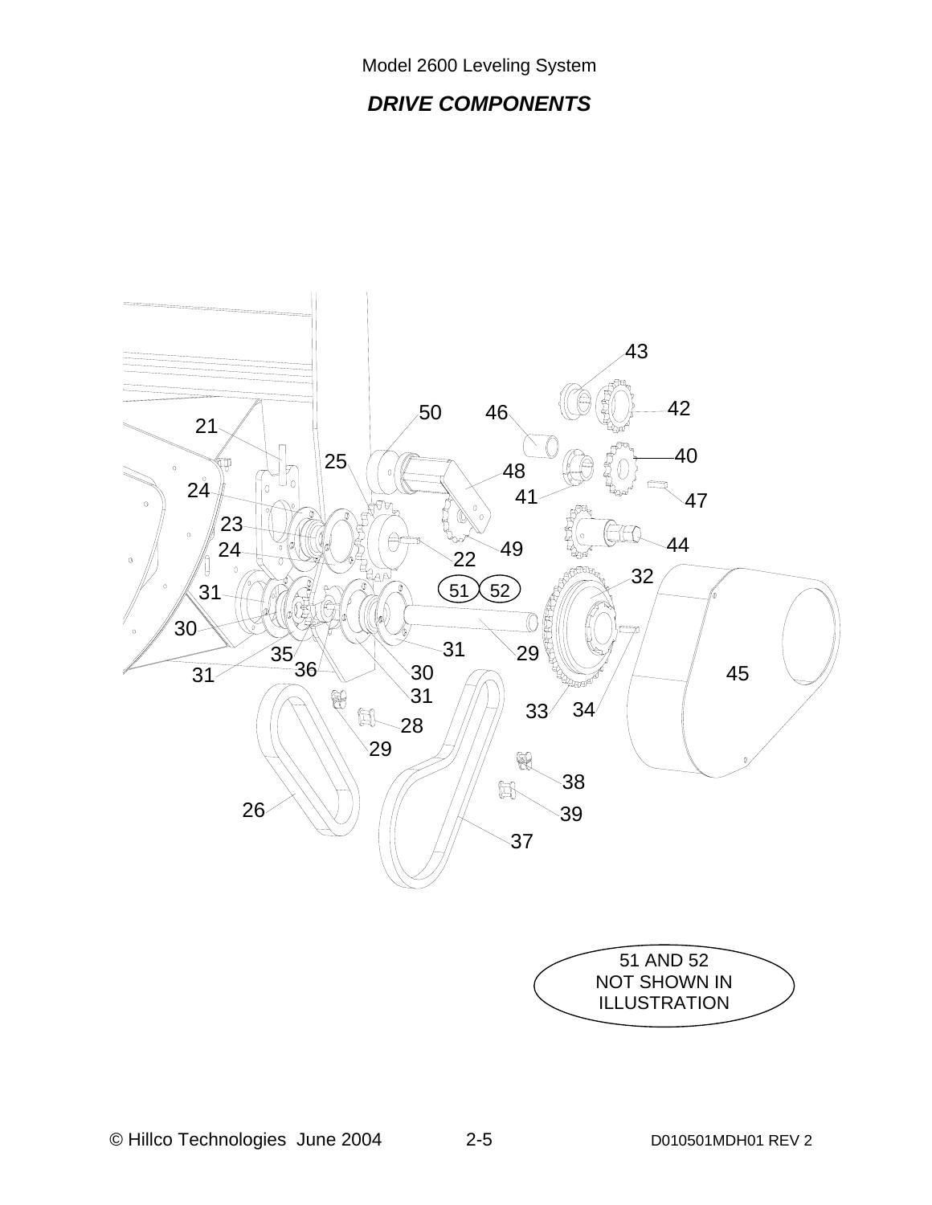## *DRIVE COMPONENTS*

43

42

50

46

21

40

25

48

24

41

47

23

44

24

49

22

32

31

51

52

30

31

29

35

36

30

45

31

31

33

34

28

29

38

26

39

37

51 AND 52
NOT SHOWN IN
ILLUSTRATION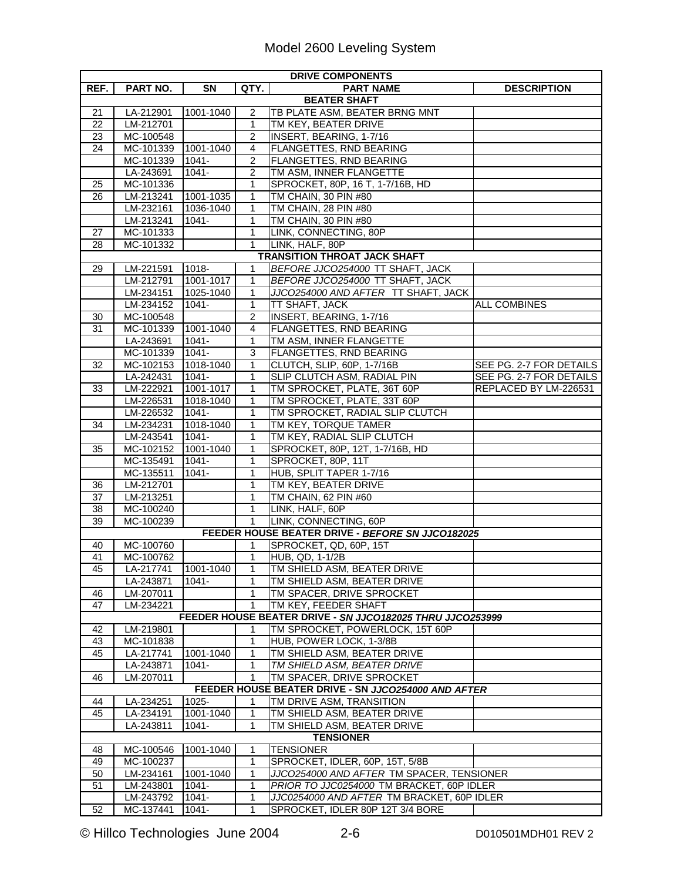# Model 2600 Leveling System

| DRIVE COMPONENTS | | | | | |
|---|---|---|---|---|---|
| **REF.** | **PART NO.** | **SN** | **QTY.** | **PART NAME** | **DESCRIPTION** |
| | | | | **BEATER SHAFT** | |
| 21 | LA-212901 | 1001-1040 | 2 | TB PLATE ASM, BEATER BRNG MNT | |
| 22 | LM-212701 | | 1 | TM KEY, BEATER DRIVE | |
| 23 | MC-100548 | | 2 | INSERT, BEARING, 1-7/16 | |
| 24 | MC-101339 | 1001-1040 | 4 | FLANGETTES, RND BEARING | |
| | MC-101339 | 1041- | 2 | FLANGETTES, RND BEARING | |
| | LA-243691 | 1041- | 2 | TM ASM, INNER FLANGETTE | |
| 25 | MC-101336 | | 1 | SPROCKET, 80P, 16 T, 1-7/16B, HD | |
| 26 | LM-213241 | 1001-1035 | 1 | TM CHAIN, 30 PIN #80 | |
| | LM-232161 | 1036-1040 | 1 | TM CHAIN, 28 PIN #80 | |
| | LM-213241 | 1041- | 1 | TM CHAIN, 30 PIN #80 | |
| 27 | MC-101333 | | 1 | LINK, CONNECTING, 80P | |
| 28 | MC-101332 | | 1 | LINK, HALF, 80P | |
| | | | | **TRANSITION THROAT JACK SHAFT** | |
| 29 | LM-221591 | 1018- | 1 | *BEFORE JJCO254000* TT SHAFT, JACK | |
| | LM-212791 | 1001-1017 | 1 | *BEFORE JJCO254000* TT SHAFT, JACK | |
| | LM-234151 | 1025-1040 | 1 | *JJCO254000 AND AFTER* TT SHAFT, JACK | |
| | LM-234152 | 1041- | 1 | TT SHAFT, JACK | ALL COMBINES |
| 30 | MC-100548 | | 2 | INSERT, BEARING, 1-7/16 | |
| 31 | MC-101339 | 1001-1040 | 4 | FLANGETTES, RND BEARING | |
| | LA-243691 | 1041- | 1 | TM ASM, INNER FLANGETTE | |
| | MC-101339 | 1041- | 3 | FLANGETTES, RND BEARING | |
| 32 | MC-102153 | 1018-1040 | 1 | CLUTCH, SLIP, 60P, 1-7/16B | SEE PG. 2-7 FOR DETAILS |
| | LA-242431 | 1041- | 1 | SLIP CLUTCH ASM, RADIAL PIN | SEE PG. 2-7 FOR DETAILS |
| 33 | LM-222921 | 1001-1017 | 1 | TM SPROCKET, PLATE, 36T 60P | REPLACED BY LM-226531 |
| | LM-226531 | 1018-1040 | 1 | TM SPROCKET, PLATE, 33T 60P | |
| | LM-226532 | 1041- | 1 | TM SPROCKET, RADIAL SLIP CLUTCH | |
| 34 | LM-234231 | 1018-1040 | 1 | TM KEY, TORQUE TAMER | |
| | LM-243541 | 1041- | 1 | TM KEY, RADIAL SLIP CLUTCH | |
| 35 | MC-102152 | 1001-1040 | 1 | SPROCKET, 80P, 12T, 1-7/16B, HD | |
| | MC-135491 | 1041- | 1 | SPROCKET, 80P, 11T | |
| | MC-135511 | 1041- | 1 | HUB, SPLIT TAPER 1-7/16 | |
| 36 | LM-212701 | | 1 | TM KEY, BEATER DRIVE | |
| 37 | LM-213251 | | 1 | TM CHAIN, 62 PIN #60 | |
| 38 | MC-100240 | | 1 | LINK, HALF, 60P | |
| 39 | MC-100239 | | 1 | LINK, CONNECTING, 60P | |
| | | | | **FEEDER HOUSE BEATER DRIVE - *BEFORE SN JJCO182025*** | |
| 40 | MC-100760 | | 1 | SPROCKET, QD, 60P, 15T | |
| 41 | MC-100762 | | 1 | HUB, QD, 1-1/2B | |
| 45 | LA-217741 | 1001-1040 | 1 | TM SHIELD ASM, BEATER DRIVE | |
| | LA-243871 | 1041- | 1 | TM SHIELD ASM, BEATER DRIVE | |
| 46 | LM-207011 | | 1 | TM SPACER, DRIVE SPROCKET | |
| 47 | LM-234221 | | 1 | TM KEY, FEEDER SHAFT | |
| | | | | **FEEDER HOUSE BEATER DRIVE - SN *JJCO182025 THRU JJCO253999*** | |
| 42 | LM-219801 | | 1 | TM SPROCKET, POWERLOCK, 15T 60P | |
| 43 | MC-101838 | | 1 | HUB, POWER LOCK, 1-3/8B | |
| 45 | LA-217741 | 1001-1040 | 1 | TM SHIELD ASM, BEATER DRIVE | |
| | LA-243871 | 1041- | 1 | *TM SHIELD ASM, BEATER DRIVE* | |
| 46 | LM-207011 | | 1 | TM SPACER, DRIVE SPROCKET | |
| | | | | **FEEDER HOUSE BEATER DRIVE - SN *JJCO254000 AND AFTER*** | |
| 44 | LA-234251 | 1025- | 1 | TM DRIVE ASM, TRANSITION | |
| 45 | LA-234191 | 1001-1040 | 1 | TM SHIELD ASM, BEATER DRIVE | |
| | LA-243811 | 1041- | 1 | TM SHIELD ASM, BEATER DRIVE | |
| | | | | **TENSIONER** | |
| 48 | MC-100546 | 1001-1040 | 1 | TENSIONER | |
| 49 | MC-100237 | | 1 | SPROCKET, IDLER, 60P, 15T, 5/8B | |
| 50 | LM-234161 | 1001-1040 | 1 | *JJCO254000 AND AFTER* TM SPACER, TENSIONER | |
| 51 | LM-243801 | 1041- | 1 | *PRIOR TO JJC0254000* TM BRACKET, 60P IDLER | |
| | LM-243792 | 1041- | 1 | *JJC0254000 AND AFTER* TM BRACKET, 60P IDLER | |
| 52 | MC-137441 | 1041- | 1 | SPROCKET, IDLER 80P 12T 3/4 BORE | |

© Hillco Technologies June 2004 D010501MDH01 REV 2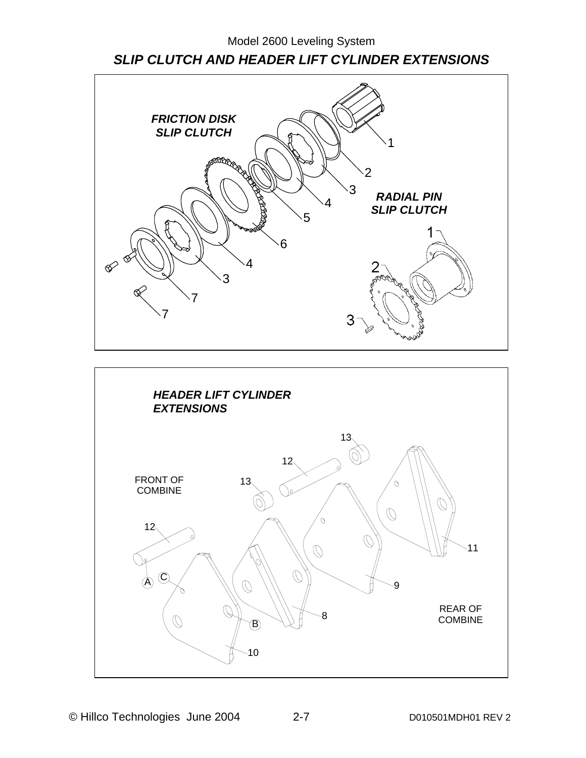## SLIP CLUTCH AND HEADER LIFT CYLINDER EXTENSIONS

***FRICTION DISK SLIP CLUTCH***

1
2
3
4
5
6
4
3
7
7

***RADIAL PIN SLIP CLUTCH***

1
2
3

***HEADER LIFT CYLINDER EXTENSIONS***

FRONT OF COMBINE

13
12
13
12
A
C
B
10
8
9
11

REAR OF COMBINE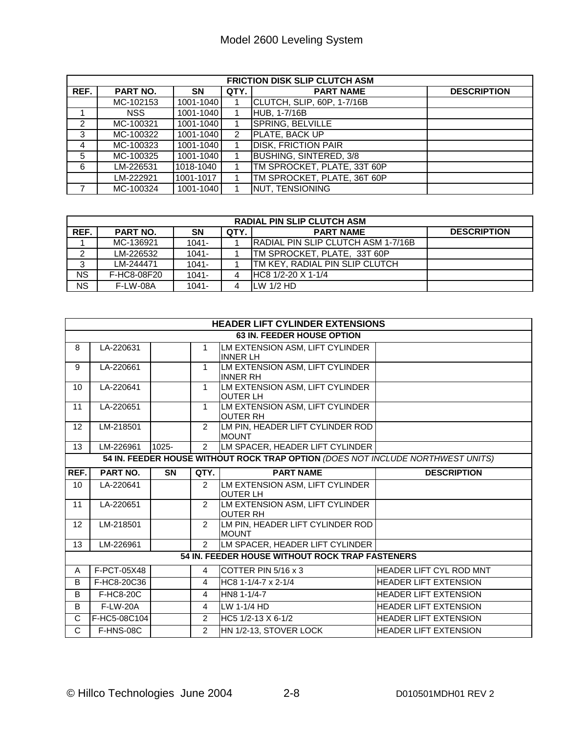| FRICTION DISK SLIP CLUTCH ASM | | | | | |
|---|---|---|---|---|---|
| REF. | PART NO. | SN | QTY. | PART NAME | DESCRIPTION |
| | MC-102153 | 1001-1040 | 1 | CLUTCH, SLIP, 60P, 1-7/16B | |
| 1 | NSS | 1001-1040 | 1 | HUB, 1-7/16B | |
| 2 | MC-100321 | 1001-1040 | 1 | SPRING, BELVILLE | |
| 3 | MC-100322 | 1001-1040 | 2 | PLATE, BACK UP | |
| 4 | MC-100323 | 1001-1040 | 1 | DISK, FRICTION PAIR | |
| 5 | MC-100325 | 1001-1040 | 1 | BUSHING, SINTERED, 3/8 | |
| 6 | LM-226531 | 1018-1040 | 1 | TM SPROCKET, PLATE, 33T 60P | |
| | LM-222921 | 1001-1017 | 1 | TM SPROCKET, PLATE, 36T 60P | |
| 7 | MC-100324 | 1001-1040 | 1 | NUT, TENSIONING | |

| RADIAL PIN SLIP CLUTCH ASM | | | | | |
|---|---|---|---|---|---|
| REF. | PART NO. | SN | QTY. | PART NAME | DESCRIPTION |
| 1 | MC-136921 | 1041- | 1 | RADIAL PIN SLIP CLUTCH ASM 1-7/16B | |
| 2 | LM-226532 | 1041- | 1 | TM SPROCKET, PLATE, 33T 60P | |
| 3 | LM-244471 | 1041- | 1 | TM KEY, RADIAL PIN SLIP CLUTCH | |
| NS | F-HC8-08F20 | 1041- | 4 | HC8 1/2-20 X 1-1/4 | |
| NS | F-LW-08A | 1041- | 4 | LW 1/2 HD | |

| HEADER LIFT CYLINDER EXTENSIONS | | | | | |
|---|---|---|---|---|---|
| 63 IN. FEEDER HOUSE OPTION | | | | | |
| 8 | LA-220631 | | 1 | LM EXTENSION ASM, LIFT CYLINDER INNER LH | |
| 9 | LA-220661 | | 1 | LM EXTENSION ASM, LIFT CYLINDER INNER RH | |
| 10 | LA-220641 | | 1 | LM EXTENSION ASM, LIFT CYLINDER OUTER LH | |
| 11 | LA-220651 | | 1 | LM EXTENSION ASM, LIFT CYLINDER OUTER RH | |
| 12 | LM-218501 | | 2 | LM PIN, HEADER LIFT CYLINDER ROD MOUNT | |
| 13 | LM-226961 | 1025- | 2 | LM SPACER, HEADER LIFT CYLINDER | |
| 54 IN. FEEDER HOUSE WITHOUT ROCK TRAP OPTION *(DOES NOT INCLUDE NORTHWEST UNITS)* | | | | | |
| REF. | PART NO. | SN | QTY. | PART NAME | DESCRIPTION |
| 10 | LA-220641 | | 2 | LM EXTENSION ASM, LIFT CYLINDER OUTER LH | |
| 11 | LA-220651 | | 2 | LM EXTENSION ASM, LIFT CYLINDER OUTER RH | |
| 12 | LM-218501 | | 2 | LM PIN, HEADER LIFT CYLINDER ROD MOUNT | |
| 13 | LM-226961 | | 2 | LM SPACER, HEADER LIFT CYLINDER | |
| 54 IN. FEEDER HOUSE WITHOUT ROCK TRAP FASTENERS | | | | | |
| A | F-PCT-05X48 | | 4 | COTTER PIN 5/16 x 3 | HEADER LIFT CYL ROD MNT |
| B | F-HC8-20C36 | | 4 | HC8 1-1/4-7 x 2-1/4 | HEADER LIFT EXTENSION |
| B | F-HC8-20C | | 4 | HN8 1-1/4-7 | HEADER LIFT EXTENSION |
| B | F-LW-20A | | 4 | LW 1-1/4 HD | HEADER LIFT EXTENSION |
| C | F-HC5-08C104 | | 2 | HC5 1/2-13 X 6-1/2 | HEADER LIFT EXTENSION |
| C | F-HNS-08C | | 2 | HN 1/2-13, STOVER LOCK | HEADER LIFT EXTENSION |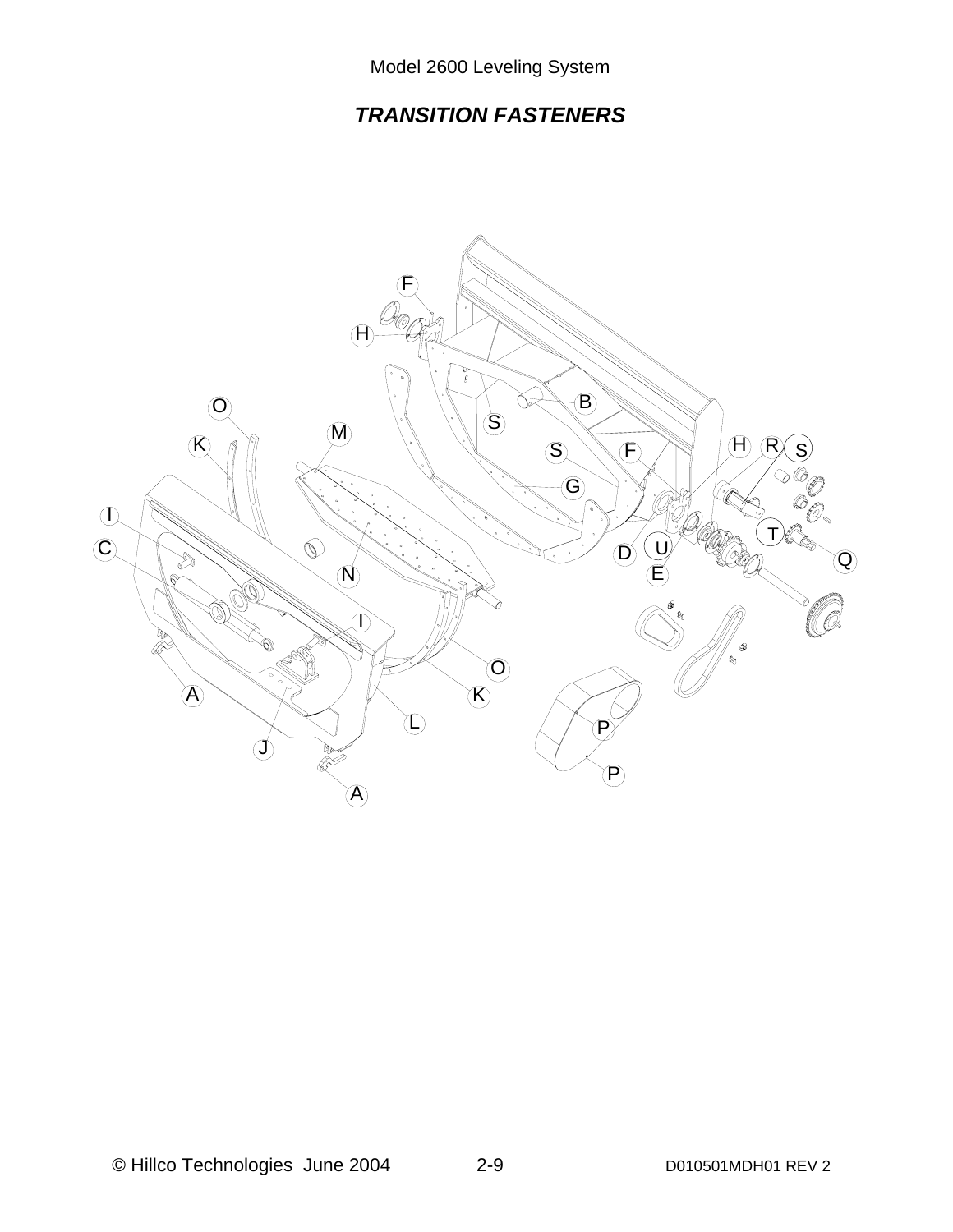## *TRANSITION FASTENERS*

F
H
B
O
S
M
K
S
F
H
R
S
G
I
C
D
U
T
Q
E
N
I
O
A
K
L
P
J
P
A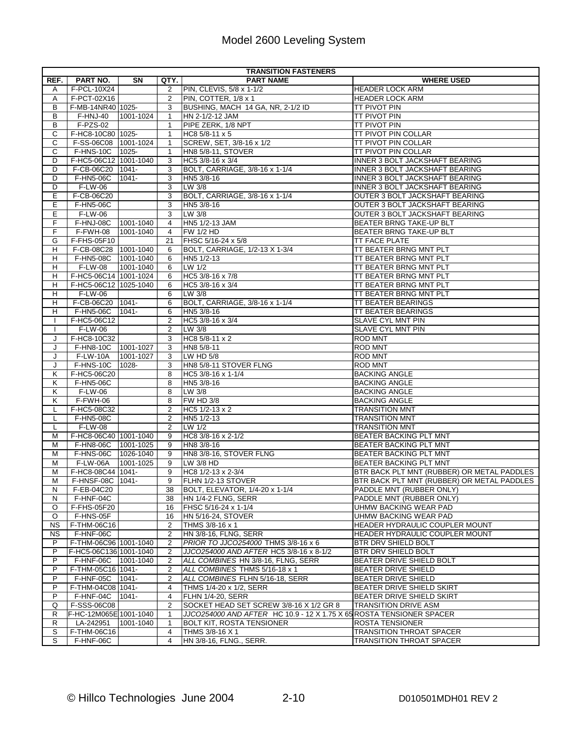# Model 2600 Leveling System

| TRANSITION FASTENERS | | | | | |
|---|---|---|---|---|---|
| REF. | PART NO. | SN | QTY. | PART NAME | WHERE USED |
| A | F-PCL-10X24 | | 2 | PIN, CLEVIS, 5/8 x 1-1/2 | HEADER LOCK ARM |
| A | F-PCT-02X16 | | 2 | PIN, COTTER, 1/8 x 1 | HEADER LOCK ARM |
| B | F-MB-14NR40 | 1025- | 3 | BUSHING, MACH 14 GA, NR, 2-1/2 ID | TT PIVOT PIN |
| B | F-HNJ-40 | 1001-1024 | 1 | HN 2-1/2-12 JAM | TT PIVOT PIN |
| B | F-PZS-02 | | 1 | PIPE ZERK, 1/8 NPT | TT PIVOT PIN |
| C | F-HC8-10C80 | 1025- | 1 | HC8 5/8-11 x 5 | TT PIVOT PIN COLLAR |
| C | F-SS-06C08 | 1001-1024 | 1 | SCREW, SET, 3/8-16 x 1/2 | TT PIVOT PIN COLLAR |
| C | F-HNS-10C | 1025- | 1 | HN8 5/8-11, STOVER | TT PIVOT PIN COLLAR |
| D | F-HC5-06C12 | 1001-1040 | 3 | HC5 3/8-16 x 3/4 | INNER 3 BOLT JACKSHAFT BEARING |
| D | F-CB-06C20 | 1041- | 3 | BOLT, CARRIAGE, 3/8-16 x 1-1/4 | INNER 3 BOLT JACKSHAFT BEARING |
| D | F-HN5-06C | 1041- | 3 | HN5 3/8-16 | INNER 3 BOLT JACKSHAFT BEARING |
| D | F-LW-06 | | 3 | LW 3/8 | INNER 3 BOLT JACKSHAFT BEARING |
| E | F-CB-06C20 | | 3 | BOLT, CARRIAGE, 3/8-16 x 1-1/4 | OUTER 3 BOLT JACKSHAFT BEARING |
| E | F-HN5-06C | | 3 | HN5 3/8-16 | OUTER 3 BOLT JACKSHAFT BEARING |
| E | F-LW-06 | | 3 | LW 3/8 | OUTER 3 BOLT JACKSHAFT BEARING |
| F | F-HNJ-08C | 1001-1040 | 4 | HN5 1/2-13 JAM | BEATER BRNG TAKE-UP BLT |
| F | F-FWH-08 | 1001-1040 | 4 | FW 1/2 HD | BEATER BRNG TAKE-UP BLT |
| G | F-FHS-05F10 | | 21 | FHSC 5/16-24 x 5/8 | TT FACE PLATE |
| H | F-CB-08C28 | 1001-1040 | 6 | BOLT, CARRIAGE, 1/2-13 X 1-3/4 | TT BEATER BRNG MNT PLT |
| H | F-HN5-08C | 1001-1040 | 6 | HN5 1/2-13 | TT BEATER BRNG MNT PLT |
| H | F-LW-08 | 1001-1040 | 6 | LW 1/2 | TT BEATER BRNG MNT PLT |
| H | F-HC5-06C14 | 1001-1024 | 6 | HC5 3/8-16 x 7/8 | TT BEATER BRNG MNT PLT |
| H | F-HC5-06C12 | 1025-1040 | 6 | HC5 3/8-16 x 3/4 | TT BEATER BRNG MNT PLT |
| H | F-LW-06 | | 6 | LW 3/8 | TT BEATER BRNG MNT PLT |
| H | F-CB-06C20 | 1041- | 6 | BOLT, CARRIAGE, 3/8-16 x 1-1/4 | TT BEATER BEARINGS |
| H | F-HN5-06C | 1041- | 6 | HN5 3/8-16 | TT BEATER BEARINGS |
| I | F-HC5-06C12 | | 2 | HC5 3/8-16 x 3/4 | SLAVE CYL MNT PIN |
| I | F-LW-06 | | 2 | LW 3/8 | SLAVE CYL MNT PIN |
| J | F-HC8-10C32 | | 3 | HC8 5/8-11 x 2 | ROD MNT |
| J | F-HN8-10C | 1001-1027 | 3 | HN8 5/8-11 | ROD MNT |
| J | F-LW-10A | 1001-1027 | 3 | LW HD 5/8 | ROD MNT |
| J | F-HNS-10C | 1028- | 3 | HN8 5/8-11 STOVER FLNG | ROD MNT |
| K | F-HC5-06C20 | | 8 | HC5 3/8-16 x 1-1/4 | BACKING ANGLE |
| K | F-HN5-06C | | 8 | HN5 3/8-16 | BACKING ANGLE |
| K | F-LW-06 | | 8 | LW 3/8 | BACKING ANGLE |
| K | F-FWH-06 | | 8 | FW HD 3/8 | BACKING ANGLE |
| L | F-HC5-08C32 | | 2 | HC5 1/2-13 x 2 | TRANSITION MNT |
| L | F-HN5-08C | | 2 | HN5 1/2-13 | TRANSITION MNT |
| L | F-LW-08 | | 2 | LW 1/2 | TRANSITION MNT |
| M | F-HC8-06C40 | 1001-1040 | 9 | HC8 3/8-16 x 2-1/2 | BEATER BACKING PLT MNT |
| M | F-HN8-06C | 1001-1025 | 9 | HN8 3/8-16 | BEATER BACKING PLT MNT |
| M | F-HNS-06C | 1026-1040 | 9 | HN8 3/8-16, STOVER FLNG | BEATER BACKING PLT MNT |
| M | F-LW-06A | 1001-1025 | 9 | LW 3/8 HD | BEATER BACKING PLT MNT |
| M | F-HC8-08C44 | 1041- | 9 | HC8 1/2-13 x 2-3/4 | BTR BACK PLT MNT (RUBBER) OR METAL PADDLES |
| M | F-HNSF-08C | 1041- | 9 | FLHN 1/2-13 STOVER | BTR BACK PLT MNT (RUBBER) OR METAL PADDLES |
| N | F-EB-04C20 | | 38 | BOLT, ELEVATOR, 1/4-20 x 1-1/4 | PADDLE MNT (RUBBER ONLY) |
| N | F-HNF-04C | | 38 | HN 1/4-2 FLNG, SERR | PADDLE MNT (RUBBER ONLY) |
| O | F-FHS-05F20 | | 16 | FHSC 5/16-24 x 1-1/4 | UHMW BACKING WEAR PAD |
| O | F-HNS-05F | | 16 | HN 5/16-24, STOVER | UHMW BACKING WEAR PAD |
| NS | F-THM-06C16 | | 2 | THMS 3/8-16 x 1 | HEADER HYDRAULIC COUPLER MOUNT |
| NS | F-HNF-06C | | 2 | HN 3/8-16, FLNG, SERR | HEADER HYDRAULIC COUPLER MOUNT |
| P | F-THM-06C96 | 1001-1040 | 2 | *PRIOR TO JJCO254000* THMS 3/8-16 x 6 | BTR DRV SHIELD BOLT |
| P | F-HC5-06C136 | 1001-1040 | 2 | *JJCO254000 AND AFTER* HC5 3/8-16 x 8-1/2 | BTR DRV SHIELD BOLT |
| P | F-HNF-06C | 1001-1040 | 2 | *ALL COMBINES* HN 3/8-16, FLNG, SERR | BEATER DRIVE SHIELD BOLT |
| P | F-THM-05C16 | 1041- | 2 | *ALL COMBINES* THMS 5/16-18 x 1 | BEATER DRIVE SHIELD |
| P | F-HNF-05C | 1041- | 2 | *ALL COMBINES* FLHN 5/16-18, SERR | BEATER DRIVE SHIELD |
| P | F-THM-04C08 | 1041- | 4 | THMS 1/4-20 x 1/2, SERR | BEATER DRIVE SHIELD SKIRT |
| P | F-HNF-04C | 1041- | 4 | FLHN 1/4-20, SERR | BEATER DRIVE SHIELD SKIRT |
| Q | F-SSS-06C08 | | 2 | SOCKET HEAD SET SCREW 3/8-16 X 1/2 GR 8 | TRANSITION DRIVE ASM |
| R | F-HC-12M065E | 1001-1040 | 1 | *JJCO254000 AND AFTER* HC 10.9 - 12 X 1.75 X 65 | ROSTA TENSIONER SPACER |
| R | LA-242951 | 1001-1040 | 1 | BOLT KIT, ROSTA TENSIONER | ROSTA TENSIONER |
| S | F-THM-06C16 | | 4 | THMS 3/8-16 X 1 | TRANSITION THROAT SPACER |
| S | F-HNF-06C | | 4 | HN 3/8-16, FLNG., SERR. | TRANSITION THROAT SPACER |

© Hillco Technologies June 2004 2-10 D010501MDH01 REV 2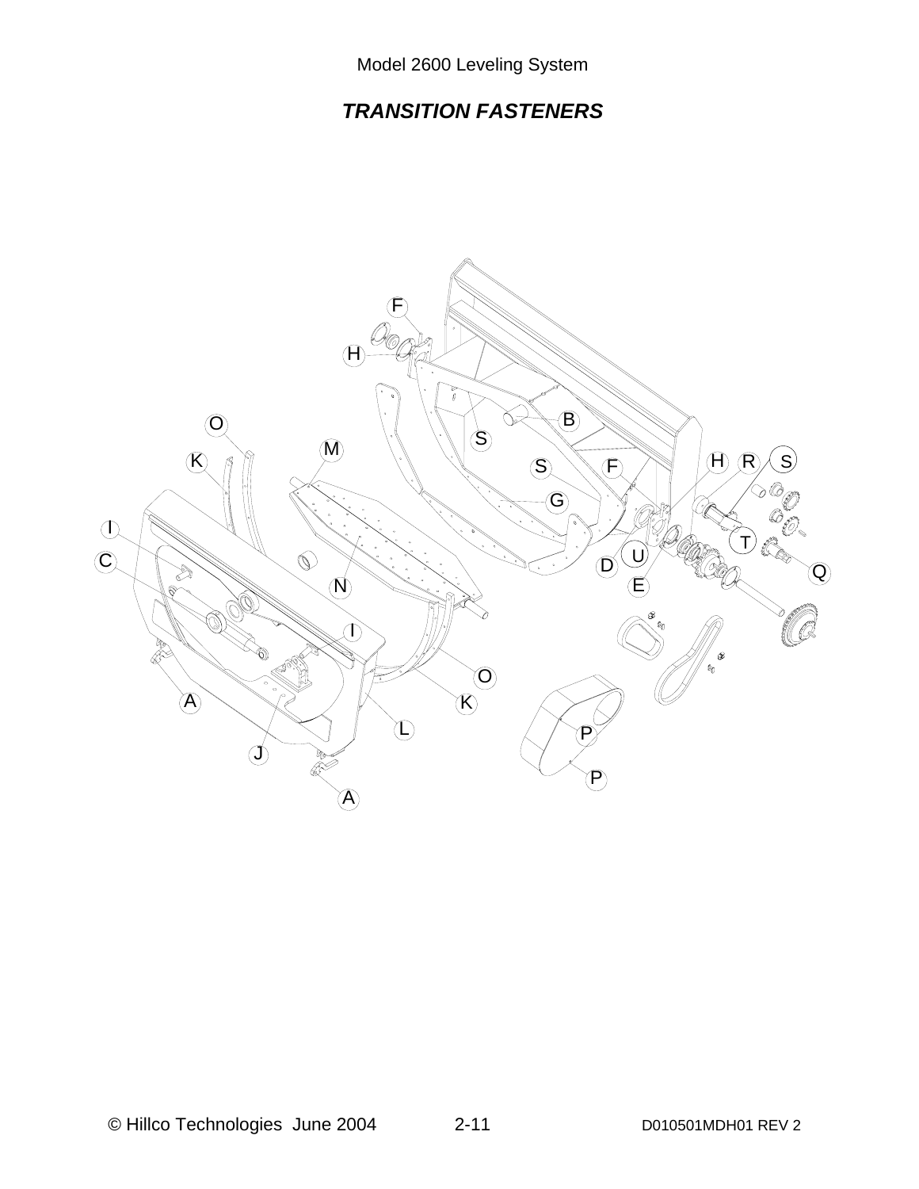## *TRANSITION FASTENERS*

F
H
O
B
K
M
S
S
F
H
R
S
G
I
T
C
U
D
Q
N
E
I
O
A
K
L
P
J
P
A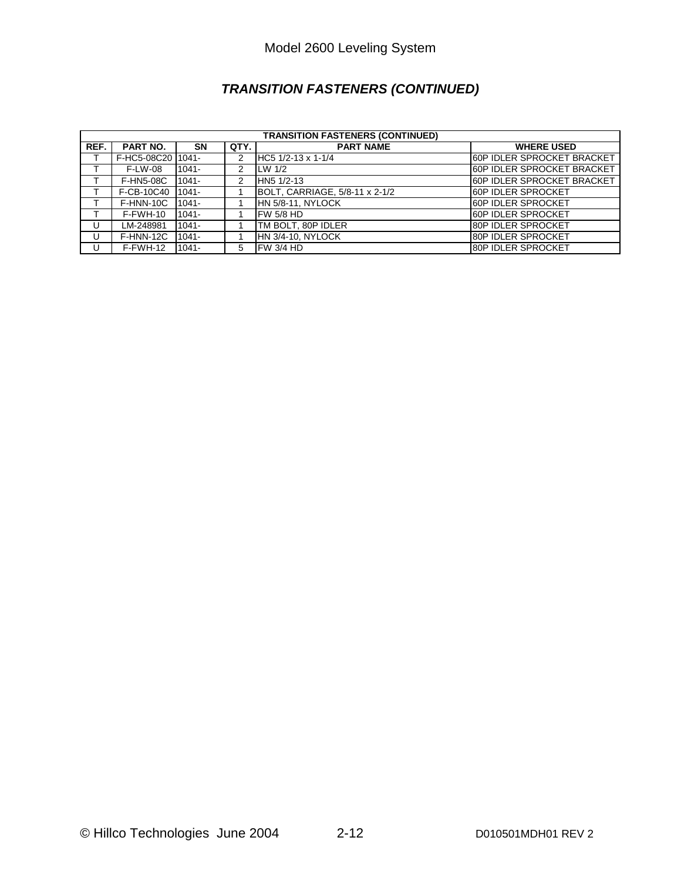## *TRANSITION FASTENERS (CONTINUED)*

| TRANSITION FASTENERS (CONTINUED) | | | | | |
|---|---|---|---|---|---|
| **REF.** | **PART NO.** | **SN** | **QTY.** | **PART NAME** | **WHERE USED** |
| T | F-HC5-08C20 | 1041- | 2 | HC5 1/2-13 x 1-1/4 | 60P IDLER SPROCKET BRACKET |
| T | F-LW-08 | 1041- | 2 | LW 1/2 | 60P IDLER SPROCKET BRACKET |
| T | F-HN5-08C | 1041- | 2 | HN5 1/2-13 | 60P IDLER SPROCKET BRACKET |
| T | F-CB-10C40 | 1041- | 1 | BOLT, CARRIAGE, 5/8-11 x 2-1/2 | 60P IDLER SPROCKET |
| T | F-HNN-10C | 1041- | 1 | HN 5/8-11, NYLOCK | 60P IDLER SPROCKET |
| T | F-FWH-10 | 1041- | 1 | FW 5/8 HD | 60P IDLER SPROCKET |
| U | LM-248981 | 1041- | 1 | TM BOLT, 80P IDLER | 80P IDLER SPROCKET |
| U | F-HNN-12C | 1041- | 1 | HN 3/4-10, NYLOCK | 80P IDLER SPROCKET |
| U | F-FWH-12 | 1041- | 5 | FW 3/4 HD | 80P IDLER SPROCKET |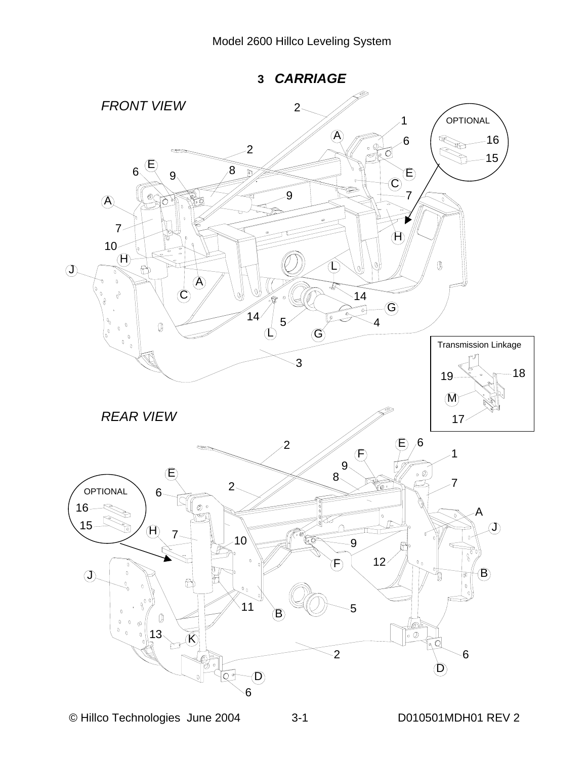## 3 *CARRIAGE*

*FRONT VIEW*

2
2
1
A
6
OPTIONAL
16
15
E
6
9
8
E
C
A
9
7
7
10
H
H
J
L
A
C
14
G
14
5
4
L
G
3

Transmission Linkage

19
18
M
17

*REAR VIEW*

2
E
6
F
1
9
E
8
2
7
OPTIONAL
6
16
A
15
H
7
10
J
9
F
12
J
B
11
B
5
13
K
2
6
D
D
6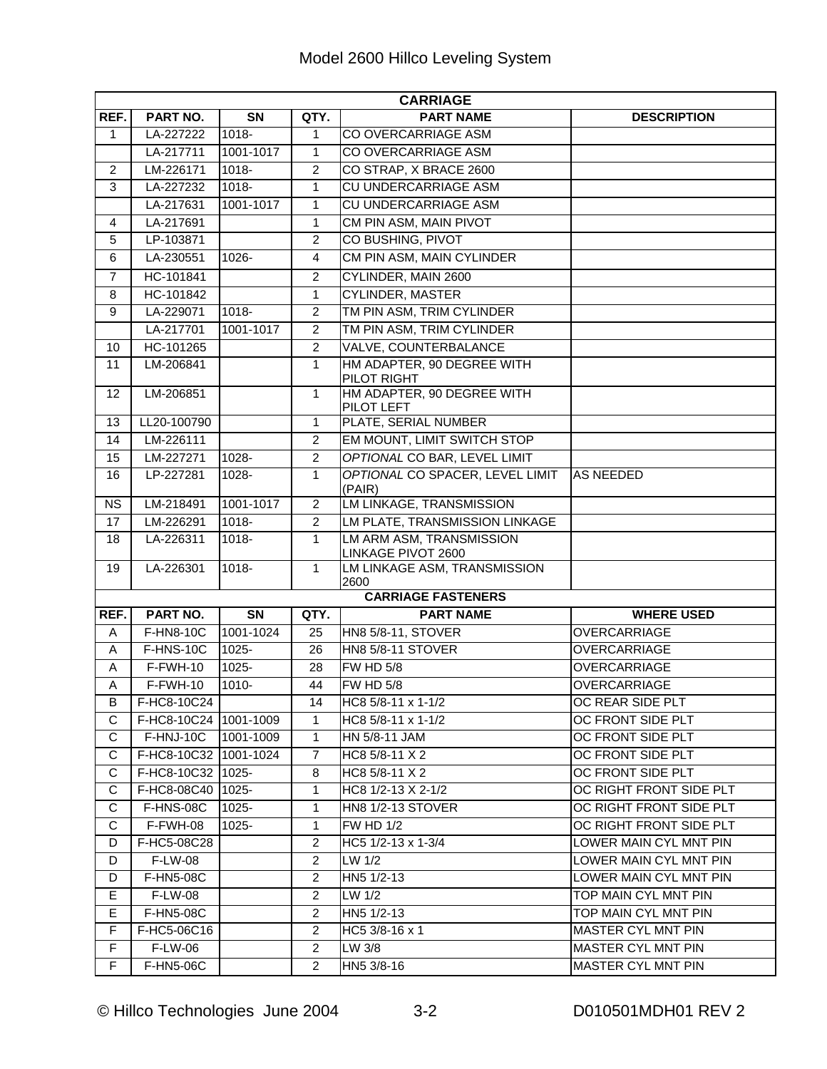| CARRIAGE | | | | | |
|---|---|---|---|---|---|
| REF. | PART NO. | SN | QTY. | PART NAME | DESCRIPTION |
| 1 | LA-227222 | 1018- | 1 | CO OVERCARRIAGE ASM | |
| | LA-217711 | 1001-1017 | 1 | CO OVERCARRIAGE ASM | |
| 2 | LM-226171 | 1018- | 2 | CO STRAP, X BRACE 2600 | |
| 3 | LA-227232 | 1018- | 1 | CU UNDERCARRIAGE ASM | |
| | LA-217631 | 1001-1017 | 1 | CU UNDERCARRIAGE ASM | |
| 4 | LA-217691 | | 1 | CM PIN ASM, MAIN PIVOT | |
| 5 | LP-103871 | | 2 | CO BUSHING, PIVOT | |
| 6 | LA-230551 | 1026- | 4 | CM PIN ASM, MAIN CYLINDER | |
| 7 | HC-101841 | | 2 | CYLINDER, MAIN 2600 | |
| 8 | HC-101842 | | 1 | CYLINDER, MASTER | |
| 9 | LA-229071 | 1018- | 2 | TM PIN ASM, TRIM CYLINDER | |
| | LA-217701 | 1001-1017 | 2 | TM PIN ASM, TRIM CYLINDER | |
| 10 | HC-101265 | | 2 | VALVE, COUNTERBALANCE | |
| 11 | LM-206841 | | 1 | HM ADAPTER, 90 DEGREE WITH PILOT RIGHT | |
| 12 | LM-206851 | | 1 | HM ADAPTER, 90 DEGREE WITH PILOT LEFT | |
| 13 | LL20-100790 | | 1 | PLATE, SERIAL NUMBER | |
| 14 | LM-226111 | | 2 | EM MOUNT, LIMIT SWITCH STOP | |
| 15 | LM-227271 | 1028- | 2 | *OPTIONAL* CO BAR, LEVEL LIMIT | |
| 16 | LP-227281 | 1028- | 1 | *OPTIONAL* CO SPACER, LEVEL LIMIT (PAIR) | AS NEEDED |
| NS | LM-218491 | 1001-1017 | 2 | LM LINKAGE, TRANSMISSION | |
| 17 | LM-226291 | 1018- | 2 | LM PLATE, TRANSMISSION LINKAGE | |
| 18 | LA-226311 | 1018- | 1 | LM ARM ASM, TRANSMISSION LINKAGE PIVOT 2600 | |
| 19 | LA-226301 | 1018- | 1 | LM LINKAGE ASM, TRANSMISSION 2600 | |

| CARRIAGE FASTENERS | | | | | |
|---|---|---|---|---|---|
| REF. | PART NO. | SN | QTY. | PART NAME | WHERE USED |
| A | F-HN8-10C | 1001-1024 | 25 | HN8 5/8-11, STOVER | OVERCARRIAGE |
| A | F-HNS-10C | 1025- | 26 | HN8 5/8-11 STOVER | OVERCARRIAGE |
| A | F-FWH-10 | 1025- | 28 | FW HD 5/8 | OVERCARRIAGE |
| A | F-FWH-10 | 1010- | 44 | FW HD 5/8 | OVERCARRIAGE |
| B | F-HC8-10C24 | | 14 | HC8 5/8-11 x 1-1/2 | OC REAR SIDE PLT |
| C | F-HC8-10C24 | 1001-1009 | 1 | HC8 5/8-11 x 1-1/2 | OC FRONT SIDE PLT |
| C | F-HNJ-10C | 1001-1009 | 1 | HN 5/8-11 JAM | OC FRONT SIDE PLT |
| C | F-HC8-10C32 | 1001-1024 | 7 | HC8 5/8-11 X 2 | OC FRONT SIDE PLT |
| C | F-HC8-10C32 | 1025- | 8 | HC8 5/8-11 X 2 | OC FRONT SIDE PLT |
| C | F-HC8-08C40 | 1025- | 1 | HC8 1/2-13 X 2-1/2 | OC RIGHT FRONT SIDE PLT |
| C | F-HNS-08C | 1025- | 1 | HN8 1/2-13 STOVER | OC RIGHT FRONT SIDE PLT |
| C | F-FWH-08 | 1025- | 1 | FW HD 1/2 | OC RIGHT FRONT SIDE PLT |
| D | F-HC5-08C28 | | 2 | HC5 1/2-13 x 1-3/4 | LOWER MAIN CYL MNT PIN |
| D | F-LW-08 | | 2 | LW 1/2 | LOWER MAIN CYL MNT PIN |
| D | F-HN5-08C | | 2 | HN5 1/2-13 | LOWER MAIN CYL MNT PIN |
| E | F-LW-08 | | 2 | LW 1/2 | TOP MAIN CYL MNT PIN |
| E | F-HN5-08C | | 2 | HN5 1/2-13 | TOP MAIN CYL MNT PIN |
| F | F-HC5-06C16 | | 2 | HC5 3/8-16 x 1 | MASTER CYL MNT PIN |
| F | F-LW-06 | | 2 | LW 3/8 | MASTER CYL MNT PIN |
| F | F-HN5-06C | | 2 | HN5 3/8-16 | MASTER CYL MNT PIN |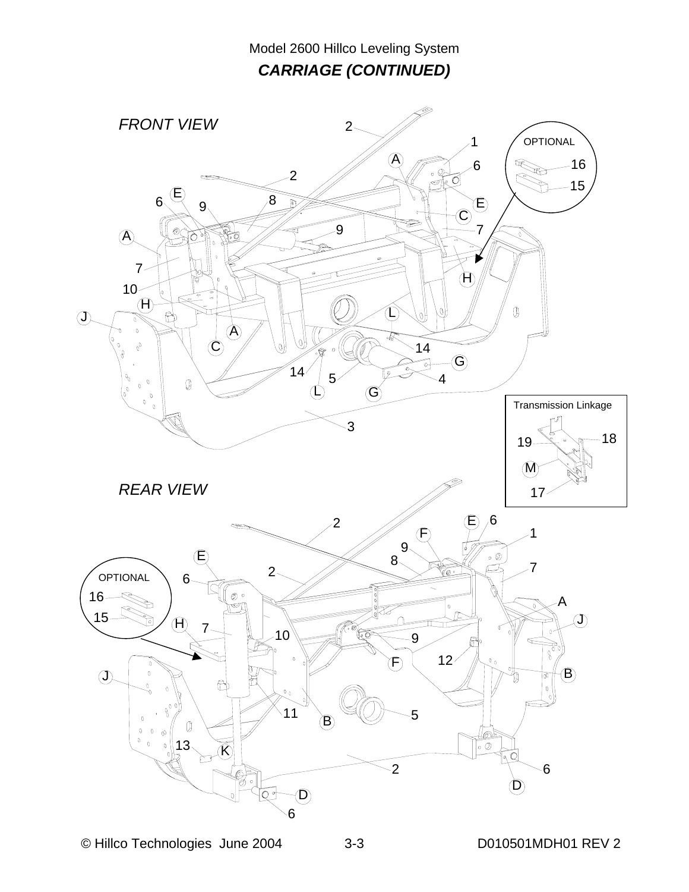Model 2600 Hillco Leveling System

## *CARRIAGE (CONTINUED)*

*FRONT VIEW*

OPTIONAL

16
15

2
1
A
6
2
E
6
E
9
8
C
9
7
A
7
H
10
H
L
J
A
C
14
G
14
5
4
L
G
3

Transmission Linkage

19
18
M
17

*REAR VIEW*

2
E
6
F
1
9
E
8
7
OPTIONAL
6
2
16
15
A
H
7
J
10
9
F
12
B
J
11
B
5
13
K
2
6
D
D
6

© Hillco Technologies June 2004

D010501MDH01 REV 2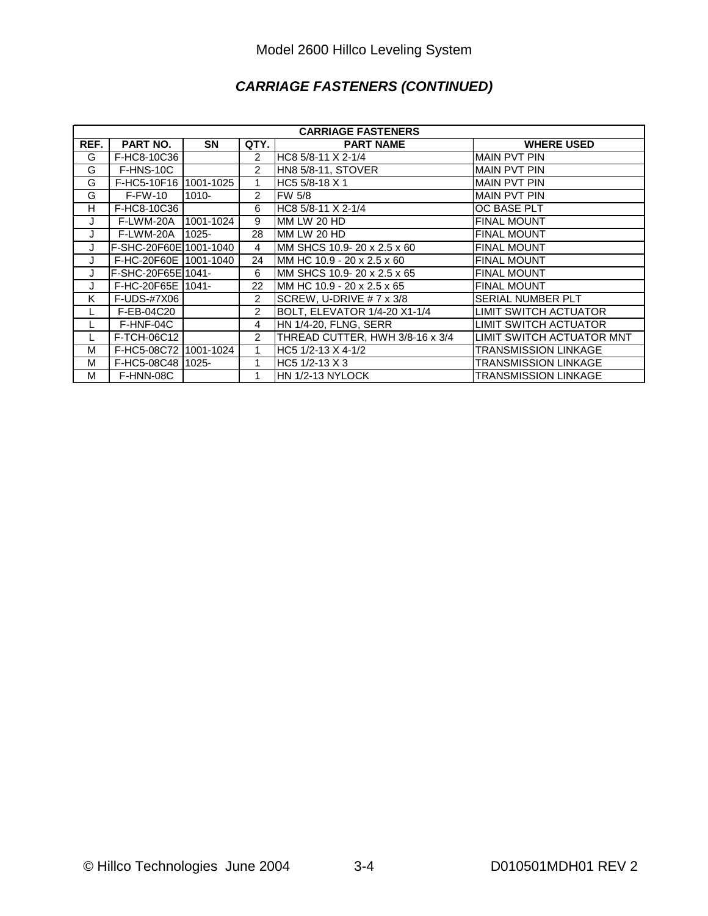# CARRIAGE FASTENERS (CONTINUED)

| CARRIAGE FASTENERS | | | | | |
|---|---|---|---|---|---|
| REF. | PART NO. | SN | QTY. | PART NAME | WHERE USED |
| G | F-HC8-10C36 | | 2 | HC8 5/8-11 X 2-1/4 | MAIN PVT PIN |
| G | F-HNS-10C | | 2 | HN8 5/8-11, STOVER | MAIN PVT PIN |
| G | F-HC5-10F16 | 1001-1025 | 1 | HC5 5/8-18 X 1 | MAIN PVT PIN |
| G | F-FW-10 | 1010- | 2 | FW 5/8 | MAIN PVT PIN |
| H | F-HC8-10C36 | | 6 | HC8 5/8-11 X 2-1/4 | OC BASE PLT |
| J | F-LWM-20A | 1001-1024 | 9 | MM LW 20 HD | FINAL MOUNT |
| J | F-LWM-20A | 1025- | 28 | MM LW 20 HD | FINAL MOUNT |
| J | F-SHC-20F60E | 1001-1040 | 4 | MM SHCS 10.9- 20 x 2.5 x 60 | FINAL MOUNT |
| J | F-HC-20F60E | 1001-1040 | 24 | MM HC 10.9 - 20 x 2.5 x 60 | FINAL MOUNT |
| J | F-SHC-20F65E | 1041- | 6 | MM SHCS 10.9- 20 x 2.5 x 65 | FINAL MOUNT |
| J | F-HC-20F65E | 1041- | 22 | MM HC 10.9 - 20 x 2.5 x 65 | FINAL MOUNT |
| K | F-UDS-#7X06 | | 2 | SCREW, U-DRIVE # 7 x 3/8 | SERIAL NUMBER PLT |
| L | F-EB-04C20 | | 2 | BOLT, ELEVATOR 1/4-20 X1-1/4 | LIMIT SWITCH ACTUATOR |
| L | F-HNF-04C | | 4 | HN 1/4-20, FLNG, SERR | LIMIT SWITCH ACTUATOR |
| L | F-TCH-06C12 | | 2 | THREAD CUTTER, HWH 3/8-16 x 3/4 | LIMIT SWITCH ACTUATOR MNT |
| M | F-HC5-08C72 | 1001-1024 | 1 | HC5 1/2-13 X 4-1/2 | TRANSMISSION LINKAGE |
| M | F-HC5-08C48 | 1025- | 1 | HC5 1/2-13 X 3 | TRANSMISSION LINKAGE |
| M | F-HNN-08C | | 1 | HN 1/2-13 NYLOCK | TRANSMISSION LINKAGE |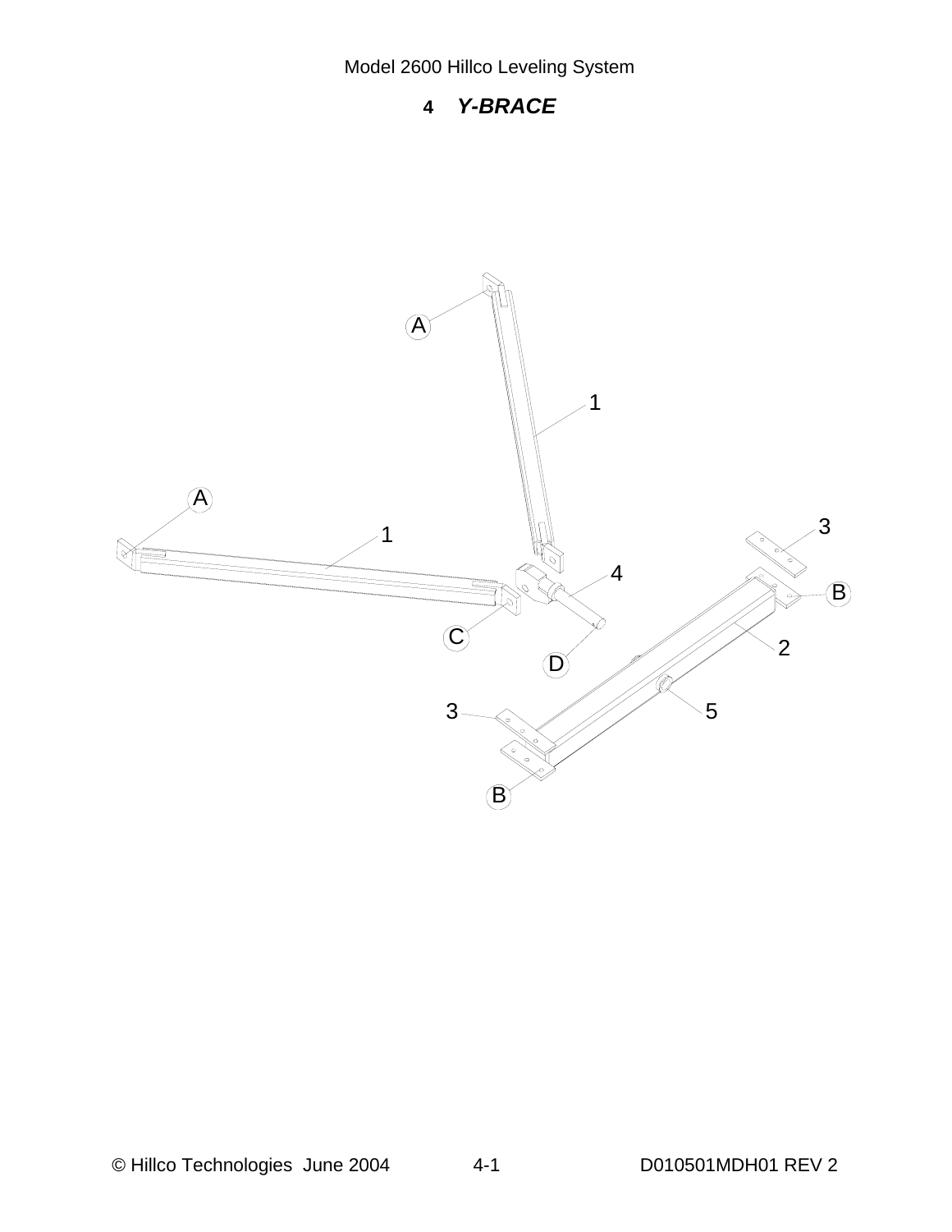# 4 *Y-BRACE*

A

1

A

1

3

4

B

C

2

D

3

5

B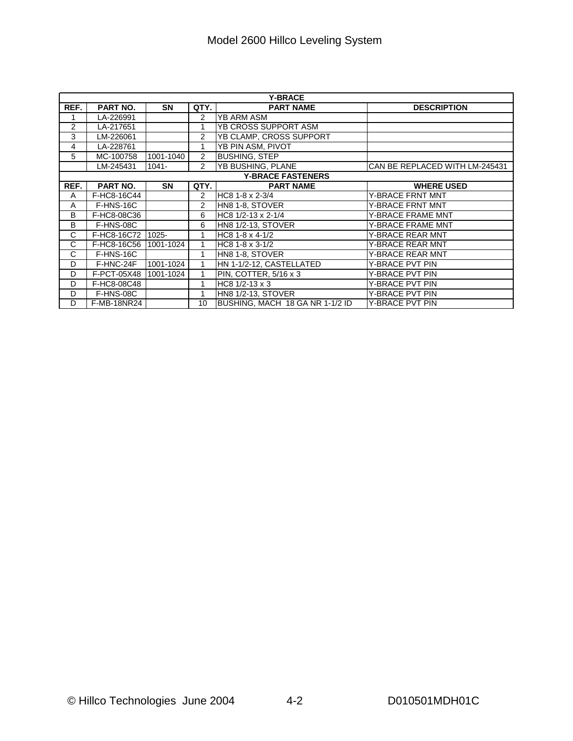# Model 2600 Hillco Leveling System

| Y-BRACE | | | | | |
|---|---|---|---|---|---|
| **REF.** | **PART NO.** | **SN** | **QTY.** | **PART NAME** | **DESCRIPTION** |
| 1 | LA-226991 | | 2 | YB ARM ASM | |
| 2 | LA-217651 | | 1 | YB CROSS SUPPORT ASM | |
| 3 | LM-226061 | | 2 | YB CLAMP, CROSS SUPPORT | |
| 4 | LA-228761 | | 1 | YB PIN ASM, PIVOT | |
| 5 | MC-100758 | 1001-1040 | 2 | BUSHING, STEP | |
| | LM-245431 | 1041- | 2 | YB BUSHING, PLANE | CAN BE REPLACED WITH LM-245431 |

| Y-BRACE FASTENERS | | | | | |
|---|---|---|---|---|---|
| **REF.** | **PART NO.** | **SN** | **QTY.** | **PART NAME** | **WHERE USED** |
| A | F-HC8-16C44 | | 2 | HC8 1-8 x 2-3/4 | Y-BRACE FRNT MNT |
| A | F-HNS-16C | | 2 | HN8 1-8, STOVER | Y-BRACE FRNT MNT |
| B | F-HC8-08C36 | | 6 | HC8 1/2-13 x 2-1/4 | Y-BRACE FRAME MNT |
| B | F-HNS-08C | | 6 | HN8 1/2-13, STOVER | Y-BRACE FRAME MNT |
| C | F-HC8-16C72 | 1025- | 1 | HC8 1-8 x 4-1/2 | Y-BRACE REAR MNT |
| C | F-HC8-16C56 | 1001-1024 | 1 | HC8 1-8 x 3-1/2 | Y-BRACE REAR MNT |
| C | F-HNS-16C | | 1 | HN8 1-8, STOVER | Y-BRACE REAR MNT |
| D | F-HNC-24F | 1001-1024 | 1 | HN 1-1/2-12, CASTELLATED | Y-BRACE PVT PIN |
| D | F-PCT-05X48 | 1001-1024 | 1 | PIN, COTTER, 5/16 x 3 | Y-BRACE PVT PIN |
| D | F-HC8-08C48 | | 1 | HC8 1/2-13 x 3 | Y-BRACE PVT PIN |
| D | F-HNS-08C | | 1 | HN8 1/2-13, STOVER | Y-BRACE PVT PIN |
| D | F-MB-18NR24 | | 10 | BUSHING, MACH 18 GA NR 1-1/2 ID | Y-BRACE PVT PIN |

© Hillco Technologies June 2004 4-2 D010501MDH01C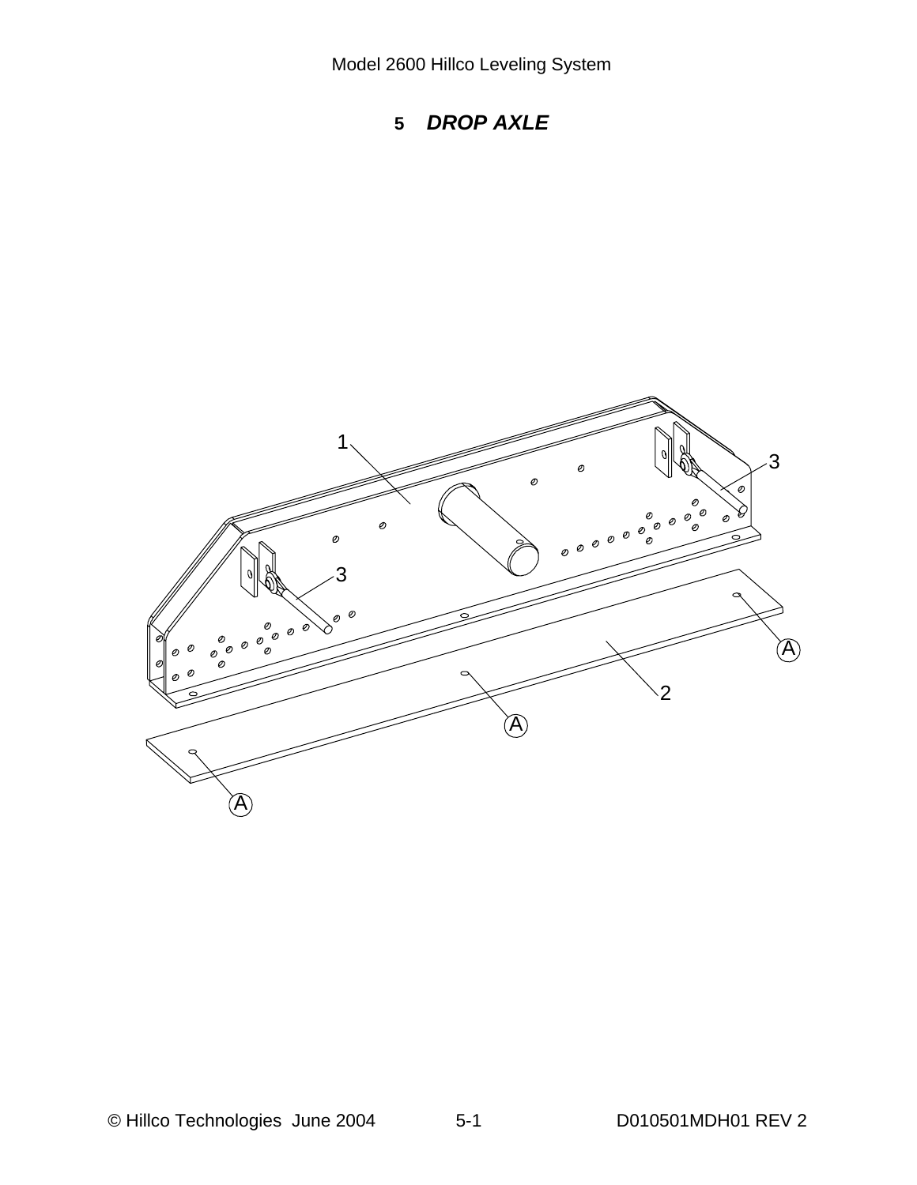# 5 *DROP AXLE*

1

3

3

A

2

A

A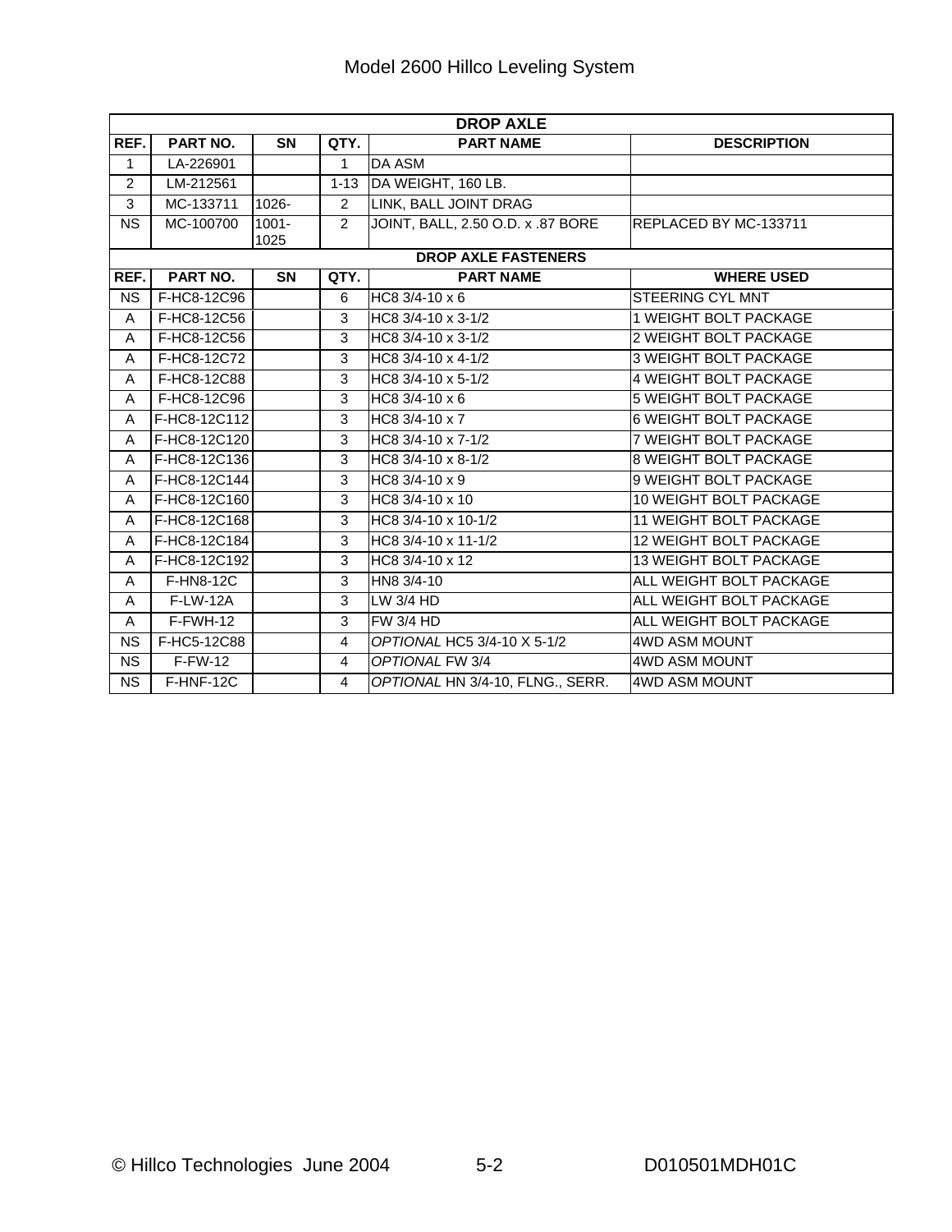| DROP AXLE | | | | | |
|---|---|---|---|---|---|
| REF. | PART NO. | SN | QTY. | PART NAME | DESCRIPTION |
| 1 | LA-226901 | | 1 | DA ASM | |
| 2 | LM-212561 | | 1-13 | DA WEIGHT, 160 LB. | |
| 3 | MC-133711 | 1026- | 2 | LINK, BALL JOINT DRAG | |
| NS | MC-100700 | 1001-1025 | 2 | JOINT, BALL, 2.50 O.D. x .87 BORE | REPLACED BY MC-133711 |
| **DROP AXLE FASTENERS** | | | | | |
| **REF.** | **PART NO.** | **SN** | **QTY.** | **PART NAME** | **WHERE USED** |
| NS | F-HC8-12C96 | | 6 | HC8 3/4-10 x 6 | STEERING CYL MNT |
| A | F-HC8-12C56 | | 3 | HC8 3/4-10 x 3-1/2 | 1 WEIGHT BOLT PACKAGE |
| A | F-HC8-12C56 | | 3 | HC8 3/4-10 x 3-1/2 | 2 WEIGHT BOLT PACKAGE |
| A | F-HC8-12C72 | | 3 | HC8 3/4-10 x 4-1/2 | 3 WEIGHT BOLT PACKAGE |
| A | F-HC8-12C88 | | 3 | HC8 3/4-10 x 5-1/2 | 4 WEIGHT BOLT PACKAGE |
| A | F-HC8-12C96 | | 3 | HC8 3/4-10 x 6 | 5 WEIGHT BOLT PACKAGE |
| A | F-HC8-12C112 | | 3 | HC8 3/4-10 x 7 | 6 WEIGHT BOLT PACKAGE |
| A | F-HC8-12C120 | | 3 | HC8 3/4-10 x 7-1/2 | 7 WEIGHT BOLT PACKAGE |
| A | F-HC8-12C136 | | 3 | HC8 3/4-10 x 8-1/2 | 8 WEIGHT BOLT PACKAGE |
| A | F-HC8-12C144 | | 3 | HC8 3/4-10 x 9 | 9 WEIGHT BOLT PACKAGE |
| A | F-HC8-12C160 | | 3 | HC8 3/4-10 x 10 | 10 WEIGHT BOLT PACKAGE |
| A | F-HC8-12C168 | | 3 | HC8 3/4-10 x 10-1/2 | 11 WEIGHT BOLT PACKAGE |
| A | F-HC8-12C184 | | 3 | HC8 3/4-10 x 11-1/2 | 12 WEIGHT BOLT PACKAGE |
| A | F-HC8-12C192 | | 3 | HC8 3/4-10 x 12 | 13 WEIGHT BOLT PACKAGE |
| A | F-HN8-12C | | 3 | HN8 3/4-10 | ALL WEIGHT BOLT PACKAGE |
| A | F-LW-12A | | 3 | LW 3/4 HD | ALL WEIGHT BOLT PACKAGE |
| A | F-FWH-12 | | 3 | FW 3/4 HD | ALL WEIGHT BOLT PACKAGE |
| NS | F-HC5-12C88 | | 4 | *OPTIONAL* HC5 3/4-10 X 5-1/2 | 4WD ASM MOUNT |
| NS | F-FW-12 | | 4 | *OPTIONAL* FW 3/4 | 4WD ASM MOUNT |
| NS | F-HNF-12C | | 4 | *OPTIONAL* HN 3/4-10, FLNG., SERR. | 4WD ASM MOUNT |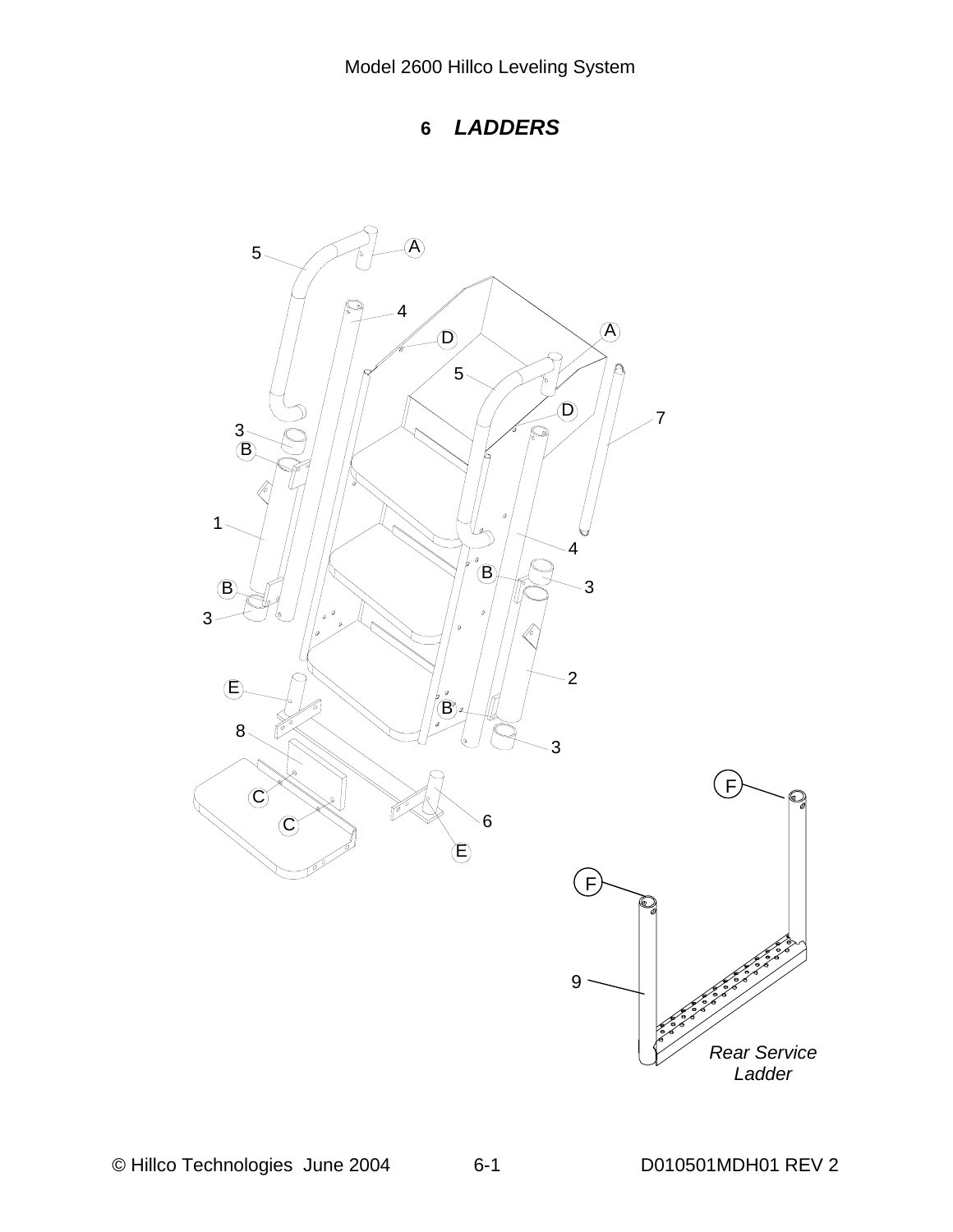# 6 *LADDERS*

5

A

4

D

A

5

D

7

3

B

1

4

B

3

B

3

2

B

E

3

8

C

C

6

E

F

F

9

*Rear Service Ladder*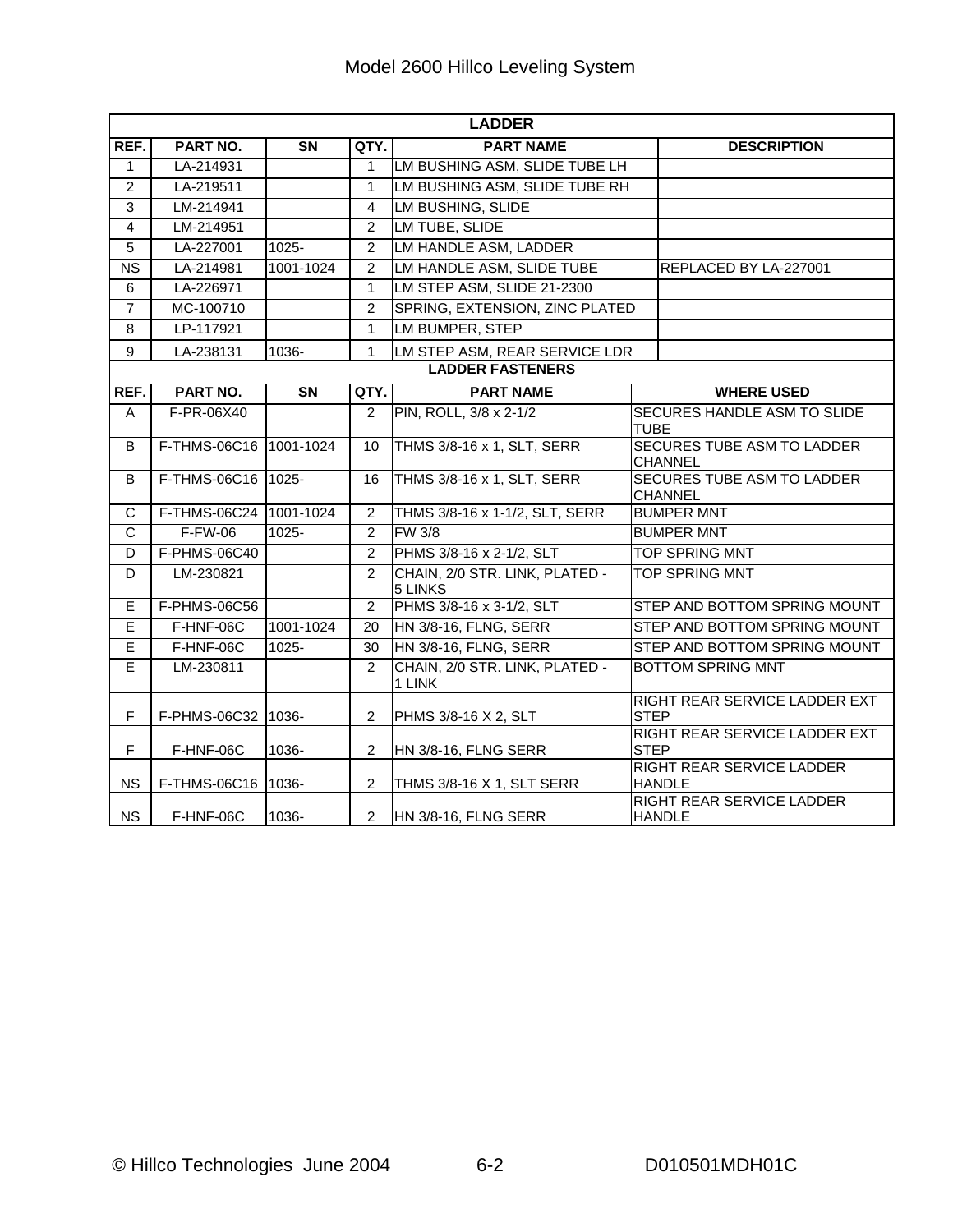# Model 2600 Hillco Leveling System

| LADDER | | | | | |
|---|---|---|---|---|---|
| REF. | PART NO. | SN | QTY. | PART NAME | DESCRIPTION |
| 1 | LA-214931 | | 1 | LM BUSHING ASM, SLIDE TUBE LH | |
| 2 | LA-219511 | | 1 | LM BUSHING ASM, SLIDE TUBE RH | |
| 3 | LM-214941 | | 4 | LM BUSHING, SLIDE | |
| 4 | LM-214951 | | 2 | LM TUBE, SLIDE | |
| 5 | LA-227001 | 1025- | 2 | LM HANDLE ASM, LADDER | |
| NS | LA-214981 | 1001-1024 | 2 | LM HANDLE ASM, SLIDE TUBE | REPLACED BY LA-227001 |
| 6 | LA-226971 | | 1 | LM STEP ASM, SLIDE 21-2300 | |
| 7 | MC-100710 | | 2 | SPRING, EXTENSION, ZINC PLATED | |
| 8 | LP-117921 | | 1 | LM BUMPER, STEP | |
| 9 | LA-238131 | 1036- | 1 | LM STEP ASM, REAR SERVICE LDR | |

| LADDER FASTENERS | | | | | |
|---|---|---|---|---|---|
| REF. | PART NO. | SN | QTY. | PART NAME | WHERE USED |
| A | F-PR-06X40 | | 2 | PIN, ROLL, 3/8 x 2-1/2 | SECURES HANDLE ASM TO SLIDE TUBE |
| B | F-THMS-06C16 | 1001-1024 | 10 | THMS 3/8-16 x 1, SLT, SERR | SECURES TUBE ASM TO LADDER CHANNEL |
| B | F-THMS-06C16 | 1025- | 16 | THMS 3/8-16 x 1, SLT, SERR | SECURES TUBE ASM TO LADDER CHANNEL |
| C | F-THMS-06C24 | 1001-1024 | 2 | THMS 3/8-16 x 1-1/2, SLT, SERR | BUMPER MNT |
| C | F-FW-06 | 1025- | 2 | FW 3/8 | BUMPER MNT |
| D | F-PHMS-06C40 | | 2 | PHMS 3/8-16 x 2-1/2, SLT | TOP SPRING MNT |
| D | LM-230821 | | 2 | CHAIN, 2/0 STR. LINK, PLATED - 5 LINKS | TOP SPRING MNT |
| E | F-PHMS-06C56 | | 2 | PHMS 3/8-16 x 3-1/2, SLT | STEP AND BOTTOM SPRING MOUNT |
| E | F-HNF-06C | 1001-1024 | 20 | HN 3/8-16, FLNG, SERR | STEP AND BOTTOM SPRING MOUNT |
| E | F-HNF-06C | 1025- | 30 | HN 3/8-16, FLNG, SERR | STEP AND BOTTOM SPRING MOUNT |
| E | LM-230811 | | 2 | CHAIN, 2/0 STR. LINK, PLATED - 1 LINK | BOTTOM SPRING MNT |
| F | F-PHMS-06C32 | 1036- | 2 | PHMS 3/8-16 X 2, SLT | RIGHT REAR SERVICE LADDER EXT STEP |
| F | F-HNF-06C | 1036- | 2 | HN 3/8-16, FLNG SERR | RIGHT REAR SERVICE LADDER EXT STEP |
| NS | F-THMS-06C16 | 1036- | 2 | THMS 3/8-16 X 1, SLT SERR | RIGHT REAR SERVICE LADDER HANDLE |
| NS | F-HNF-06C | 1036- | 2 | HN 3/8-16, FLNG SERR | RIGHT REAR SERVICE LADDER HANDLE |

© Hillco Technologies June 2004 6-2 D010501MDH01C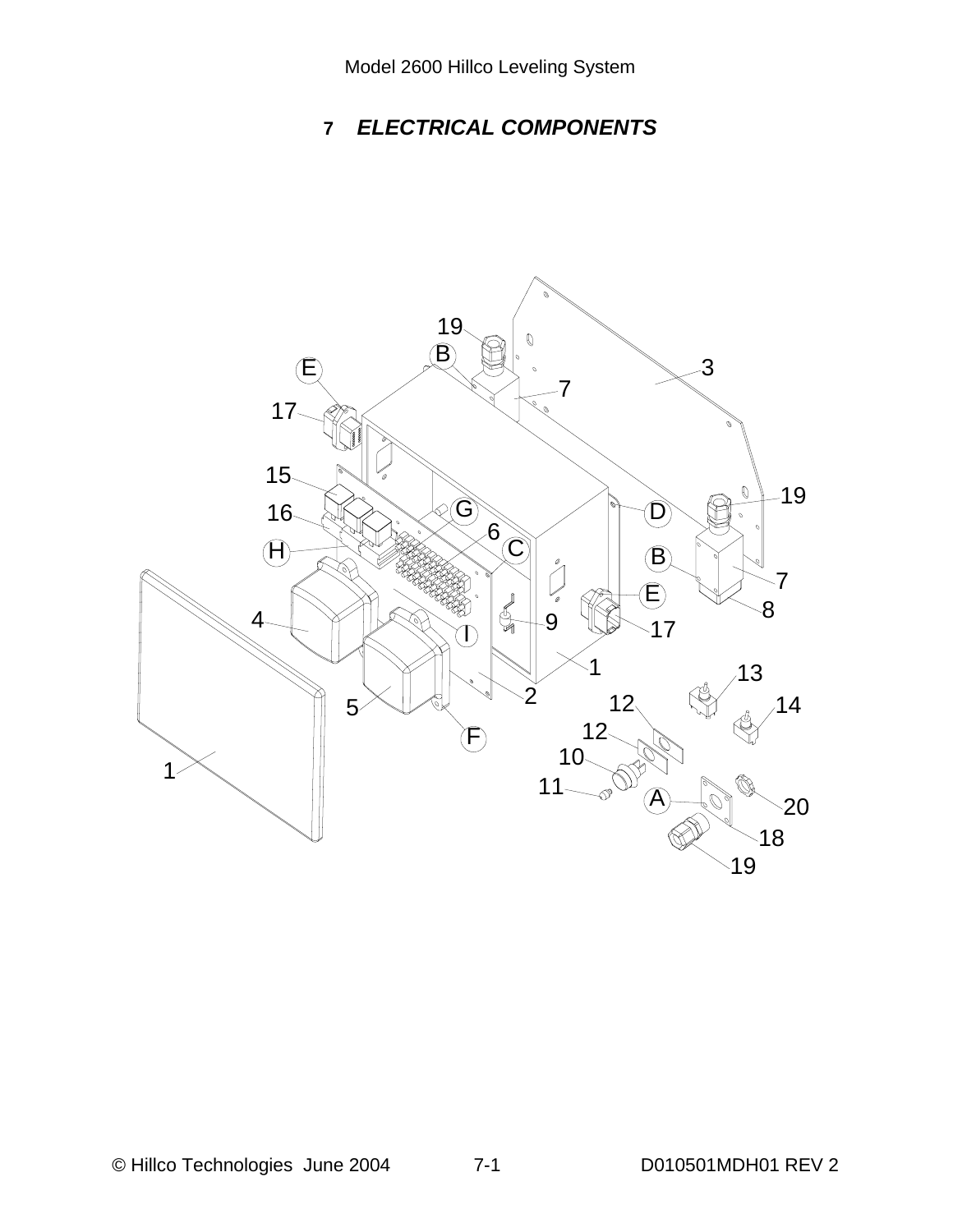## 7 *ELECTRICAL COMPONENTS*

19
B
E
3
7
17
15
19
G
D
16
6
H
C
B
7
E
8
4
9
I
17
1
13
2
12
14
5
12
F
10
1
11
A
20
18
19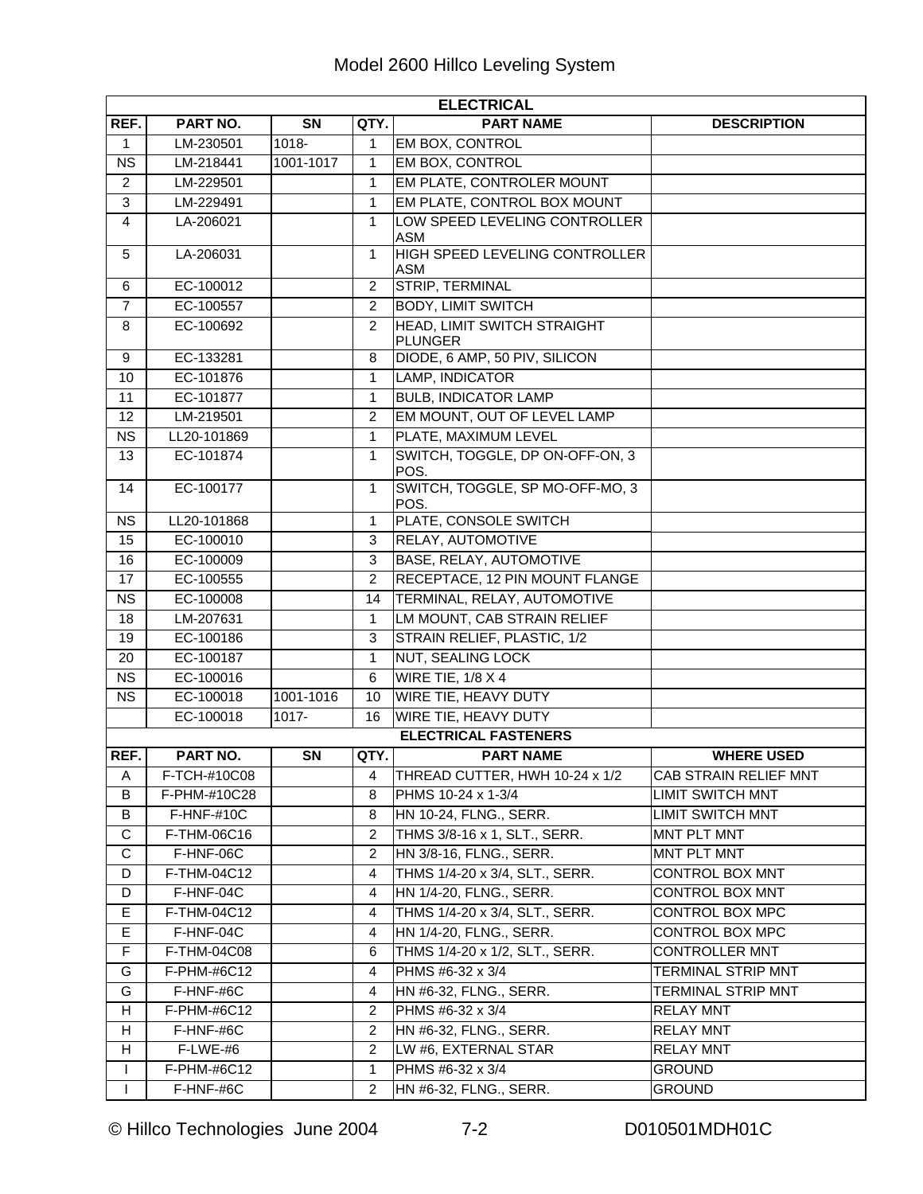| ELECTRICAL | | | | | |
|---|---|---|---|---|---|
| REF. | PART NO. | SN | QTY. | PART NAME | DESCRIPTION |
| 1 | LM-230501 | 1018- | 1 | EM BOX, CONTROL | |
| NS | LM-218441 | 1001-1017 | 1 | EM BOX, CONTROL | |
| 2 | LM-229501 | | 1 | EM PLATE, CONTROLER MOUNT | |
| 3 | LM-229491 | | 1 | EM PLATE, CONTROL BOX MOUNT | |
| 4 | LA-206021 | | 1 | LOW SPEED LEVELING CONTROLLER ASM | |
| 5 | LA-206031 | | 1 | HIGH SPEED LEVELING CONTROLLER ASM | |
| 6 | EC-100012 | | 2 | STRIP, TERMINAL | |
| 7 | EC-100557 | | 2 | BODY, LIMIT SWITCH | |
| 8 | EC-100692 | | 2 | HEAD, LIMIT SWITCH STRAIGHT PLUNGER | |
| 9 | EC-133281 | | 8 | DIODE, 6 AMP, 50 PIV, SILICON | |
| 10 | EC-101876 | | 1 | LAMP, INDICATOR | |
| 11 | EC-101877 | | 1 | BULB, INDICATOR LAMP | |
| 12 | LM-219501 | | 2 | EM MOUNT, OUT OF LEVEL LAMP | |
| NS | LL20-101869 | | 1 | PLATE, MAXIMUM LEVEL | |
| 13 | EC-101874 | | 1 | SWITCH, TOGGLE, DP ON-OFF-ON, 3 POS. | |
| 14 | EC-100177 | | 1 | SWITCH, TOGGLE, SP MO-OFF-MO, 3 POS. | |
| NS | LL20-101868 | | 1 | PLATE, CONSOLE SWITCH | |
| 15 | EC-100010 | | 3 | RELAY, AUTOMOTIVE | |
| 16 | EC-100009 | | 3 | BASE, RELAY, AUTOMOTIVE | |
| 17 | EC-100555 | | 2 | RECEPTACE, 12 PIN MOUNT FLANGE | |
| NS | EC-100008 | | 14 | TERMINAL, RELAY, AUTOMOTIVE | |
| 18 | LM-207631 | | 1 | LM MOUNT, CAB STRAIN RELIEF | |
| 19 | EC-100186 | | 3 | STRAIN RELIEF, PLASTIC, 1/2 | |
| 20 | EC-100187 | | 1 | NUT, SEALING LOCK | |
| NS | EC-100016 | | 6 | WIRE TIE, 1/8 X 4 | |
| NS | EC-100018 | 1001-1016 | 10 | WIRE TIE, HEAVY DUTY | |
| | EC-100018 | 1017- | 16 | WIRE TIE, HEAVY DUTY | |
| ELECTRICAL FASTENERS | | | | | |
| REF. | PART NO. | SN | QTY. | PART NAME | WHERE USED |
| A | F-TCH-#10C08 | | 4 | THREAD CUTTER, HWH 10-24 x 1/2 | CAB STRAIN RELIEF MNT |
| B | F-PHM-#10C28 | | 8 | PHMS 10-24 x 1-3/4 | LIMIT SWITCH MNT |
| B | F-HNF-#10C | | 8 | HN 10-24, FLNG., SERR. | LIMIT SWITCH MNT |
| C | F-THM-06C16 | | 2 | THMS 3/8-16 x 1, SLT., SERR. | MNT PLT MNT |
| C | F-HNF-06C | | 2 | HN 3/8-16, FLNG., SERR. | MNT PLT MNT |
| D | F-THM-04C12 | | 4 | THMS 1/4-20 x 3/4, SLT., SERR. | CONTROL BOX MNT |
| D | F-HNF-04C | | 4 | HN 1/4-20, FLNG., SERR. | CONTROL BOX MNT |
| E | F-THM-04C12 | | 4 | THMS 1/4-20 x 3/4, SLT., SERR. | CONTROL BOX MPC |
| E | F-HNF-04C | | 4 | HN 1/4-20, FLNG., SERR. | CONTROL BOX MPC |
| F | F-THM-04C08 | | 6 | THMS 1/4-20 x 1/2, SLT., SERR. | CONTROLLER MNT |
| G | F-PHM-#6C12 | | 4 | PHMS #6-32 x 3/4 | TERMINAL STRIP MNT |
| G | F-HNF-#6C | | 4 | HN #6-32, FLNG., SERR. | TERMINAL STRIP MNT |
| H | F-PHM-#6C12 | | 2 | PHMS #6-32 x 3/4 | RELAY MNT |
| H | F-HNF-#6C | | 2 | HN #6-32, FLNG., SERR. | RELAY MNT |
| H | F-LWE-#6 | | 2 | LW #6, EXTERNAL STAR | RELAY MNT |
| I | F-PHM-#6C12 | | 1 | PHMS #6-32 x 3/4 | GROUND |
| I | F-HNF-#6C | | 2 | HN #6-32, FLNG., SERR. | GROUND |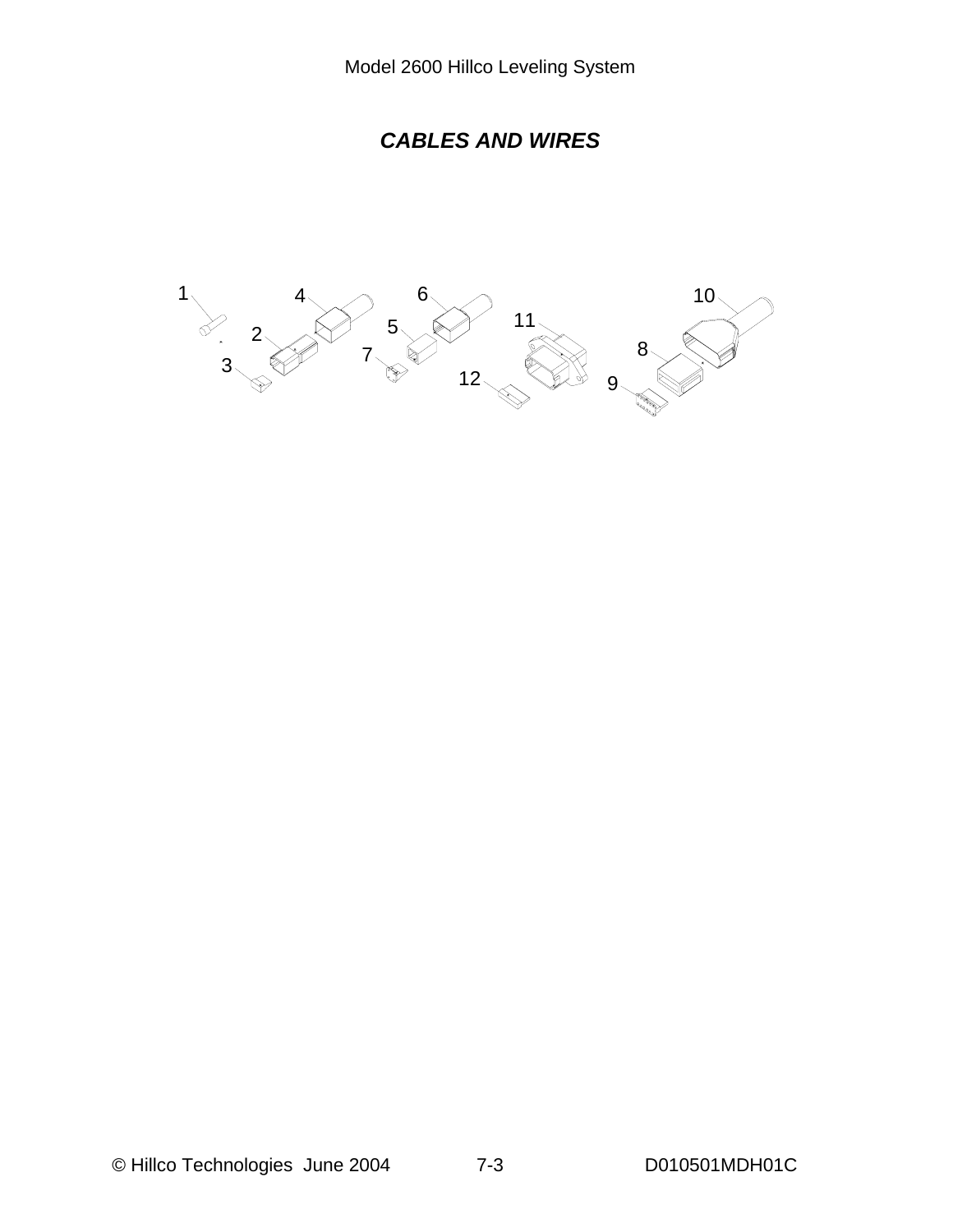# *CABLES AND WIRES*

1
4
6
10
11
5
2
8
7
3
12
9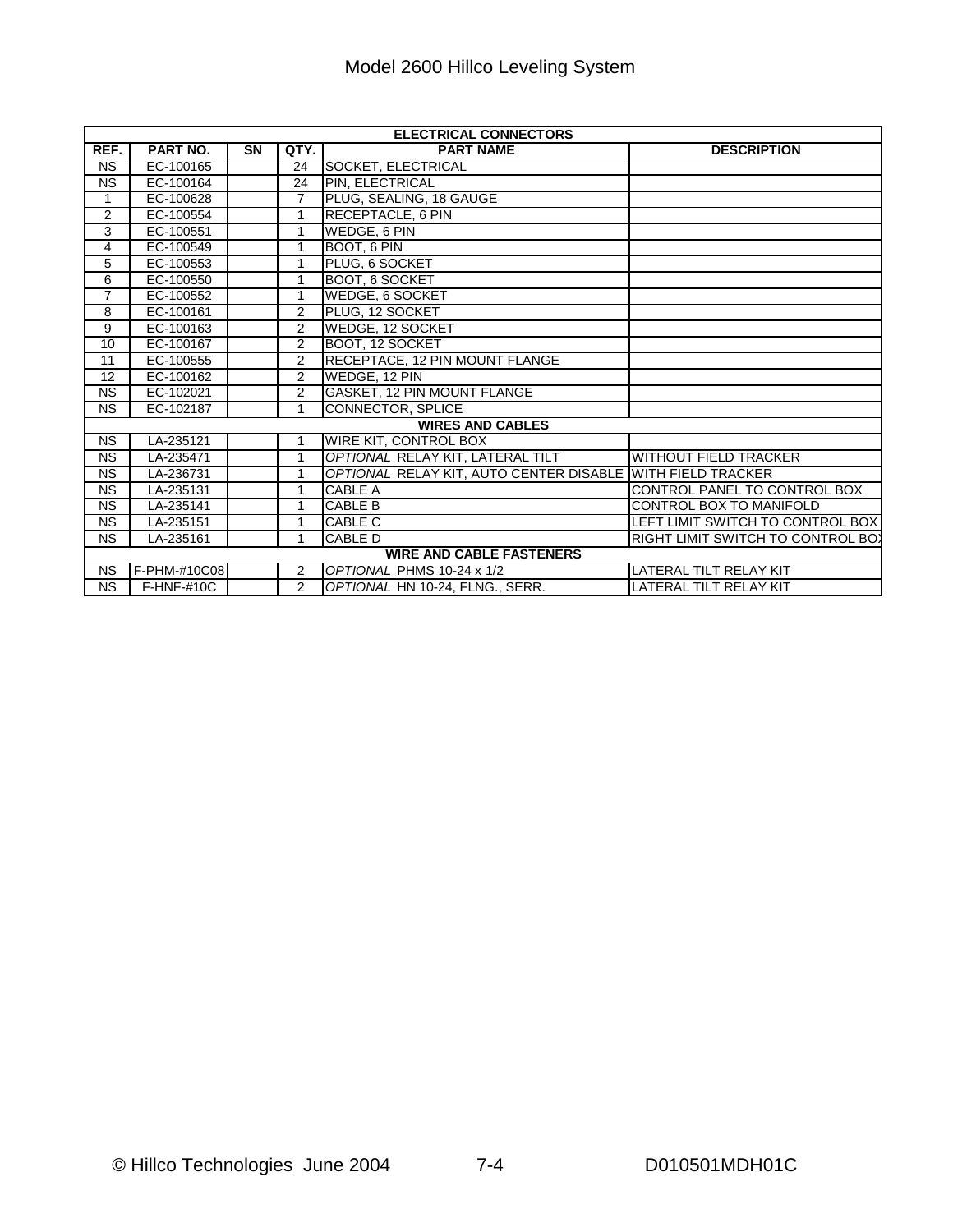| REF. | PART NO. | SN | QTY. | PART NAME | DESCRIPTION |
|---|---|---|---|---|---|
| **ELECTRICAL CONNECTORS** | | | | | |
| NS | EC-100165 | | 24 | SOCKET, ELECTRICAL | |
| NS | EC-100164 | | 24 | PIN, ELECTRICAL | |
| 1 | EC-100628 | | 7 | PLUG, SEALING, 18 GAUGE | |
| 2 | EC-100554 | | 1 | RECEPTACLE, 6 PIN | |
| 3 | EC-100551 | | 1 | WEDGE, 6 PIN | |
| 4 | EC-100549 | | 1 | BOOT, 6 PIN | |
| 5 | EC-100553 | | 1 | PLUG, 6 SOCKET | |
| 6 | EC-100550 | | 1 | BOOT, 6 SOCKET | |
| 7 | EC-100552 | | 1 | WEDGE, 6 SOCKET | |
| 8 | EC-100161 | | 2 | PLUG, 12 SOCKET | |
| 9 | EC-100163 | | 2 | WEDGE, 12 SOCKET | |
| 10 | EC-100167 | | 2 | BOOT, 12 SOCKET | |
| 11 | EC-100555 | | 2 | RECEPTACE, 12 PIN MOUNT FLANGE | |
| 12 | EC-100162 | | 2 | WEDGE, 12 PIN | |
| NS | EC-102021 | | 2 | GASKET, 12 PIN MOUNT FLANGE | |
| NS | EC-102187 | | 1 | CONNECTOR, SPLICE | |
| **WIRES AND CABLES** | | | | | |
| NS | LA-235121 | | 1 | WIRE KIT, CONTROL BOX | |
| NS | LA-235471 | | 1 | *OPTIONAL* RELAY KIT, LATERAL TILT | WITHOUT FIELD TRACKER |
| NS | LA-236731 | | 1 | *OPTIONAL* RELAY KIT, AUTO CENTER DISABLE | WITH FIELD TRACKER |
| NS | LA-235131 | | 1 | CABLE A | CONTROL PANEL TO CONTROL BOX |
| NS | LA-235141 | | 1 | CABLE B | CONTROL BOX TO MANIFOLD |
| NS | LA-235151 | | 1 | CABLE C | LEFT LIMIT SWITCH TO CONTROL BOX |
| NS | LA-235161 | | 1 | CABLE D | RIGHT LIMIT SWITCH TO CONTROL BOX |
| **WIRE AND CABLE FASTENERS** | | | | | |
| NS | F-PHM-#10C08 | | 2 | *OPTIONAL* PHMS 10-24 x 1/2 | LATERAL TILT RELAY KIT |
| NS | F-HNF-#10C | | 2 | *OPTIONAL* HN 10-24, FLNG., SERR. | LATERAL TILT RELAY KIT |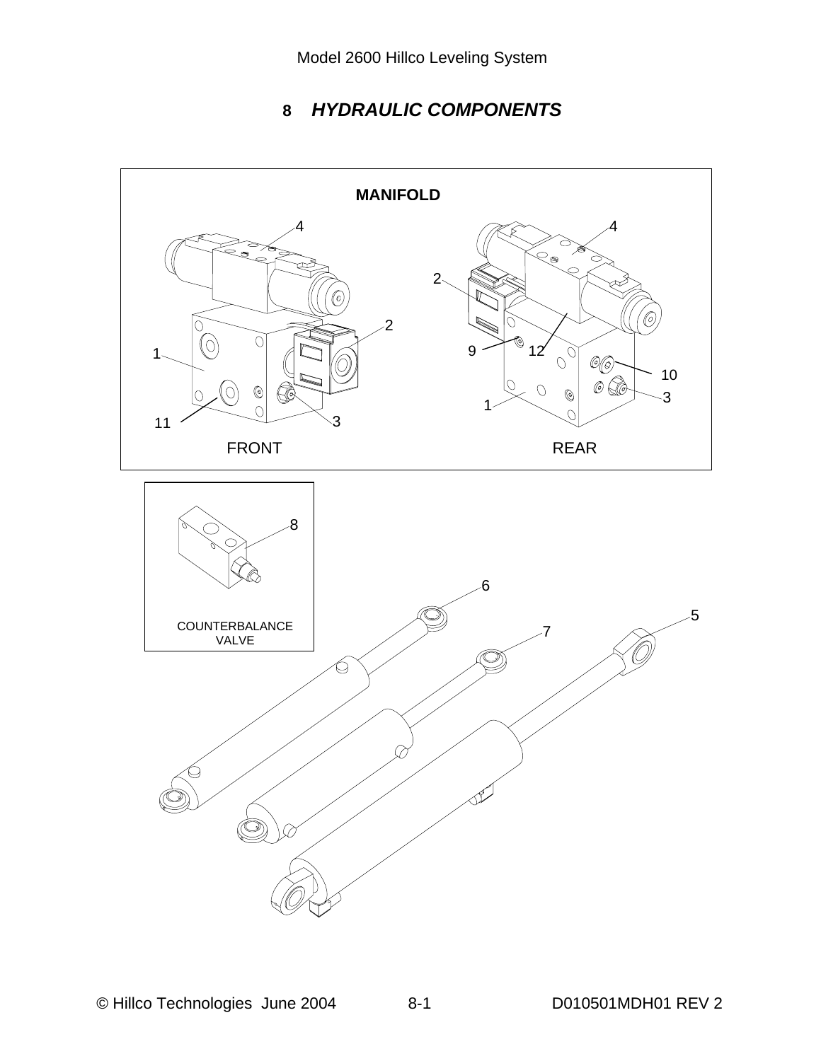## 8 *HYDRAULIC COMPONENTS*

**MANIFOLD**

4

4

2

2

9

12

1

10

1

3

11

3

FRONT

REAR

8

6

5

7

COUNTERBALANCE VALVE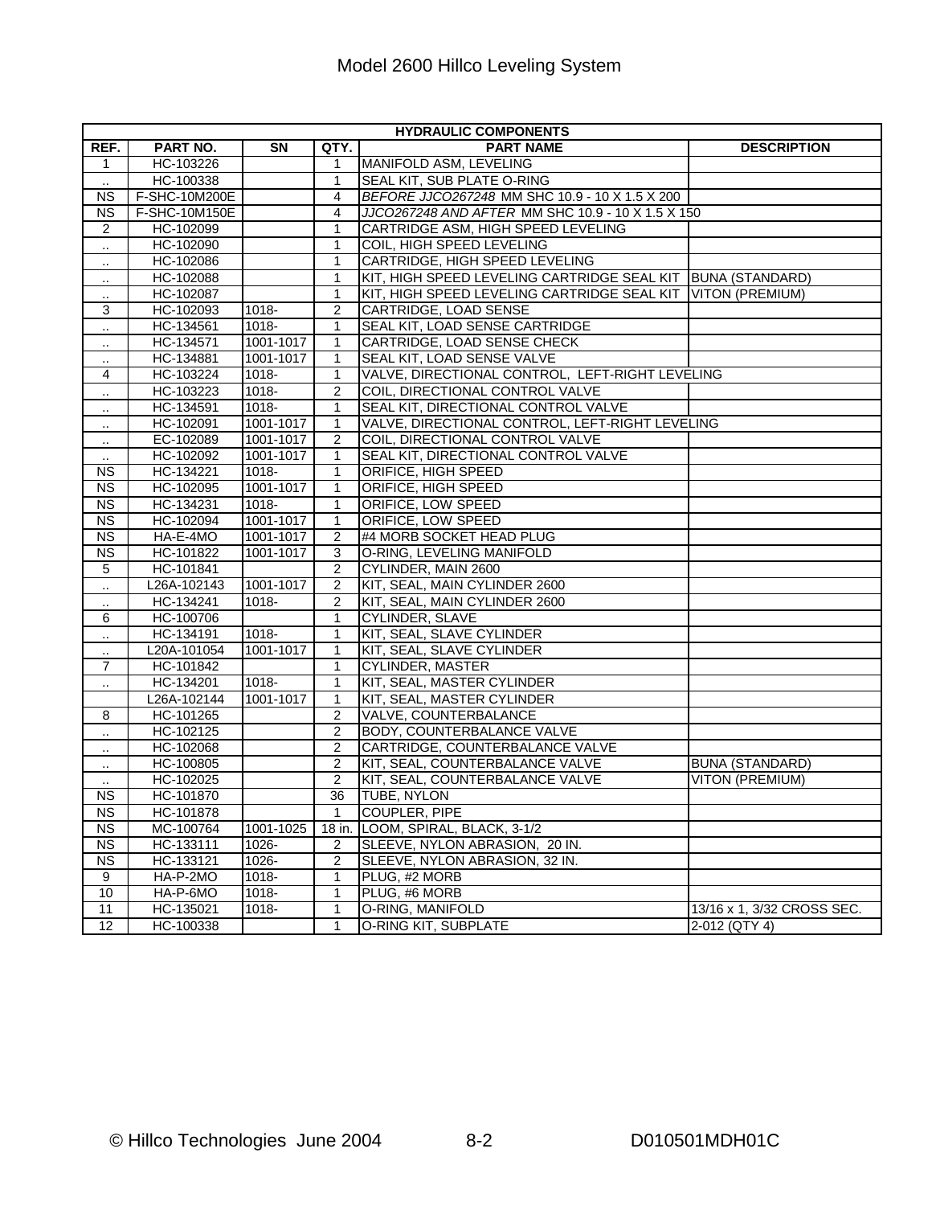# Model 2600 Hillco Leveling System

| HYDRAULIC COMPONENTS | | | | | |
|---|---|---|---|---|---|
| REF. | PART NO. | SN | QTY. | PART NAME | DESCRIPTION |
| 1 | HC-103226 | | 1 | MANIFOLD ASM, LEVELING | |
| .. | HC-100338 | | 1 | SEAL KIT, SUB PLATE O-RING | |
| NS | F-SHC-10M200E | | 4 | *BEFORE JJCO267248* MM SHC 10.9 - 10 X 1.5 X 200 | |
| NS | F-SHC-10M150E | | 4 | *JJCO267248 AND AFTER* MM SHC 10.9 - 10 X 1.5 X 150 | |
| 2 | HC-102099 | | 1 | CARTRIDGE ASM, HIGH SPEED LEVELING | |
| .. | HC-102090 | | 1 | COIL, HIGH SPEED LEVELING | |
| .. | HC-102086 | | 1 | CARTRIDGE, HIGH SPEED LEVELING | |
| .. | HC-102088 | | 1 | KIT, HIGH SPEED LEVELING CARTRIDGE SEAL KIT | BUNA (STANDARD) |
| .. | HC-102087 | | 1 | KIT, HIGH SPEED LEVELING CARTRIDGE SEAL KIT | VITON (PREMIUM) |
| 3 | HC-102093 | 1018- | 2 | CARTRIDGE, LOAD SENSE | |
| .. | HC-134561 | 1018- | 1 | SEAL KIT, LOAD SENSE CARTRIDGE | |
| .. | HC-134571 | 1001-1017 | 1 | CARTRIDGE, LOAD SENSE CHECK | |
| .. | HC-134881 | 1001-1017 | 1 | SEAL KIT, LOAD SENSE VALVE | |
| 4 | HC-103224 | 1018- | 1 | VALVE, DIRECTIONAL CONTROL, LEFT-RIGHT LEVELING | |
| .. | HC-103223 | 1018- | 2 | COIL, DIRECTIONAL CONTROL VALVE | |
| .. | HC-134591 | 1018- | 1 | SEAL KIT, DIRECTIONAL CONTROL VALVE | |
| .. | HC-102091 | 1001-1017 | 1 | VALVE, DIRECTIONAL CONTROL, LEFT-RIGHT LEVELING | |
| .. | EC-102089 | 1001-1017 | 2 | COIL, DIRECTIONAL CONTROL VALVE | |
| .. | HC-102092 | 1001-1017 | 1 | SEAL KIT, DIRECTIONAL CONTROL VALVE | |
| NS | HC-134221 | 1018- | 1 | ORIFICE, HIGH SPEED | |
| NS | HC-102095 | 1001-1017 | 1 | ORIFICE, HIGH SPEED | |
| NS | HC-134231 | 1018- | 1 | ORIFICE, LOW SPEED | |
| NS | HC-102094 | 1001-1017 | 1 | ORIFICE, LOW SPEED | |
| NS | HA-E-4MO | 1001-1017 | 2 | #4 MORB SOCKET HEAD PLUG | |
| NS | HC-101822 | 1001-1017 | 3 | O-RING, LEVELING MANIFOLD | |
| 5 | HC-101841 | | 2 | CYLINDER, MAIN 2600 | |
| .. | L26A-102143 | 1001-1017 | 2 | KIT, SEAL, MAIN CYLINDER 2600 | |
| .. | HC-134241 | 1018- | 2 | KIT, SEAL, MAIN CYLINDER 2600 | |
| 6 | HC-100706 | | 1 | CYLINDER, SLAVE | |
| .. | HC-134191 | 1018- | 1 | KIT, SEAL, SLAVE CYLINDER | |
| .. | L20A-101054 | 1001-1017 | 1 | KIT, SEAL, SLAVE CYLINDER | |
| 7 | HC-101842 | | 1 | CYLINDER, MASTER | |
| .. | HC-134201 | 1018- | 1 | KIT, SEAL, MASTER CYLINDER | |
| | L26A-102144 | 1001-1017 | 1 | KIT, SEAL, MASTER CYLINDER | |
| 8 | HC-101265 | | 2 | VALVE, COUNTERBALANCE | |
| .. | HC-102125 | | 2 | BODY, COUNTERBALANCE VALVE | |
| .. | HC-102068 | | 2 | CARTRIDGE, COUNTERBALANCE VALVE | |
| .. | HC-100805 | | 2 | KIT, SEAL, COUNTERBALANCE VALVE | BUNA (STANDARD) |
| .. | HC-102025 | | 2 | KIT, SEAL, COUNTERBALANCE VALVE | VITON (PREMIUM) |
| NS | HC-101870 | | 36 | TUBE, NYLON | |
| NS | HC-101878 | | 1 | COUPLER, PIPE | |
| NS | MC-100764 | 1001-1025 | 18 in. | LOOM, SPIRAL, BLACK, 3-1/2 | |
| NS | HC-133111 | 1026- | 2 | SLEEVE, NYLON ABRASION, 20 IN. | |
| NS | HC-133121 | 1026- | 2 | SLEEVE, NYLON ABRASION, 32 IN. | |
| 9 | HA-P-2MO | 1018- | 1 | PLUG, #2 MORB | |
| 10 | HA-P-6MO | 1018- | 1 | PLUG, #6 MORB | |
| 11 | HC-135021 | 1018- | 1 | O-RING, MANIFOLD | 13/16 x 1, 3/32 CROSS SEC. |
| 12 | HC-100338 | | 1 | O-RING KIT, SUBPLATE | 2-012 (QTY 4) |

© Hillco Technologies June 2004 8-2 D010501MDH01C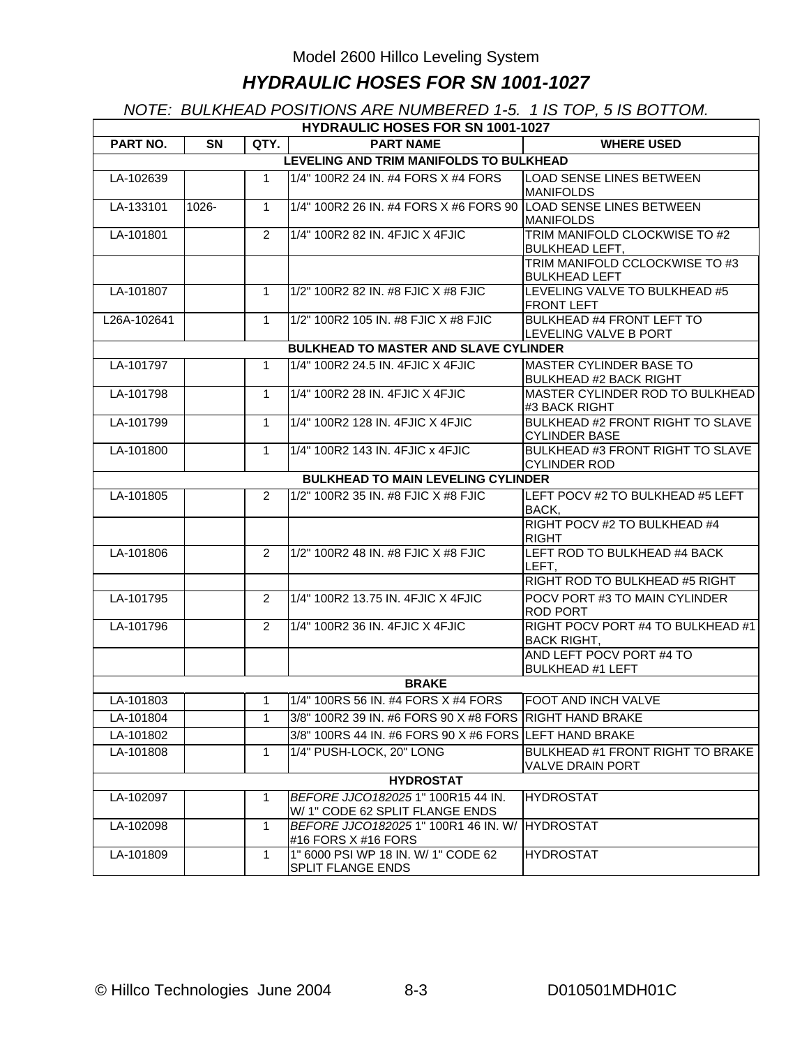Model 2600 Hillco Leveling System

# *HYDRAULIC HOSES FOR SN 1001-1027*

*NOTE: BULKHEAD POSITIONS ARE NUMBERED 1-5. 1 IS TOP, 5 IS BOTTOM.*

| PART NO. | SN | QTY. | PART NAME | WHERE USED |
|---|---|---|---|---|
| **HYDRAULIC HOSES FOR SN 1001-1027** | | | | |
| **LEVELING AND TRIM MANIFOLDS TO BULKHEAD** | | | | |
| LA-102639 | | 1 | 1/4" 100R2 24 IN. #4 FORS X #4 FORS | LOAD SENSE LINES BETWEEN MANIFOLDS |
| LA-133101 | 1026- | 1 | 1/4" 100R2 26 IN. #4 FORS X #6 FORS 90 | LOAD SENSE LINES BETWEEN MANIFOLDS |
| LA-101801 | | 2 | 1/4" 100R2 82 IN. 4FJIC X 4FJIC | TRIM MANIFOLD CLOCKWISE TO #2 BULKHEAD LEFT, |
| | | | | TRIM MANIFOLD CCLOCKWISE TO #3 BULKHEAD LEFT |
| LA-101807 | | 1 | 1/2" 100R2 82 IN. #8 FJIC X #8 FJIC | LEVELING VALVE TO BULKHEAD #5 FRONT LEFT |
| L26A-102641 | | 1 | 1/2" 100R2 105 IN. #8 FJIC X #8 FJIC | BULKHEAD #4 FRONT LEFT TO LEVELING VALVE B PORT |
| **BULKHEAD TO MASTER AND SLAVE CYLINDER** | | | | |
| LA-101797 | | 1 | 1/4" 100R2 24.5 IN. 4FJIC X 4FJIC | MASTER CYLINDER BASE TO BULKHEAD #2 BACK RIGHT |
| LA-101798 | | 1 | 1/4" 100R2 28 IN. 4FJIC X 4FJIC | MASTER CYLINDER ROD TO BULKHEAD #3 BACK RIGHT |
| LA-101799 | | 1 | 1/4" 100R2 128 IN. 4FJIC X 4FJIC | BULKHEAD #2 FRONT RIGHT TO SLAVE CYLINDER BASE |
| LA-101800 | | 1 | 1/4" 100R2 143 IN. 4FJIC x 4FJIC | BULKHEAD #3 FRONT RIGHT TO SLAVE CYLINDER ROD |
| **BULKHEAD TO MAIN LEVELING CYLINDER** | | | | |
| LA-101805 | | 2 | 1/2" 100R2 35 IN. #8 FJIC X #8 FJIC | LEFT POCV #2 TO BULKHEAD #5 LEFT BACK, |
| | | | | RIGHT POCV #2 TO BULKHEAD #4 RIGHT |
| LA-101806 | | 2 | 1/2" 100R2 48 IN. #8 FJIC X #8 FJIC | LEFT ROD TO BULKHEAD #4 BACK LEFT, |
| | | | | RIGHT ROD TO BULKHEAD #5 RIGHT |
| LA-101795 | | 2 | 1/4" 100R2 13.75 IN. 4FJIC X 4FJIC | POCV PORT #3 TO MAIN CYLINDER ROD PORT |
| LA-101796 | | 2 | 1/4" 100R2 36 IN. 4FJIC X 4FJIC | RIGHT POCV PORT #4 TO BULKHEAD #1 BACK RIGHT, |
| | | | | AND LEFT POCV PORT #4 TO BULKHEAD #1 LEFT |
| **BRAKE** | | | | |
| LA-101803 | | 1 | 1/4" 100RS 56 IN. #4 FORS X #4 FORS | FOOT AND INCH VALVE |
| LA-101804 | | 1 | 3/8" 100R2 39 IN. #6 FORS 90 X #8 FORS | RIGHT HAND BRAKE |
| LA-101802 | | | 3/8" 100RS 44 IN. #6 FORS 90 X #6 FORS | LEFT HAND BRAKE |
| LA-101808 | | 1 | 1/4" PUSH-LOCK, 20" LONG | BULKHEAD #1 FRONT RIGHT TO BRAKE VALVE DRAIN PORT |
| **HYDROSTAT** | | | | |
| LA-102097 | | 1 | *BEFORE JJCO182025* 1" 100R15 44 IN. W/ 1" CODE 62 SPLIT FLANGE ENDS | HYDROSTAT |
| LA-102098 | | 1 | *BEFORE JJCO182025* 1" 100R1 46 IN. W/ #16 FORS X #16 FORS | HYDROSTAT |
| LA-101809 | | 1 | 1" 6000 PSI WP 18 IN. W/ 1" CODE 62 SPLIT FLANGE ENDS | HYDROSTAT |

© Hillco Technologies June 2004 8-3 D010501MDH01C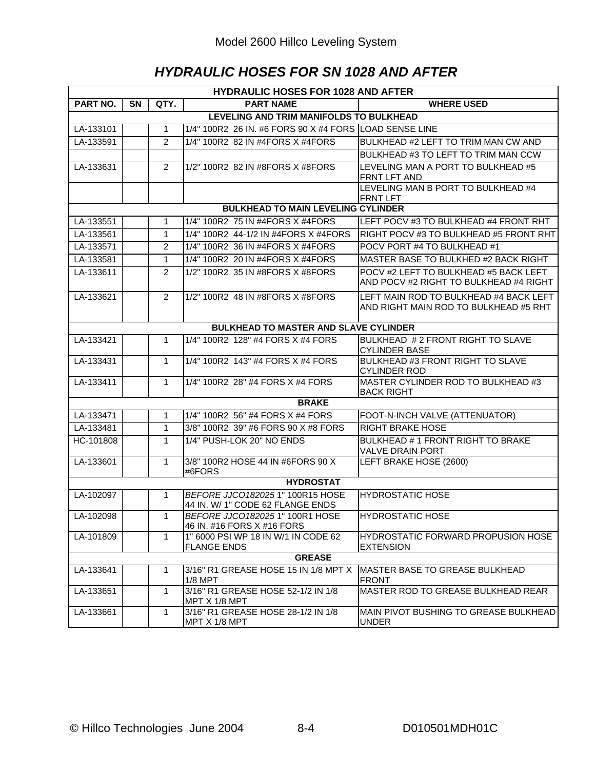# HYDRAULIC HOSES FOR SN 1028 AND AFTER

| HYDRAULIC HOSES FOR 1028 AND AFTER | | | | |
|---|---|---|---|---|
| **PART NO.** | **SN** | **QTY.** | **PART NAME** | **WHERE USED** |
| **LEVELING AND TRIM MANIFOLDS TO BULKHEAD** | | | | |
| LA-133101 | | 1 | 1/4" 100R2 26 IN. #6 FORS 90 X #4 FORS | LOAD SENSE LINE |
| LA-133591 | | 2 | 1/4" 100R2 82 IN #4FORS X #4FORS | BULKHEAD #2 LEFT TO TRIM MAN CW AND |
| | | | | BULKHEAD #3 TO LEFT TO TRIM MAN CCW |
| LA-133631 | | 2 | 1/2" 100R2 82 IN #8FORS X #8FORS | LEVELING MAN A PORT TO BULKHEAD #5 FRNT LFT AND |
| | | | | LEVELING MAN B PORT TO BULKHEAD #4 FRNT LFT |
| **BULKHEAD TO MAIN LEVELING CYLINDER** | | | | |
| LA-133551 | | 1 | 1/4" 100R2 75 IN #4FORS X #4FORS | LEFT POCV #3 TO BULKHEAD #4 FRONT RHT |
| LA-133561 | | 1 | 1/4" 100R2 44-1/2 IN #4FORS X #4FORS | RIGHT POCV #3 TO BULKHEAD #5 FRONT RHT |
| LA-133571 | | 2 | 1/4" 100R2 36 IN #4FORS X #4FORS | POCV PORT #4 TO BULKHEAD #1 |
| LA-133581 | | 1 | 1/4" 100R2 20 IN #4FORS X #4FORS | MASTER BASE TO BULKHED #2 BACK RIGHT |
| LA-133611 | | 2 | 1/2" 100R2 35 IN #8FORS X #8FORS | POCV #2 LEFT TO BULKHEAD #5 BACK LEFT AND POCV #2 RIGHT TO BULKHEAD #4 RIGHT |
| LA-133621 | | 2 | 1/2" 100R2 48 IN #8FORS X #8FORS | LEFT MAIN ROD TO BULKHEAD #4 BACK LEFT AND RIGHT MAIN ROD TO BULKHEAD #5 RHT |
| **BULKHEAD TO MASTER AND SLAVE CYLINDER** | | | | |
| LA-133421 | | 1 | 1/4" 100R2 128" #4 FORS X #4 FORS | BULKHEAD # 2 FRONT RIGHT TO SLAVE CYLINDER BASE |
| LA-133431 | | 1 | 1/4" 100R2 143" #4 FORS X #4 FORS | BULKHEAD #3 FRONT RIGHT TO SLAVE CYLINDER ROD |
| LA-133411 | | 1 | 1/4" 100R2 28" #4 FORS X #4 FORS | MASTER CYLINDER ROD TO BULKHEAD #3 BACK RIGHT |
| **BRAKE** | | | | |
| LA-133471 | | 1 | 1/4" 100R2 56" #4 FORS X #4 FORS | FOOT-N-INCH VALVE (ATTENUATOR) |
| LA-133481 | | 1 | 3/8" 100R2 39" #6 FORS 90 X #8 FORS | RIGHT BRAKE HOSE |
| HC-101808 | | 1 | 1/4" PUSH-LOK 20" NO ENDS | BULKHEAD # 1 FRONT RIGHT TO BRAKE VALVE DRAIN PORT |
| LA-133601 | | 1 | 3/8" 100R2 HOSE 44 IN #6FORS 90 X #6FORS | LEFT BRAKE HOSE (2600) |
| **HYDROSTAT** | | | | |
| LA-102097 | | 1 | *BEFORE JJCO182025* 1" 100R15 HOSE 44 IN. W/ 1" CODE 62 FLANGE ENDS | HYDROSTATIC HOSE |
| LA-102098 | | 1 | *BEFORE JJCO182025* 1" 100R1 HOSE 46 IN. #16 FORS X #16 FORS | HYDROSTATIC HOSE |
| LA-101809 | | 1 | 1" 6000 PSI WP 18 IN W/1 IN CODE 62 FLANGE ENDS | HYDROSTATIC FORWARD PROPUSION HOSE EXTENSION |
| **GREASE** | | | | |
| LA-133641 | | 1 | 3/16" R1 GREASE HOSE 15 IN 1/8 MPT X 1/8 MPT | MASTER BASE TO GREASE BULKHEAD FRONT |
| LA-133651 | | 1 | 3/16" R1 GREASE HOSE 52-1/2 IN 1/8 MPT X 1/8 MPT | MASTER ROD TO GREASE BULKHEAD REAR |
| LA-133661 | | 1 | 3/16" R1 GREASE HOSE 28-1/2 IN 1/8 MPT X 1/8 MPT | MAIN PIVOT BUSHING TO GREASE BULKHEAD UNDER |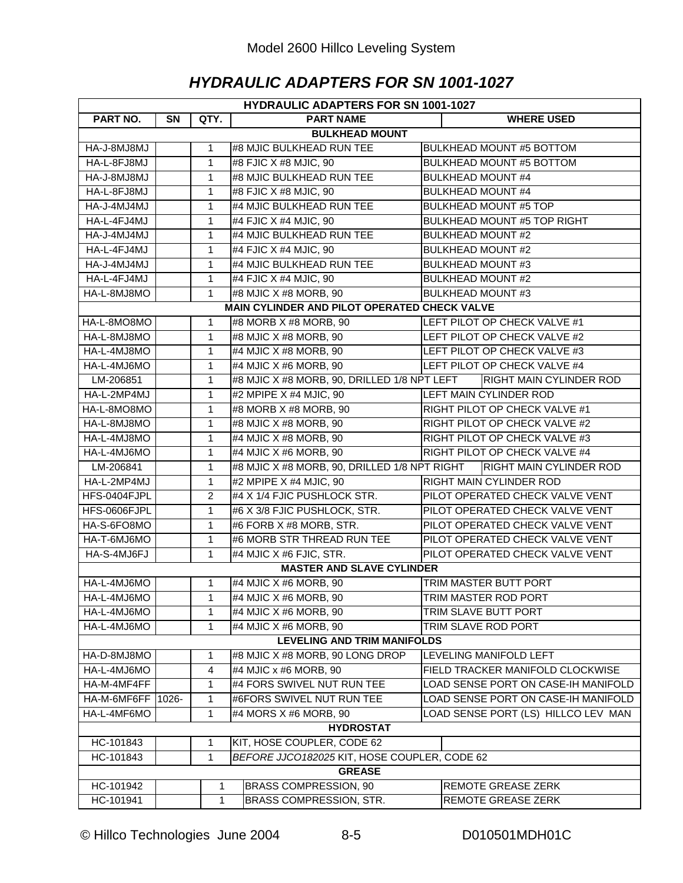# HYDRAULIC ADAPTERS FOR SN 1001-1027

| PART NO. | SN | QTY. | PART NAME | WHERE USED |
|---|---|---|---|---|
| **BULKHEAD MOUNT** | | | | |
| HA-J-8MJ8MJ | | 1 | #8 MJIC BULKHEAD RUN TEE | BULKHEAD MOUNT #5 BOTTOM |
| HA-L-8FJ8MJ | | 1 | #8 FJIC X #8 MJIC, 90 | BULKHEAD MOUNT #5 BOTTOM |
| HA-J-8MJ8MJ | | 1 | #8 MJIC BULKHEAD RUN TEE | BULKHEAD MOUNT #4 |
| HA-L-8FJ8MJ | | 1 | #8 FJIC X #8 MJIC, 90 | BULKHEAD MOUNT #4 |
| HA-J-4MJ4MJ | | 1 | #4 MJIC BULKHEAD RUN TEE | BULKHEAD MOUNT #5 TOP |
| HA-L-4FJ4MJ | | 1 | #4 FJIC X #4 MJIC, 90 | BULKHEAD MOUNT #5 TOP RIGHT |
| HA-J-4MJ4MJ | | 1 | #4 MJIC BULKHEAD RUN TEE | BULKHEAD MOUNT #2 |
| HA-L-4FJ4MJ | | 1 | #4 FJIC X #4 MJIC, 90 | BULKHEAD MOUNT #2 |
| HA-J-4MJ4MJ | | 1 | #4 MJIC BULKHEAD RUN TEE | BULKHEAD MOUNT #3 |
| HA-L-4FJ4MJ | | 1 | #4 FJIC X #4 MJIC, 90 | BULKHEAD MOUNT #2 |
| HA-L-8MJ8MO | | 1 | #8 MJIC X #8 MORB, 90 | BULKHEAD MOUNT #3 |
| **MAIN CYLINDER AND PILOT OPERATED CHECK VALVE** | | | | |
| HA-L-8MO8MO | | 1 | #8 MORB X #8 MORB, 90 | LEFT PILOT OP CHECK VALVE #1 |
| HA-L-8MJ8MO | | 1 | #8 MJIC X #8 MORB, 90 | LEFT PILOT OP CHECK VALVE #2 |
| HA-L-4MJ8MO | | 1 | #4 MJIC X #8 MORB, 90 | LEFT PILOT OP CHECK VALVE #3 |
| HA-L-4MJ6MO | | 1 | #4 MJIC X #6 MORB, 90 | LEFT PILOT OP CHECK VALVE #4 |
| LM-206851 | | 1 | #8 MJIC X #8 MORB, 90, DRILLED 1/8 NPT LEFT | RIGHT MAIN CYLINDER ROD |
| HA-L-2MP4MJ | | 1 | #2 MPIPE X #4 MJIC, 90 | LEFT MAIN CYLINDER ROD |
| HA-L-8MO8MO | | 1 | #8 MORB X #8 MORB, 90 | RIGHT PILOT OP CHECK VALVE #1 |
| HA-L-8MJ8MO | | 1 | #8 MJIC X #8 MORB, 90 | RIGHT PILOT OP CHECK VALVE #2 |
| HA-L-4MJ8MO | | 1 | #4 MJIC X #8 MORB, 90 | RIGHT PILOT OP CHECK VALVE #3 |
| HA-L-4MJ6MO | | 1 | #4 MJIC X #6 MORB, 90 | RIGHT PILOT OP CHECK VALVE #4 |
| LM-206841 | | 1 | #8 MJIC X #8 MORB, 90, DRILLED 1/8 NPT RIGHT | RIGHT MAIN CYLINDER ROD |
| HA-L-2MP4MJ | | 1 | #2 MPIPE X #4 MJIC, 90 | RIGHT MAIN CYLINDER ROD |
| HFS-0404FJPL | | 2 | #4 X 1/4 FJIC PUSHLOCK STR. | PILOT OPERATED CHECK VALVE VENT |
| HFS-0606FJPL | | 1 | #6 X 3/8 FJIC PUSHLOCK, STR. | PILOT OPERATED CHECK VALVE VENT |
| HA-S-6FO8MO | | 1 | #6 FORB X #8 MORB, STR. | PILOT OPERATED CHECK VALVE VENT |
| HA-T-6MJ6MO | | 1 | #6 MORB STR THREAD RUN TEE | PILOT OPERATED CHECK VALVE VENT |
| HA-S-4MJ6FJ | | 1 | #4 MJIC X #6 FJIC, STR. | PILOT OPERATED CHECK VALVE VENT |
| **MASTER AND SLAVE CYLINDER** | | | | |
| HA-L-4MJ6MO | | 1 | #4 MJIC X #6 MORB, 90 | TRIM MASTER BUTT PORT |
| HA-L-4MJ6MO | | 1 | #4 MJIC X #6 MORB, 90 | TRIM MASTER ROD PORT |
| HA-L-4MJ6MO | | 1 | #4 MJIC X #6 MORB, 90 | TRIM SLAVE BUTT PORT |
| HA-L-4MJ6MO | | 1 | #4 MJIC X #6 MORB, 90 | TRIM SLAVE ROD PORT |
| **LEVELING AND TRIM MANIFOLDS** | | | | |
| HA-D-8MJ8MO | | 1 | #8 MJIC X #8 MORB, 90 LONG DROP | LEVELING MANIFOLD LEFT |
| HA-L-4MJ6MO | | 4 | #4 MJIC x #6 MORB, 90 | FIELD TRACKER MANIFOLD CLOCKWISE |
| HA-M-4MF4FF | | 1 | #4 FORS SWIVEL NUT RUN TEE | LOAD SENSE PORT ON CASE-IH MANIFOLD |
| HA-M-6MF6FF | 1026- | 1 | #6FORS SWIVEL NUT RUN TEE | LOAD SENSE PORT ON CASE-IH MANIFOLD |
| HA-L-4MF6MO | | 1 | #4 MORS X #6 MORB, 90 | LOAD SENSE PORT (LS) HILLCO LEV MAN |
| **HYDROSTAT** | | | | |
| HC-101843 | | 1 | KIT, HOSE COUPLER, CODE 62 | |
| HC-101843 | | 1 | *BEFORE JJCO182025* KIT, HOSE COUPLER, CODE 62 | |
| **GREASE** | | | | |
| HC-101942 | | 1 | BRASS COMPRESSION, 90 | REMOTE GREASE ZERK |
| HC-101941 | | 1 | BRASS COMPRESSION, STR. | REMOTE GREASE ZERK |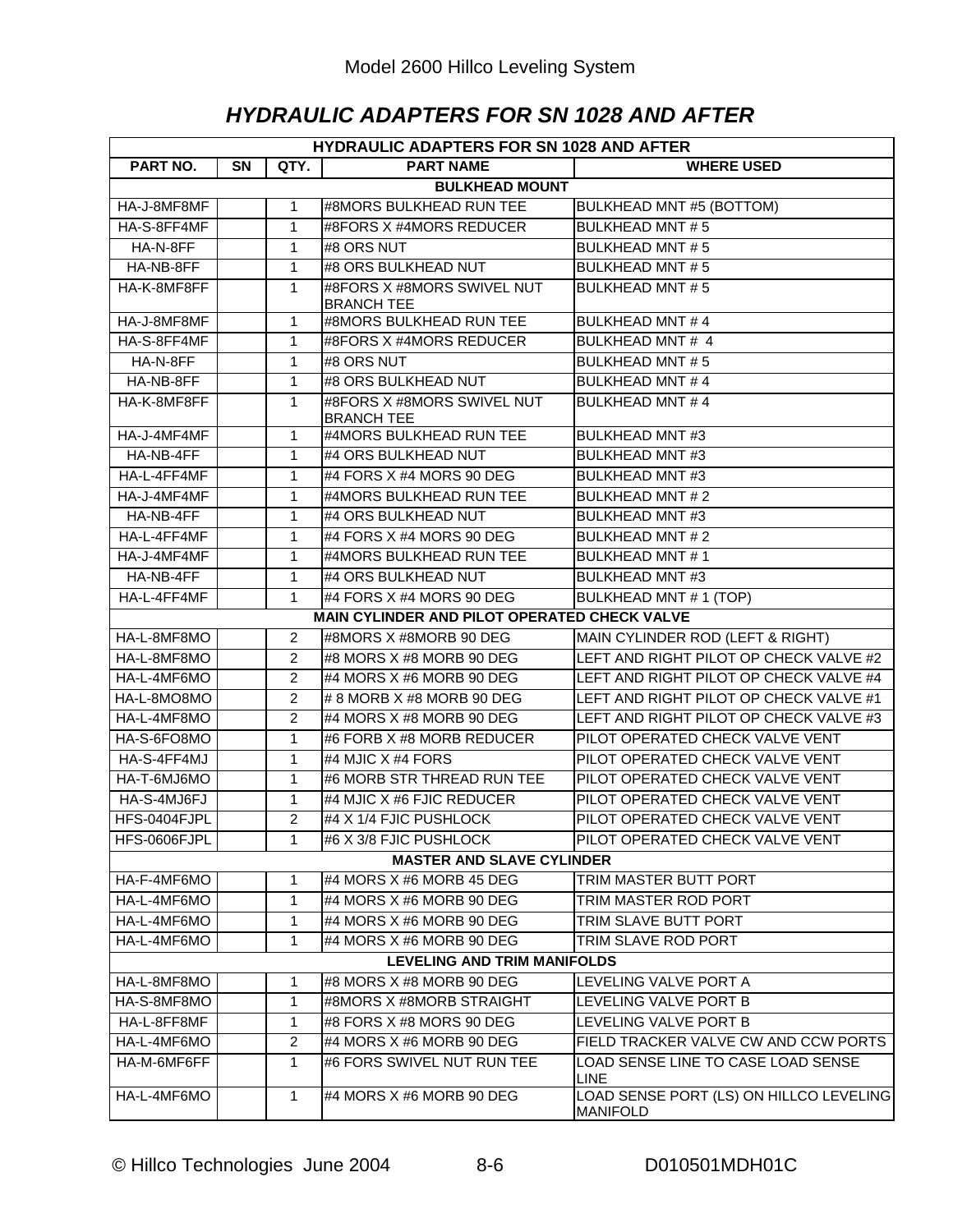# HYDRAULIC ADAPTERS FOR SN 1028 AND AFTER

| HYDRAULIC ADAPTERS FOR SN 1028 AND AFTER | | | | |
|---|---|---|---|---|
| **PART NO.** | **SN** | **QTY.** | **PART NAME** | **WHERE USED** |
| **BULKHEAD MOUNT** | | | | |
| HA-J-8MF8MF | | 1 | #8MORS BULKHEAD RUN TEE | BULKHEAD MNT #5 (BOTTOM) |
| HA-S-8FF4MF | | 1 | #8FORS X #4MORS REDUCER | BULKHEAD MNT # 5 |
| HA-N-8FF | | 1 | #8 ORS NUT | BULKHEAD MNT # 5 |
| HA-NB-8FF | | 1 | #8 ORS BULKHEAD NUT | BULKHEAD MNT # 5 |
| HA-K-8MF8FF | | 1 | #8FORS X #8MORS SWIVEL NUT BRANCH TEE | BULKHEAD MNT # 5 |
| HA-J-8MF8MF | | 1 | #8MORS BULKHEAD RUN TEE | BULKHEAD MNT # 4 |
| HA-S-8FF4MF | | 1 | #8FORS X #4MORS REDUCER | BULKHEAD MNT # 4 |
| HA-N-8FF | | 1 | #8 ORS NUT | BULKHEAD MNT # 5 |
| HA-NB-8FF | | 1 | #8 ORS BULKHEAD NUT | BULKHEAD MNT # 4 |
| HA-K-8MF8FF | | 1 | #8FORS X #8MORS SWIVEL NUT BRANCH TEE | BULKHEAD MNT # 4 |
| HA-J-4MF4MF | | 1 | #4MORS BULKHEAD RUN TEE | BULKHEAD MNT #3 |
| HA-NB-4FF | | 1 | #4 ORS BULKHEAD NUT | BULKHEAD MNT #3 |
| HA-L-4FF4MF | | 1 | #4 FORS X #4 MORS 90 DEG | BULKHEAD MNT #3 |
| HA-J-4MF4MF | | 1 | #4MORS BULKHEAD RUN TEE | BULKHEAD MNT # 2 |
| HA-NB-4FF | | 1 | #4 ORS BULKHEAD NUT | BULKHEAD MNT #3 |
| HA-L-4FF4MF | | 1 | #4 FORS X #4 MORS 90 DEG | BULKHEAD MNT # 2 |
| HA-J-4MF4MF | | 1 | #4MORS BULKHEAD RUN TEE | BULKHEAD MNT # 1 |
| HA-NB-4FF | | 1 | #4 ORS BULKHEAD NUT | BULKHEAD MNT #3 |
| HA-L-4FF4MF | | 1 | #4 FORS X #4 MORS 90 DEG | BULKHEAD MNT # 1 (TOP) |
| **MAIN CYLINDER AND PILOT OPERATED CHECK VALVE** | | | | |
| HA-L-8MF8MO | | 2 | #8MORS X #8MORB 90 DEG | MAIN CYLINDER ROD (LEFT & RIGHT) |
| HA-L-8MF8MO | | 2 | #8 MORS X #8 MORB 90 DEG | LEFT AND RIGHT PILOT OP CHECK VALVE #2 |
| HA-L-4MF6MO | | 2 | #4 MORS X #6 MORB 90 DEG | LEFT AND RIGHT PILOT OP CHECK VALVE #4 |
| HA-L-8MO8MO | | 2 | # 8 MORB X #8 MORB 90 DEG | LEFT AND RIGHT PILOT OP CHECK VALVE #1 |
| HA-L-4MF8MO | | 2 | #4 MORS X #8 MORB 90 DEG | LEFT AND RIGHT PILOT OP CHECK VALVE #3 |
| HA-S-6FO8MO | | 1 | #6 FORB X #8 MORB REDUCER | PILOT OPERATED CHECK VALVE VENT |
| HA-S-4FF4MJ | | 1 | #4 MJIC X #4 FORS | PILOT OPERATED CHECK VALVE VENT |
| HA-T-6MJ6MO | | 1 | #6 MORB STR THREAD RUN TEE | PILOT OPERATED CHECK VALVE VENT |
| HA-S-4MJ6FJ | | 1 | #4 MJIC X #6 FJIC REDUCER | PILOT OPERATED CHECK VALVE VENT |
| HFS-0404FJPL | | 2 | #4 X 1/4 FJIC PUSHLOCK | PILOT OPERATED CHECK VALVE VENT |
| HFS-0606FJPL | | 1 | #6 X 3/8 FJIC PUSHLOCK | PILOT OPERATED CHECK VALVE VENT |
| **MASTER AND SLAVE CYLINDER** | | | | |
| HA-F-4MF6MO | | 1 | #4 MORS X #6 MORB 45 DEG | TRIM MASTER BUTT PORT |
| HA-L-4MF6MO | | 1 | #4 MORS X #6 MORB 90 DEG | TRIM MASTER ROD PORT |
| HA-L-4MF6MO | | 1 | #4 MORS X #6 MORB 90 DEG | TRIM SLAVE BUTT PORT |
| HA-L-4MF6MO | | 1 | #4 MORS X #6 MORB 90 DEG | TRIM SLAVE ROD PORT |
| **LEVELING AND TRIM MANIFOLDS** | | | | |
| HA-L-8MF8MO | | 1 | #8 MORS X #8 MORB 90 DEG | LEVELING VALVE PORT A |
| HA-S-8MF8MO | | 1 | #8MORS X #8MORB STRAIGHT | LEVELING VALVE PORT B |
| HA-L-8FF8MF | | 1 | #8 FORS X #8 MORS 90 DEG | LEVELING VALVE PORT B |
| HA-L-4MF6MO | | 2 | #4 MORS X #6 MORB 90 DEG | FIELD TRACKER VALVE CW AND CCW PORTS |
| HA-M-6MF6FF | | 1 | #6 FORS SWIVEL NUT RUN TEE | LOAD SENSE LINE TO CASE LOAD SENSE LINE |
| HA-L-4MF6MO | | 1 | #4 MORS X #6 MORB 90 DEG | LOAD SENSE PORT (LS) ON HILLCO LEVELING MANIFOLD |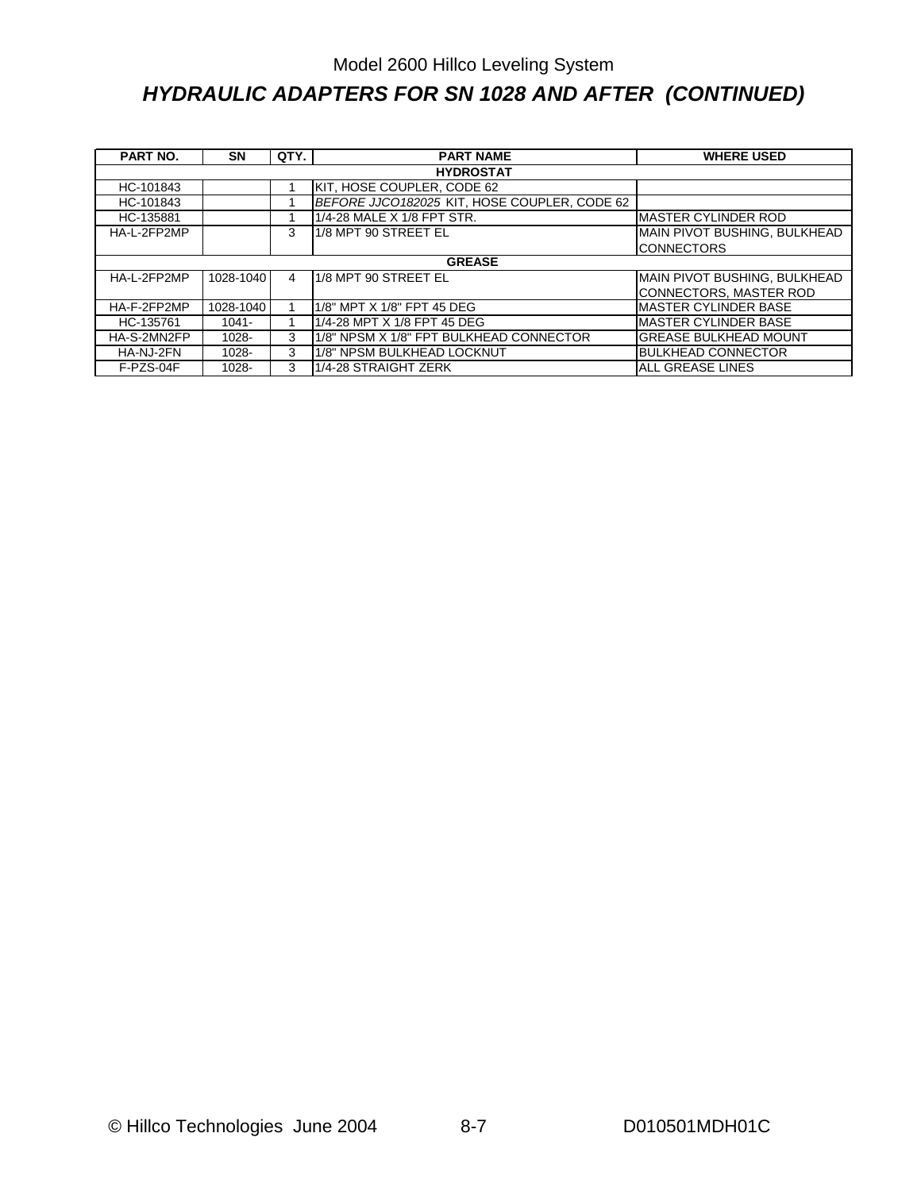Model 2600 Hillco Leveling System

## *HYDRAULIC ADAPTERS FOR SN 1028 AND AFTER (CONTINUED)*

| PART NO. | SN | QTY. | PART NAME | WHERE USED |
|---|---|---|---|---|
| | | | **HYDROSTAT** | |
| HC-101843 | | 1 | KIT, HOSE COUPLER, CODE 62 | |
| HC-101843 | | 1 | *BEFORE JJCO182025* KIT, HOSE COUPLER, CODE 62 | |
| HC-135881 | | 1 | 1/4-28 MALE X 1/8 FPT STR. | MASTER CYLINDER ROD |
| HA-L-2FP2MP | | 3 | 1/8 MPT 90 STREET EL | MAIN PIVOT BUSHING, BULKHEAD CONNECTORS |
| | | | **GREASE** | |
| HA-L-2FP2MP | 1028-1040 | 4 | 1/8 MPT 90 STREET EL | MAIN PIVOT BUSHING, BULKHEAD CONNECTORS, MASTER ROD |
| HA-F-2FP2MP | 1028-1040 | 1 | 1/8" MPT X 1/8" FPT 45 DEG | MASTER CYLINDER BASE |
| HC-135761 | 1041- | 1 | 1/4-28 MPT X 1/8 FPT 45 DEG | MASTER CYLINDER BASE |
| HA-S-2MN2FP | 1028- | 3 | 1/8" NPSM X 1/8" FPT BULKHEAD CONNECTOR | GREASE BULKHEAD MOUNT |
| HA-NJ-2FN | 1028- | 3 | 1/8" NPSM BULKHEAD LOCKNUT | BULKHEAD CONNECTOR |
| F-PZS-04F | 1028- | 3 | 1/4-28 STRAIGHT ZERK | ALL GREASE LINES |

© Hillco Technologies June 2004 8-7 D010501MDH01C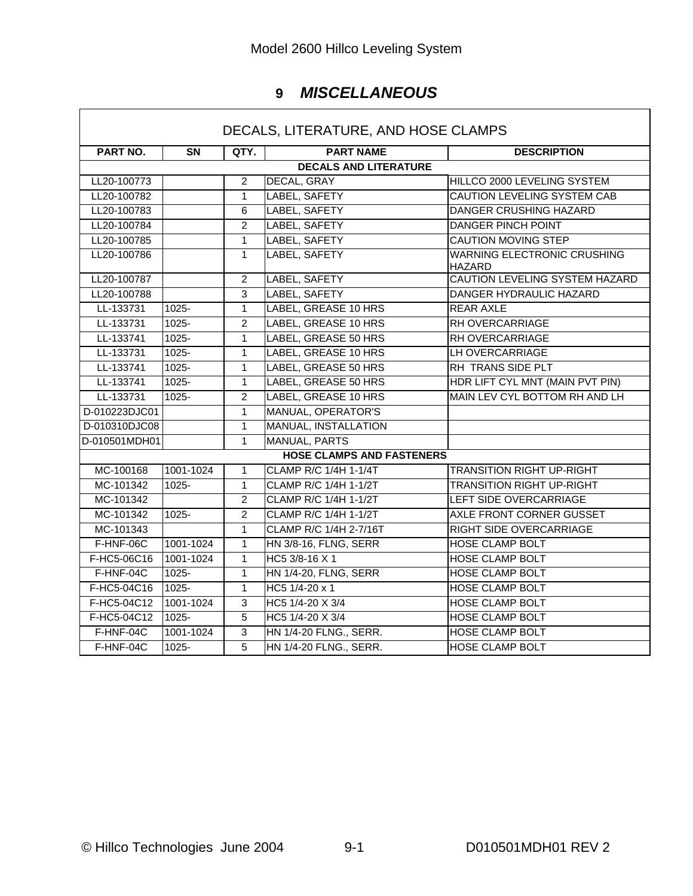# 9 *MISCELLANEOUS*

| DECALS, LITERATURE, AND HOSE CLAMPS | | | | |
|---|---|---|---|---|
| **PART NO.** | **SN** | **QTY.** | **PART NAME** | **DESCRIPTION** |
| | | | **DECALS AND LITERATURE** | |
| LL20-100773 | | 2 | DECAL, GRAY | HILLCO 2000 LEVELING SYSTEM |
| LL20-100782 | | 1 | LABEL, SAFETY | CAUTION LEVELING SYSTEM CAB |
| LL20-100783 | | 6 | LABEL, SAFETY | DANGER CRUSHING HAZARD |
| LL20-100784 | | 2 | LABEL, SAFETY | DANGER PINCH POINT |
| LL20-100785 | | 1 | LABEL, SAFETY | CAUTION MOVING STEP |
| LL20-100786 | | 1 | LABEL, SAFETY | WARNING ELECTRONIC CRUSHING HAZARD |
| LL20-100787 | | 2 | LABEL, SAFETY | CAUTION LEVELING SYSTEM HAZARD |
| LL20-100788 | | 3 | LABEL, SAFETY | DANGER HYDRAULIC HAZARD |
| LL-133731 | 1025- | 1 | LABEL, GREASE 10 HRS | REAR AXLE |
| LL-133731 | 1025- | 2 | LABEL, GREASE 10 HRS | RH OVERCARRIAGE |
| LL-133741 | 1025- | 1 | LABEL, GREASE 50 HRS | RH OVERCARRIAGE |
| LL-133731 | 1025- | 1 | LABEL, GREASE 10 HRS | LH OVERCARRIAGE |
| LL-133741 | 1025- | 1 | LABEL, GREASE 50 HRS | RH TRANS SIDE PLT |
| LL-133741 | 1025- | 1 | LABEL, GREASE 50 HRS | HDR LIFT CYL MNT (MAIN PVT PIN) |
| LL-133731 | 1025- | 2 | LABEL, GREASE 10 HRS | MAIN LEV CYL BOTTOM RH AND LH |
| D-010223DJC01 | | 1 | MANUAL, OPERATOR'S | |
| D-010310DJC08 | | 1 | MANUAL, INSTALLATION | |
| D-010501MDH01 | | 1 | MANUAL, PARTS | |
| | | | **HOSE CLAMPS AND FASTENERS** | |
| MC-100168 | 1001-1024 | 1 | CLAMP R/C 1/4H 1-1/4T | TRANSITION RIGHT UP-RIGHT |
| MC-101342 | 1025- | 1 | CLAMP R/C 1/4H 1-1/2T | TRANSITION RIGHT UP-RIGHT |
| MC-101342 | | 2 | CLAMP R/C 1/4H 1-1/2T | LEFT SIDE OVERCARRIAGE |
| MC-101342 | 1025- | 2 | CLAMP R/C 1/4H 1-1/2T | AXLE FRONT CORNER GUSSET |
| MC-101343 | | 1 | CLAMP R/C 1/4H 2-7/16T | RIGHT SIDE OVERCARRIAGE |
| F-HNF-06C | 1001-1024 | 1 | HN 3/8-16, FLNG, SERR | HOSE CLAMP BOLT |
| F-HC5-06C16 | 1001-1024 | 1 | HC5 3/8-16 X 1 | HOSE CLAMP BOLT |
| F-HNF-04C | 1025- | 1 | HN 1/4-20, FLNG, SERR | HOSE CLAMP BOLT |
| F-HC5-04C16 | 1025- | 1 | HC5 1/4-20 x 1 | HOSE CLAMP BOLT |
| F-HC5-04C12 | 1001-1024 | 3 | HC5 1/4-20 X 3/4 | HOSE CLAMP BOLT |
| F-HC5-04C12 | 1025- | 5 | HC5 1/4-20 X 3/4 | HOSE CLAMP BOLT |
| F-HNF-04C | 1001-1024 | 3 | HN 1/4-20 FLNG., SERR. | HOSE CLAMP BOLT |
| F-HNF-04C | 1025- | 5 | HN 1/4-20 FLNG., SERR. | HOSE CLAMP BOLT |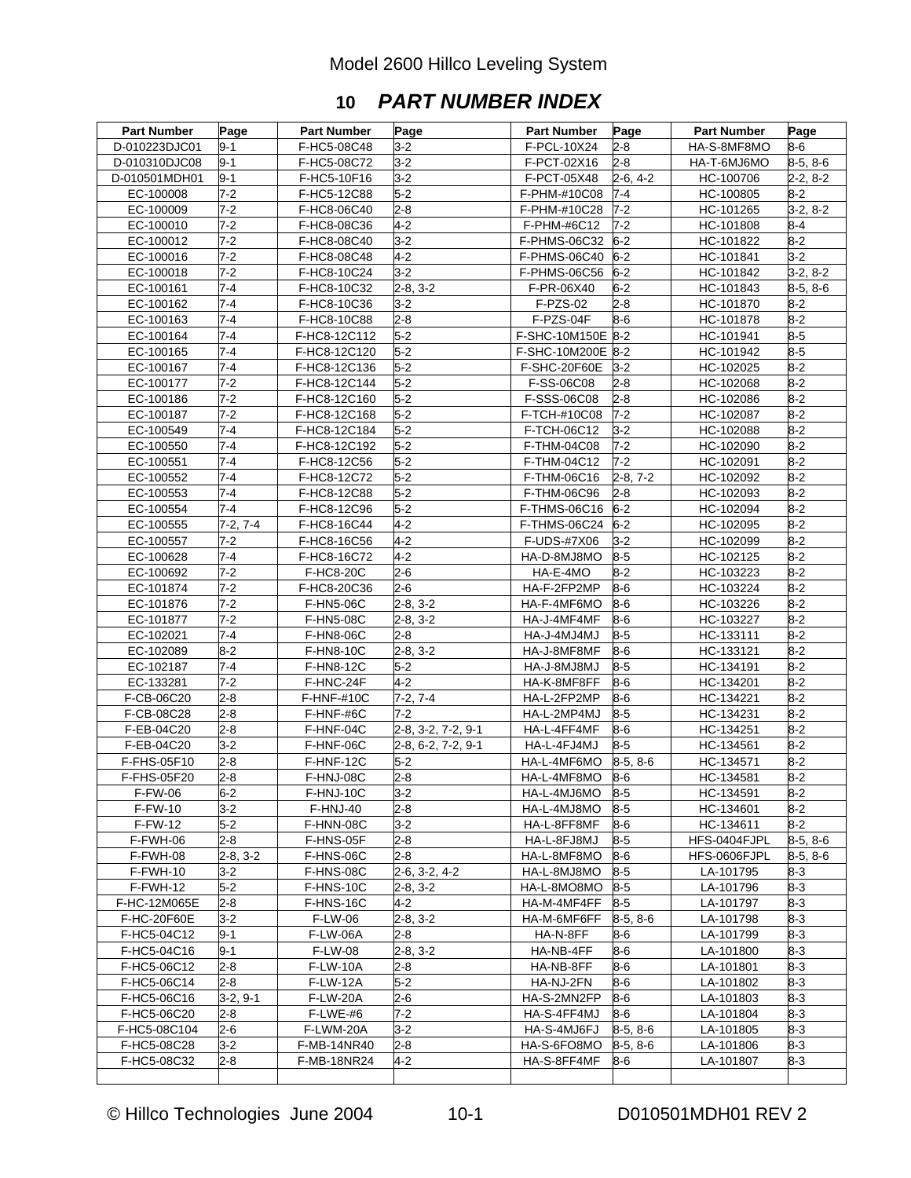Model 2600 Hillco Leveling System

# 10 *PART NUMBER INDEX*

| Part Number | Page | Part Number | Page | Part Number | Page | Part Number | Page |
|---|---|---|---|---|---|---|---|
| D-010223DJC01 | 9-1 | F-HC5-08C48 | 3-2 | F-PCL-10X24 | 2-8 | HA-S-8MF8MO | 8-6 |
| D-010310DJC08 | 9-1 | F-HC5-08C72 | 3-2 | F-PCT-02X16 | 2-8 | HA-T-6MJ6MO | 8-5, 8-6 |
| D-010501MDH01 | 9-1 | F-HC5-10F16 | 3-2 | F-PCT-05X48 | 2-6, 4-2 | HC-100706 | 2-2, 8-2 |
| EC-100008 | 7-2 | F-HC5-12C88 | 5-2 | F-PHM-#10C08 | 7-4 | HC-100805 | 8-2 |
| EC-100009 | 7-2 | F-HC8-06C40 | 2-8 | F-PHM-#10C28 | 7-2 | HC-101265 | 3-2, 8-2 |
| EC-100010 | 7-2 | F-HC8-08C36 | 4-2 | F-PHM-#6C12 | 7-2 | HC-101808 | 8-4 |
| EC-100012 | 7-2 | F-HC8-08C40 | 3-2 | F-PHMS-06C32 | 6-2 | HC-101822 | 8-2 |
| EC-100016 | 7-2 | F-HC8-08C48 | 4-2 | F-PHMS-06C40 | 6-2 | HC-101841 | 3-2 |
| EC-100018 | 7-2 | F-HC8-10C24 | 3-2 | F-PHMS-06C56 | 6-2 | HC-101842 | 3-2, 8-2 |
| EC-100161 | 7-4 | F-HC8-10C32 | 2-8, 3-2 | F-PR-06X40 | 6-2 | HC-101843 | 8-5, 8-6 |
| EC-100162 | 7-4 | F-HC8-10C36 | 3-2 | F-PZS-02 | 2-8 | HC-101870 | 8-2 |
| EC-100163 | 7-4 | F-HC8-10C88 | 2-8 | F-PZS-04F | 8-6 | HC-101878 | 8-2 |
| EC-100164 | 7-4 | F-HC8-12C112 | 5-2 | F-SHC-10M150E | 8-2 | HC-101941 | 8-5 |
| EC-100165 | 7-4 | F-HC8-12C120 | 5-2 | F-SHC-10M200E | 8-2 | HC-101942 | 8-5 |
| EC-100167 | 7-4 | F-HC8-12C136 | 5-2 | F-SHC-20F60E | 3-2 | HC-102025 | 8-2 |
| EC-100177 | 7-2 | F-HC8-12C144 | 5-2 | F-SS-06C08 | 2-8 | HC-102068 | 8-2 |
| EC-100186 | 7-2 | F-HC8-12C160 | 5-2 | F-SSS-06C08 | 2-8 | HC-102086 | 8-2 |
| EC-100187 | 7-2 | F-HC8-12C168 | 5-2 | F-TCH-#10C08 | 7-2 | HC-102087 | 8-2 |
| EC-100549 | 7-4 | F-HC8-12C184 | 5-2 | F-TCH-06C12 | 3-2 | HC-102088 | 8-2 |
| EC-100550 | 7-4 | F-HC8-12C192 | 5-2 | F-THM-04C08 | 7-2 | HC-102090 | 8-2 |
| EC-100551 | 7-4 | F-HC8-12C56 | 5-2 | F-THM-04C12 | 7-2 | HC-102091 | 8-2 |
| EC-100552 | 7-4 | F-HC8-12C72 | 5-2 | F-THM-06C16 | 2-8, 7-2 | HC-102092 | 8-2 |
| EC-100553 | 7-4 | F-HC8-12C88 | 5-2 | F-THM-06C96 | 2-8 | HC-102093 | 8-2 |
| EC-100554 | 7-4 | F-HC8-12C96 | 5-2 | F-THMS-06C16 | 6-2 | HC-102094 | 8-2 |
| EC-100555 | 7-2, 7-4 | F-HC8-16C44 | 4-2 | F-THMS-06C24 | 6-2 | HC-102095 | 8-2 |
| EC-100557 | 7-2 | F-HC8-16C56 | 4-2 | F-UDS-#7X06 | 3-2 | HC-102099 | 8-2 |
| EC-100628 | 7-4 | F-HC8-16C72 | 4-2 | HA-D-8MJ8MO | 8-5 | HC-102125 | 8-2 |
| EC-100692 | 7-2 | F-HC8-20C | 2-6 | HA-E-4MO | 8-2 | HC-103223 | 8-2 |
| EC-101874 | 7-2 | F-HC8-20C36 | 2-6 | HA-F-2FP2MP | 8-6 | HC-103224 | 8-2 |
| EC-101876 | 7-2 | F-HN5-06C | 2-8, 3-2 | HA-F-4MF6MO | 8-6 | HC-103226 | 8-2 |
| EC-101877 | 7-2 | F-HN5-08C | 2-8, 3-2 | HA-J-4MF4MF | 8-6 | HC-103227 | 8-2 |
| EC-102021 | 7-4 | F-HN8-06C | 2-8 | HA-J-4MJ4MJ | 8-5 | HC-133111 | 8-2 |
| EC-102089 | 8-2 | F-HN8-10C | 2-8, 3-2 | HA-J-8MF8MF | 8-6 | HC-133121 | 8-2 |
| EC-102187 | 7-4 | F-HN8-12C | 5-2 | HA-J-8MJ8MJ | 8-5 | HC-134191 | 8-2 |
| EC-133281 | 7-2 | F-HNC-24F | 4-2 | HA-K-8MF8FF | 8-6 | HC-134201 | 8-2 |
| F-CB-06C20 | 2-8 | F-HNF-#10C | 7-2, 7-4 | HA-L-2FP2MP | 8-6 | HC-134221 | 8-2 |
| F-CB-08C28 | 2-8 | F-HNF-#6C | 7-2 | HA-L-2MP4MJ | 8-5 | HC-134231 | 8-2 |
| F-EB-04C20 | 2-8 | F-HNF-04C | 2-8, 3-2, 7-2, 9-1 | HA-L-4FF4MF | 8-6 | HC-134251 | 8-2 |
| F-EB-04C20 | 3-2 | F-HNF-06C | 2-8, 6-2, 7-2, 9-1 | HA-L-4FJ4MJ | 8-5 | HC-134561 | 8-2 |
| F-FHS-05F10 | 2-8 | F-HNF-12C | 5-2 | HA-L-4MF6MO | 8-5, 8-6 | HC-134571 | 8-2 |
| F-FHS-05F20 | 2-8 | F-HNJ-08C | 2-8 | HA-L-4MF8MO | 8-6 | HC-134581 | 8-2 |
| F-FW-06 | 6-2 | F-HNJ-10C | 3-2 | HA-L-4MJ6MO | 8-5 | HC-134591 | 8-2 |
| F-FW-10 | 3-2 | F-HNJ-40 | 2-8 | HA-L-4MJ8MO | 8-5 | HC-134601 | 8-2 |
| F-FW-12 | 5-2 | F-HNN-08C | 3-2 | HA-L-8FF8MF | 8-6 | HC-134611 | 8-2 |
| F-FWH-06 | 2-8 | F-HNS-05F | 2-8 | HA-L-8FJ8MJ | 8-5 | HFS-0404FJPL | 8-5, 8-6 |
| F-FWH-08 | 2-8, 3-2 | F-HNS-06C | 2-8 | HA-L-8MF8MO | 8-6 | HFS-0606FJPL | 8-5, 8-6 |
| F-FWH-10 | 3-2 | F-HNS-08C | 2-6, 3-2, 4-2 | HA-L-8MJ8MO | 8-5 | LA-101795 | 8-3 |
| F-FWH-12 | 5-2 | F-HNS-10C | 2-8, 3-2 | HA-L-8MO8MO | 8-5 | LA-101796 | 8-3 |
| F-HC-12M065E | 2-8 | F-HNS-16C | 4-2 | HA-M-4MF4FF | 8-5 | LA-101797 | 8-3 |
| F-HC-20F60E | 3-2 | F-LW-06 | 2-8, 3-2 | HA-M-6MF6FF | 8-5, 8-6 | LA-101798 | 8-3 |
| F-HC5-04C12 | 9-1 | F-LW-06A | 2-8 | HA-N-8FF | 8-6 | LA-101799 | 8-3 |
| F-HC5-04C16 | 9-1 | F-LW-08 | 2-8, 3-2 | HA-NB-4FF | 8-6 | LA-101800 | 8-3 |
| F-HC5-06C12 | 2-8 | F-LW-10A | 2-8 | HA-NB-8FF | 8-6 | LA-101801 | 8-3 |
| F-HC5-06C14 | 2-8 | F-LW-12A | 5-2 | HA-NJ-2FN | 8-6 | LA-101802 | 8-3 |
| F-HC5-06C16 | 3-2, 9-1 | F-LW-20A | 2-6 | HA-S-2MN2FP | 8-6 | LA-101803 | 8-3 |
| F-HC5-06C20 | 2-8 | F-LWE-#6 | 7-2 | HA-S-4FF4MJ | 8-6 | LA-101804 | 8-3 |
| F-HC5-08C104 | 2-6 | F-LWM-20A | 3-2 | HA-S-4MJ6FJ | 8-5, 8-6 | LA-101805 | 8-3 |
| F-HC5-08C28 | 3-2 | F-MB-14NR40 | 2-8 | HA-S-6FO8MO | 8-5, 8-6 | LA-101806 | 8-3 |
| F-HC5-08C32 | 2-8 | F-MB-18NR24 | 4-2 | HA-S-8FF4MF | 8-6 | LA-101807 | 8-3 |
| | | | | | | | |

© Hillco Technologies June 2004 10-1 D010501MDH01 REV 2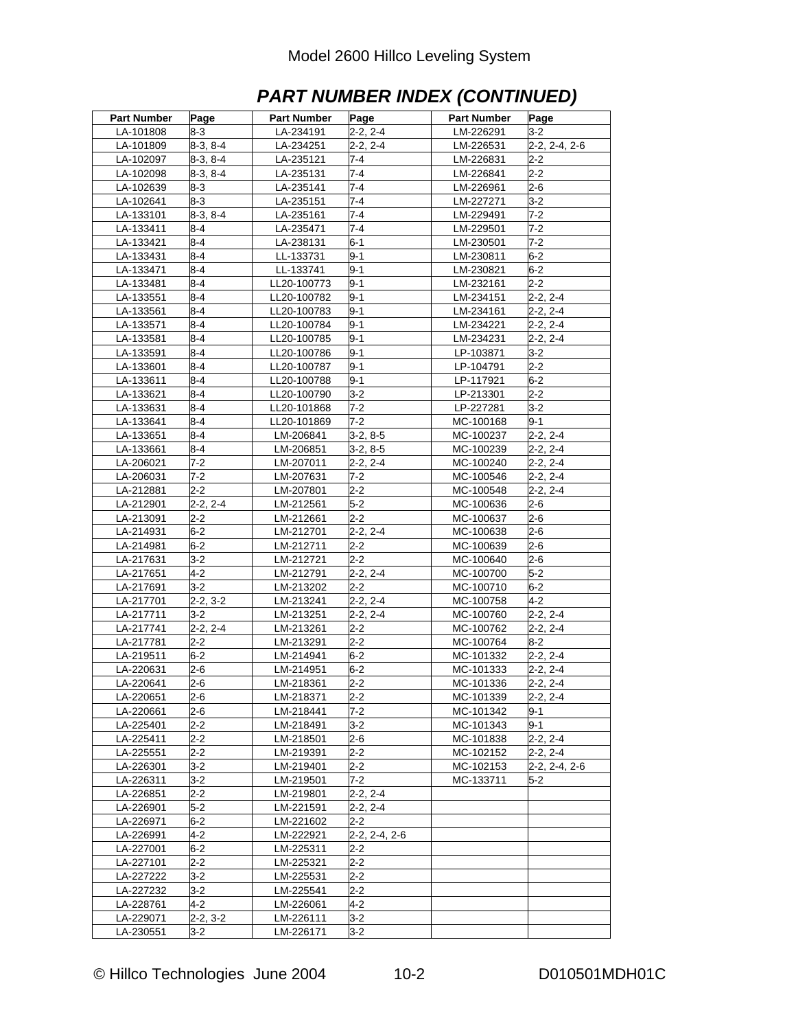## PART NUMBER INDEX (CONTINUED)

| Part Number | Page | Part Number | Page | Part Number | Page |
|---|---|---|---|---|---|
| LA-101808 | 8-3 | LA-234191 | 2-2, 2-4 | LM-226291 | 3-2 |
| LA-101809 | 8-3, 8-4 | LA-234251 | 2-2, 2-4 | LM-226531 | 2-2, 2-4, 2-6 |
| LA-102097 | 8-3, 8-4 | LA-235121 | 7-4 | LM-226831 | 2-2 |
| LA-102098 | 8-3, 8-4 | LA-235131 | 7-4 | LM-226841 | 2-2 |
| LA-102639 | 8-3 | LA-235141 | 7-4 | LM-226961 | 2-6 |
| LA-102641 | 8-3 | LA-235151 | 7-4 | LM-227271 | 3-2 |
| LA-133101 | 8-3, 8-4 | LA-235161 | 7-4 | LM-229491 | 7-2 |
| LA-133411 | 8-4 | LA-235471 | 7-4 | LM-229501 | 7-2 |
| LA-133421 | 8-4 | LA-238131 | 6-1 | LM-230501 | 7-2 |
| LA-133431 | 8-4 | LL-133731 | 9-1 | LM-230811 | 6-2 |
| LA-133471 | 8-4 | LL-133741 | 9-1 | LM-230821 | 6-2 |
| LA-133481 | 8-4 | LL20-100773 | 9-1 | LM-232161 | 2-2 |
| LA-133551 | 8-4 | LL20-100782 | 9-1 | LM-234151 | 2-2, 2-4 |
| LA-133561 | 8-4 | LL20-100783 | 9-1 | LM-234161 | 2-2, 2-4 |
| LA-133571 | 8-4 | LL20-100784 | 9-1 | LM-234221 | 2-2, 2-4 |
| LA-133581 | 8-4 | LL20-100785 | 9-1 | LM-234231 | 2-2, 2-4 |
| LA-133591 | 8-4 | LL20-100786 | 9-1 | LP-103871 | 3-2 |
| LA-133601 | 8-4 | LL20-100787 | 9-1 | LP-104791 | 2-2 |
| LA-133611 | 8-4 | LL20-100788 | 9-1 | LP-117921 | 6-2 |
| LA-133621 | 8-4 | LL20-100790 | 3-2 | LP-213301 | 2-2 |
| LA-133631 | 8-4 | LL20-101868 | 7-2 | LP-227281 | 3-2 |
| LA-133641 | 8-4 | LL20-101869 | 7-2 | MC-100168 | 9-1 |
| LA-133651 | 8-4 | LM-206841 | 3-2, 8-5 | MC-100237 | 2-2, 2-4 |
| LA-133661 | 8-4 | LM-206851 | 3-2, 8-5 | MC-100239 | 2-2, 2-4 |
| LA-206021 | 7-2 | LM-207011 | 2-2, 2-4 | MC-100240 | 2-2, 2-4 |
| LA-206031 | 7-2 | LM-207631 | 7-2 | MC-100546 | 2-2, 2-4 |
| LA-212881 | 2-2 | LM-207801 | 2-2 | MC-100548 | 2-2, 2-4 |
| LA-212901 | 2-2, 2-4 | LM-212561 | 5-2 | MC-100636 | 2-6 |
| LA-213091 | 2-2 | LM-212661 | 2-2 | MC-100637 | 2-6 |
| LA-214931 | 6-2 | LM-212701 | 2-2, 2-4 | MC-100638 | 2-6 |
| LA-214981 | 6-2 | LM-212711 | 2-2 | MC-100639 | 2-6 |
| LA-217631 | 3-2 | LM-212721 | 2-2 | MC-100640 | 2-6 |
| LA-217651 | 4-2 | LM-212791 | 2-2, 2-4 | MC-100700 | 5-2 |
| LA-217691 | 3-2 | LM-213202 | 2-2 | MC-100710 | 6-2 |
| LA-217701 | 2-2, 3-2 | LM-213241 | 2-2, 2-4 | MC-100758 | 4-2 |
| LA-217711 | 3-2 | LM-213251 | 2-2, 2-4 | MC-100760 | 2-2, 2-4 |
| LA-217741 | 2-2, 2-4 | LM-213261 | 2-2 | MC-100762 | 2-2, 2-4 |
| LA-217781 | 2-2 | LM-213291 | 2-2 | MC-100764 | 8-2 |
| LA-219511 | 6-2 | LM-214941 | 6-2 | MC-101332 | 2-2, 2-4 |
| LA-220631 | 2-6 | LM-214951 | 6-2 | MC-101333 | 2-2, 2-4 |
| LA-220641 | 2-6 | LM-218361 | 2-2 | MC-101336 | 2-2, 2-4 |
| LA-220651 | 2-6 | LM-218371 | 2-2 | MC-101339 | 2-2, 2-4 |
| LA-220661 | 2-6 | LM-218441 | 7-2 | MC-101342 | 9-1 |
| LA-225401 | 2-2 | LM-218491 | 3-2 | MC-101343 | 9-1 |
| LA-225411 | 2-2 | LM-218501 | 2-6 | MC-101838 | 2-2, 2-4 |
| LA-225551 | 2-2 | LM-219391 | 2-2 | MC-102152 | 2-2, 2-4 |
| LA-226301 | 3-2 | LM-219401 | 2-2 | MC-102153 | 2-2, 2-4, 2-6 |
| LA-226311 | 3-2 | LM-219501 | 7-2 | MC-133711 | 5-2 |
| LA-226851 | 2-2 | LM-219801 | 2-2, 2-4 | | |
| LA-226901 | 5-2 | LM-221591 | 2-2, 2-4 | | |
| LA-226971 | 6-2 | LM-221602 | 2-2 | | |
| LA-226991 | 4-2 | LM-222921 | 2-2, 2-4, 2-6 | | |
| LA-227001 | 6-2 | LM-225311 | 2-2 | | |
| LA-227101 | 2-2 | LM-225321 | 2-2 | | |
| LA-227222 | 3-2 | LM-225531 | 2-2 | | |
| LA-227232 | 3-2 | LM-225541 | 2-2 | | |
| LA-228761 | 4-2 | LM-226061 | 4-2 | | |
| LA-229071 | 2-2, 3-2 | LM-226111 | 3-2 | | |
| LA-230551 | 3-2 | LM-226171 | 3-2 | | |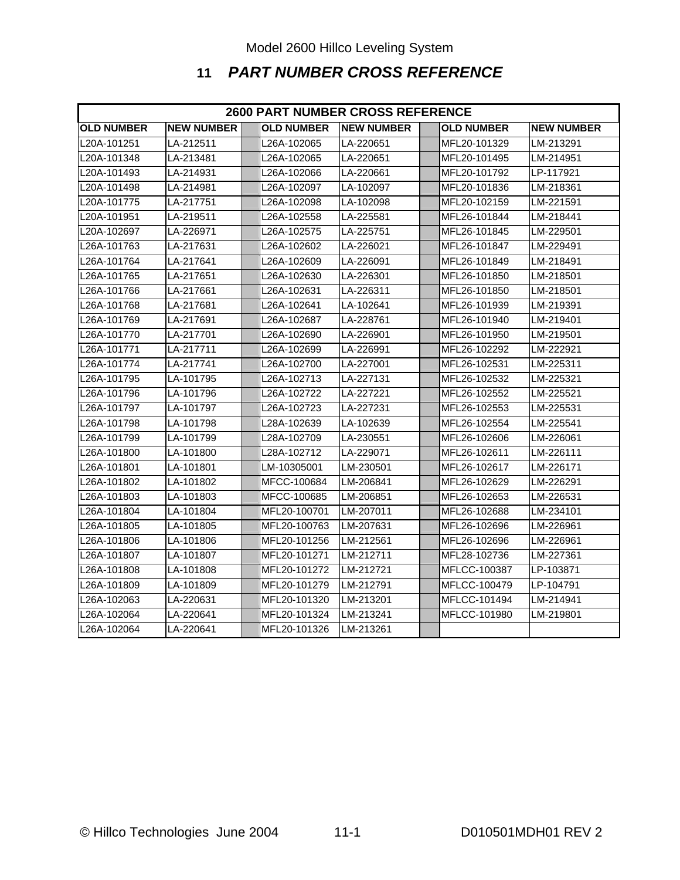# 11 *PART NUMBER CROSS REFERENCE*

| 2600 PART NUMBER CROSS REFERENCE | | | | | | | |
|---|---|---|---|---|---|---|---|
| **OLD NUMBER** | **NEW NUMBER** | | **OLD NUMBER** | **NEW NUMBER** | | **OLD NUMBER** | **NEW NUMBER** |
| L20A-101251 | LA-212511 | | L26A-102065 | LA-220651 | | MFL20-101329 | LM-213291 |
| L20A-101348 | LA-213481 | | L26A-102065 | LA-220651 | | MFL20-101495 | LM-214951 |
| L20A-101493 | LA-214931 | | L26A-102066 | LA-220661 | | MFL20-101792 | LP-117921 |
| L20A-101498 | LA-214981 | | L26A-102097 | LA-102097 | | MFL20-101836 | LM-218361 |
| L20A-101775 | LA-217751 | | L26A-102098 | LA-102098 | | MFL20-102159 | LM-221591 |
| L20A-101951 | LA-219511 | | L26A-102558 | LA-225581 | | MFL26-101844 | LM-218441 |
| L20A-102697 | LA-226971 | | L26A-102575 | LA-225751 | | MFL26-101845 | LM-229501 |
| L26A-101763 | LA-217631 | | L26A-102602 | LA-226021 | | MFL26-101847 | LM-229491 |
| L26A-101764 | LA-217641 | | L26A-102609 | LA-226091 | | MFL26-101849 | LM-218491 |
| L26A-101765 | LA-217651 | | L26A-102630 | LA-226301 | | MFL26-101850 | LM-218501 |
| L26A-101766 | LA-217661 | | L26A-102631 | LA-226311 | | MFL26-101850 | LM-218501 |
| L26A-101768 | LA-217681 | | L26A-102641 | LA-102641 | | MFL26-101939 | LM-219391 |
| L26A-101769 | LA-217691 | | L26A-102687 | LA-228761 | | MFL26-101940 | LM-219401 |
| L26A-101770 | LA-217701 | | L26A-102690 | LA-226901 | | MFL26-101950 | LM-219501 |
| L26A-101771 | LA-217711 | | L26A-102699 | LA-226991 | | MFL26-102292 | LM-222921 |
| L26A-101774 | LA-217741 | | L26A-102700 | LA-227001 | | MFL26-102531 | LM-225311 |
| L26A-101795 | LA-101795 | | L26A-102713 | LA-227131 | | MFL26-102532 | LM-225321 |
| L26A-101796 | LA-101796 | | L26A-102722 | LA-227221 | | MFL26-102552 | LM-225521 |
| L26A-101797 | LA-101797 | | L26A-102723 | LA-227231 | | MFL26-102553 | LM-225531 |
| L26A-101798 | LA-101798 | | L28A-102639 | LA-102639 | | MFL26-102554 | LM-225541 |
| L26A-101799 | LA-101799 | | L28A-102709 | LA-230551 | | MFL26-102606 | LM-226061 |
| L26A-101800 | LA-101800 | | L28A-102712 | LA-229071 | | MFL26-102611 | LM-226111 |
| L26A-101801 | LA-101801 | | LM-10305001 | LM-230501 | | MFL26-102617 | LM-226171 |
| L26A-101802 | LA-101802 | | MFCC-100684 | LM-206841 | | MFL26-102629 | LM-226291 |
| L26A-101803 | LA-101803 | | MFCC-100685 | LM-206851 | | MFL26-102653 | LM-226531 |
| L26A-101804 | LA-101804 | | MFL20-100701 | LM-207011 | | MFL26-102688 | LM-234101 |
| L26A-101805 | LA-101805 | | MFL20-100763 | LM-207631 | | MFL26-102696 | LM-226961 |
| L26A-101806 | LA-101806 | | MFL20-101256 | LM-212561 | | MFL26-102696 | LM-226961 |
| L26A-101807 | LA-101807 | | MFL20-101271 | LM-212711 | | MFL28-102736 | LM-227361 |
| L26A-101808 | LA-101808 | | MFL20-101272 | LM-212721 | | MFLCC-100387 | LP-103871 |
| L26A-101809 | LA-101809 | | MFL20-101279 | LM-212791 | | MFLCC-100479 | LP-104791 |
| L26A-102063 | LA-220631 | | MFL20-101320 | LM-213201 | | MFLCC-101494 | LM-214941 |
| L26A-102064 | LA-220641 | | MFL20-101324 | LM-213241 | | MFLCC-101980 | LM-219801 |
| L26A-102064 | LA-220641 | | MFL20-101326 | LM-213261 | | | |